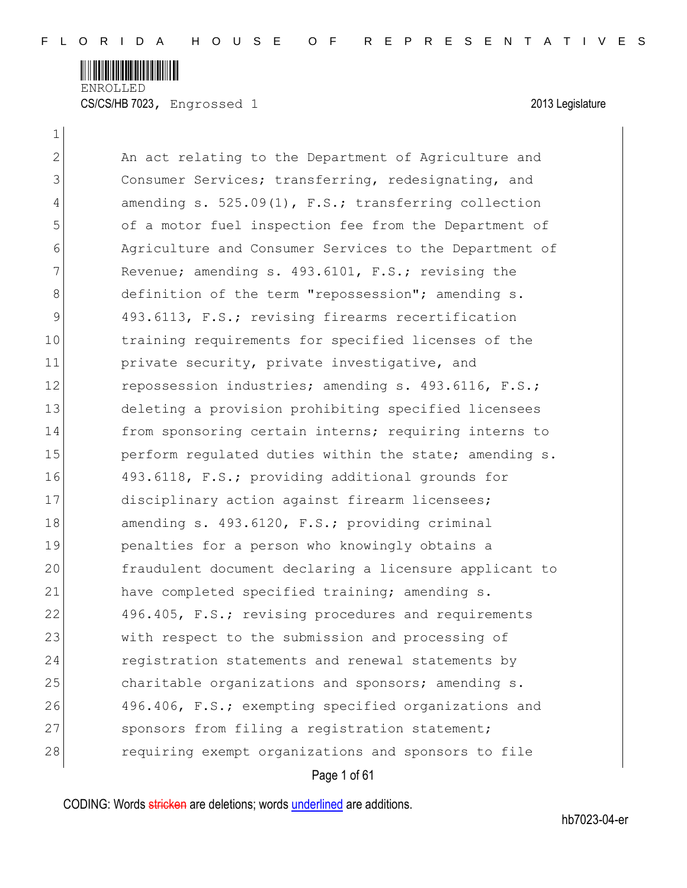ENROLLED

CS/CS/HB 7023, Engrossed 1 — 2013 Legislature

An act relating to the Department of Agriculture and Consumer Services; transferring, redesignating, and amending s. 525.09(1), F.S.; transferring collection of a motor fuel inspection fee from the Department of Agriculture and Consumer Services to the Department of Revenue; amending s. 493.6101, F.S.; revising the definition of the term "repossession"; amending s. 493.6113, F.S.; revising firearms recertification training requirements for specified licenses of the private security, private investigative, and repossession industries; amending s. 493.6116, F.S.; deleting a provision prohibiting specified licensees from sponsoring certain interns; requiring interns to perform regulated duties within the state; amending s. 493.6118, F.S.; providing additional grounds for disciplinary action against firearm licensees; amending s. 493.6120, F.S.; providing criminal penalties for a person who knowingly obtains a fraudulent document declaring a licensure applicant to have completed specified training; amending s. 496.405, F.S.; revising procedures and requirements with respect to the submission and processing of registration statements and renewal statements by charitable organizations and sponsors; amending s. 496.406, F.S.; exempting specified organizations and sponsors from filing a registration statement; requiring exempt organizations and sponsors to file

CODING: Words stricken are deletions; words underlined are additions.

hb7023-04-er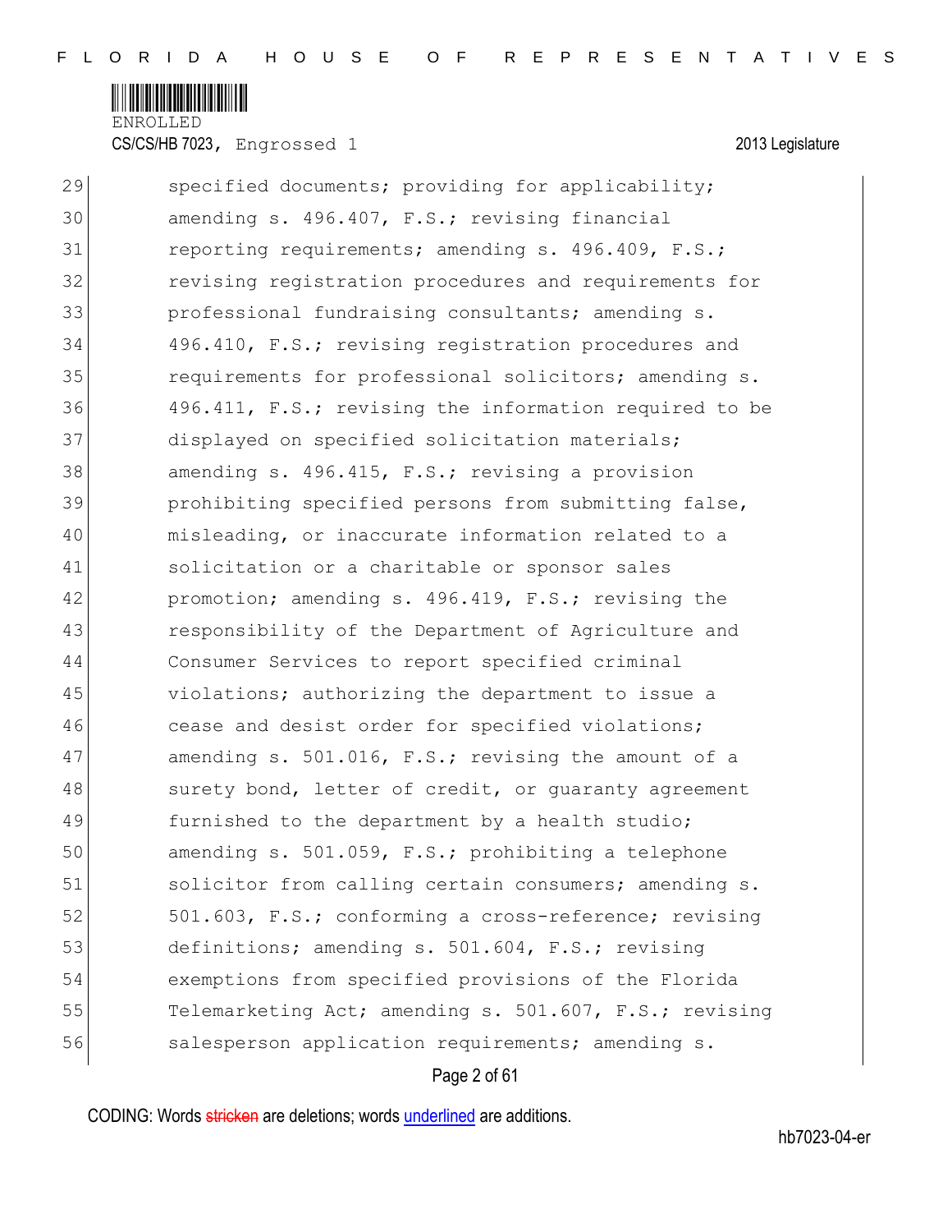29 specified documents; providing for applicability;
30 amending s. 496.407, F.S.; revising financial
31 reporting requirements; amending s. 496.409, F.S.;
32 revising registration procedures and requirements for
33 professional fundraising consultants; amending s.
34 496.410, F.S.; revising registration procedures and
35 requirements for professional solicitors; amending s.
36 496.411, F.S.; revising the information required to be
37 displayed on specified solicitation materials;
38 amending s. 496.415, F.S.; revising a provision
39 prohibiting specified persons from submitting false,
40 misleading, or inaccurate information related to a
41 solicitation or a charitable or sponsor sales
42 promotion; amending s. 496.419, F.S.; revising the
43 responsibility of the Department of Agriculture and
44 Consumer Services to report specified criminal
45 violations; authorizing the department to issue a
46 cease and desist order for specified violations;
47 amending s. 501.016, F.S.; revising the amount of a
48 surety bond, letter of credit, or guaranty agreement
49 furnished to the department by a health studio;
50 amending s. 501.059, F.S.; prohibiting a telephone
51 solicitor from calling certain consumers; amending s.
52 501.603, F.S.; conforming a cross-reference; revising
53 definitions; amending s. 501.604, F.S.; revising
54 exemptions from specified provisions of the Florida
55 Telemarketing Act; amending s. 501.607, F.S.; revising
56 salesperson application requirements; amending s.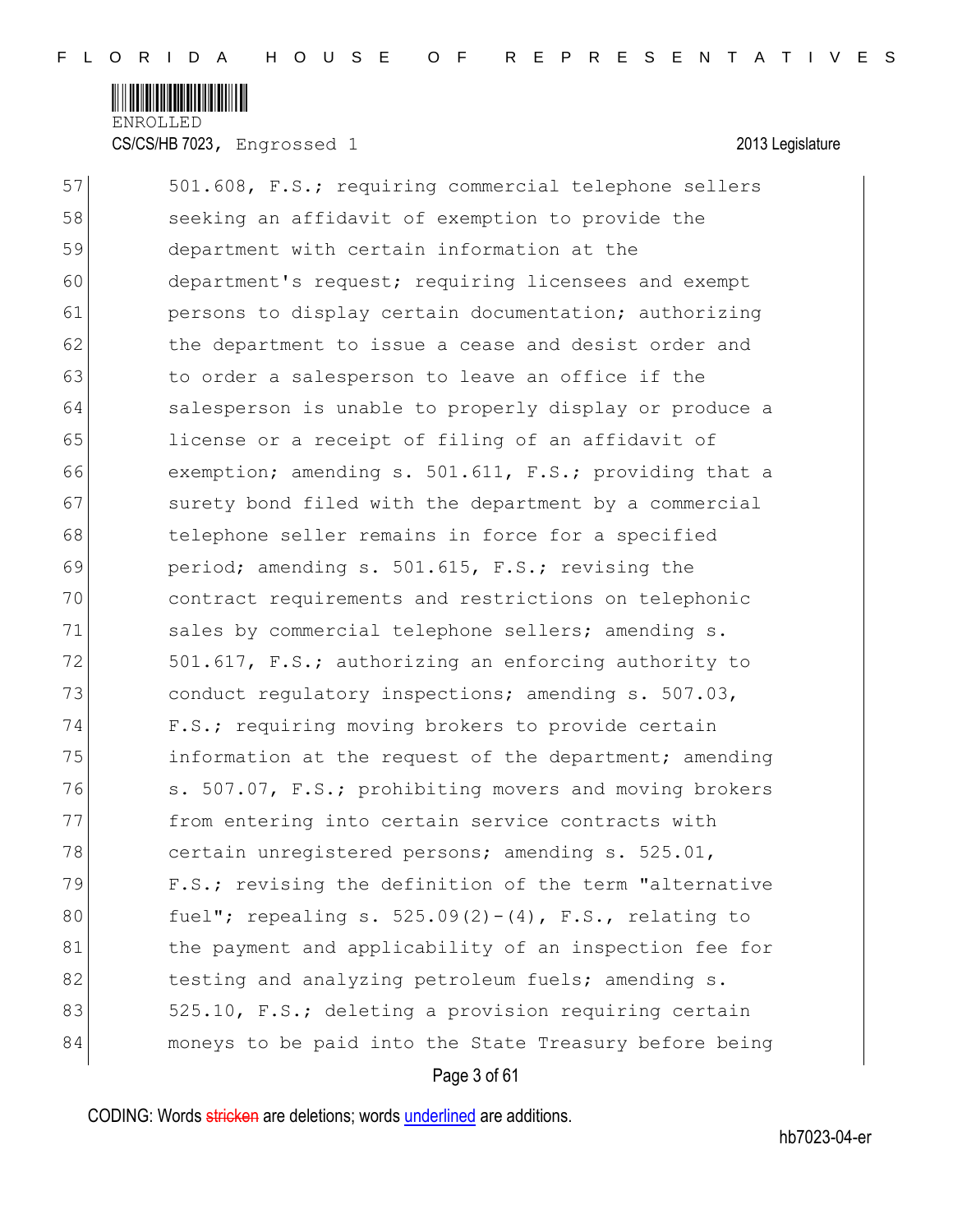57 501.608, F.S.; requiring commercial telephone sellers
58 seeking an affidavit of exemption to provide the
59 department with certain information at the
60 department's request; requiring licensees and exempt
61 persons to display certain documentation; authorizing
62 the department to issue a cease and desist order and
63 to order a salesperson to leave an office if the
64 salesperson is unable to properly display or produce a
65 license or a receipt of filing of an affidavit of
66 exemption; amending s. 501.611, F.S.; providing that a
67 surety bond filed with the department by a commercial
68 telephone seller remains in force for a specified
69 period; amending s. 501.615, F.S.; revising the
70 contract requirements and restrictions on telephonic
71 sales by commercial telephone sellers; amending s.
72 501.617, F.S.; authorizing an enforcing authority to
73 conduct regulatory inspections; amending s. 507.03,
74 F.S.; requiring moving brokers to provide certain
75 information at the request of the department; amending
76 s. 507.07, F.S.; prohibiting movers and moving brokers
77 from entering into certain service contracts with
78 certain unregistered persons; amending s. 525.01,
79 F.S.; revising the definition of the term "alternative
80 fuel"; repealing s. 525.09(2)-(4), F.S., relating to
81 the payment and applicability of an inspection fee for
82 testing and analyzing petroleum fuels; amending s.
83 525.10, F.S.; deleting a provision requiring certain
84 moneys to be paid into the State Treasury before being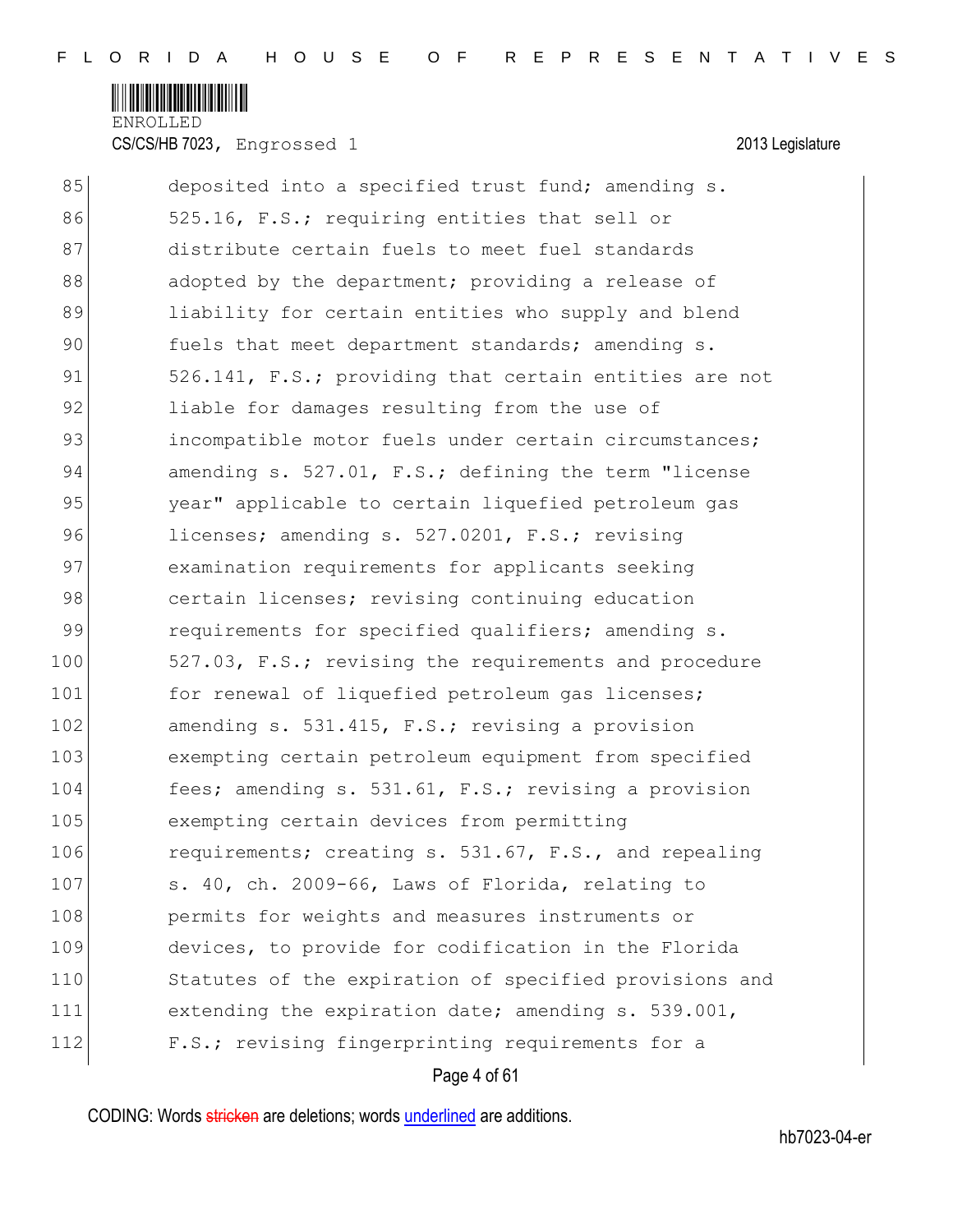deposited into a specified trust fund; amending s. 525.16, F.S.; requiring entities that sell or distribute certain fuels to meet fuel standards adopted by the department; providing a release of liability for certain entities who supply and blend fuels that meet department standards; amending s. 526.141, F.S.; providing that certain entities are not liable for damages resulting from the use of incompatible motor fuels under certain circumstances; amending s. 527.01, F.S.; defining the term "license year" applicable to certain liquefied petroleum gas licenses; amending s. 527.0201, F.S.; revising examination requirements for applicants seeking certain licenses; revising continuing education requirements for specified qualifiers; amending s. 527.03, F.S.; revising the requirements and procedure for renewal of liquefied petroleum gas licenses; amending s. 531.415, F.S.; revising a provision exempting certain petroleum equipment from specified fees; amending s. 531.61, F.S.; revising a provision exempting certain devices from permitting requirements; creating s. 531.67, F.S., and repealing s. 40, ch. 2009-66, Laws of Florida, relating to permits for weights and measures instruments or devices, to provide for codification in the Florida Statutes of the expiration of specified provisions and extending the expiration date; amending s. 539.001, F.S.; revising fingerprinting requirements for a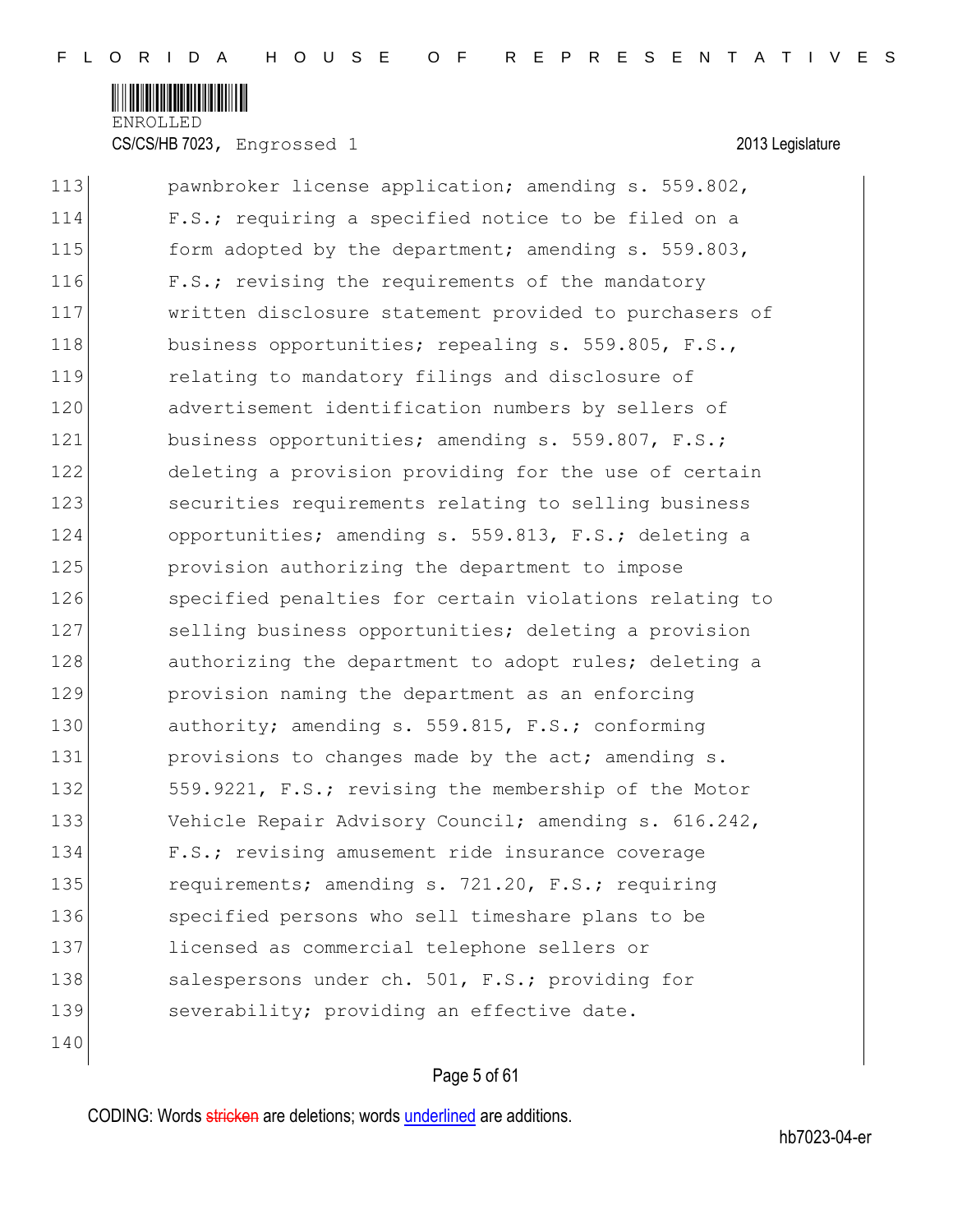pawnbroker license application; amending s. 559.802, F.S.; requiring a specified notice to be filed on a form adopted by the department; amending s. 559.803, F.S.; revising the requirements of the mandatory written disclosure statement provided to purchasers of business opportunities; repealing s. 559.805, F.S., relating to mandatory filings and disclosure of advertisement identification numbers by sellers of business opportunities; amending s. 559.807, F.S.; deleting a provision providing for the use of certain securities requirements relating to selling business opportunities; amending s. 559.813, F.S.; deleting a provision authorizing the department to impose specified penalties for certain violations relating to selling business opportunities; deleting a provision authorizing the department to adopt rules; deleting a provision naming the department as an enforcing authority; amending s. 559.815, F.S.; conforming provisions to changes made by the act; amending s. 559.9221, F.S.; revising the membership of the Motor Vehicle Repair Advisory Council; amending s. 616.242, F.S.; revising amusement ride insurance coverage requirements; amending s. 721.20, F.S.; requiring specified persons who sell timeshare plans to be licensed as commercial telephone sellers or salespersons under ch. 501, F.S.; providing for severability; providing an effective date.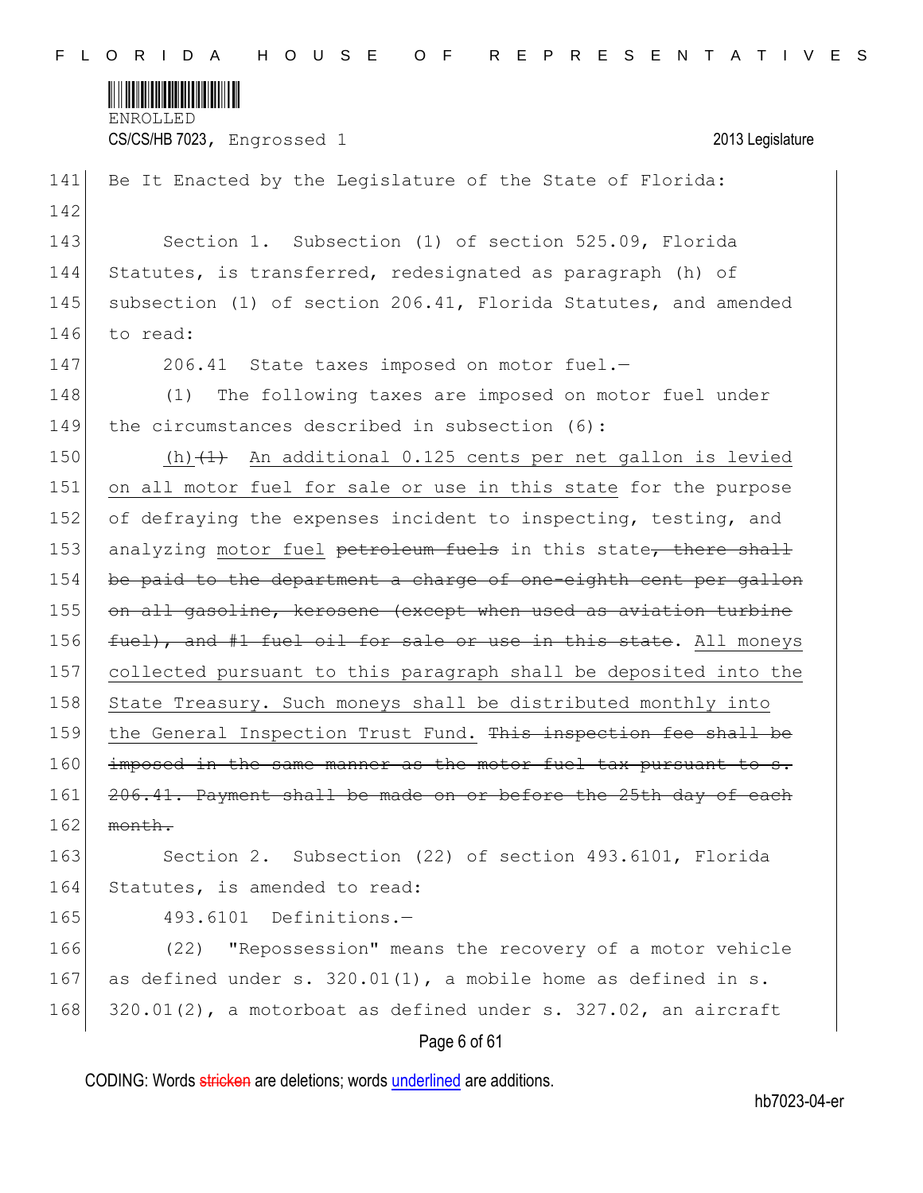Be It Enacted by the Legislature of the State of Florida:

Section 1. Subsection (1) of section 525.09, Florida Statutes, is transferred, redesignated as paragraph (h) of subsection (1) of section 206.41, Florida Statutes, and amended to read:

206.41 State taxes imposed on motor fuel.—

(1) The following taxes are imposed on motor fuel under the circumstances described in subsection (6):

<u>(h)</u>~~(1)~~ <u>An additional 0.125 cents per net gallon is levied on all motor fuel for sale or use in this state</u> for the purpose of defraying the expenses incident to inspecting, testing, and analyzing <u>motor fuel</u> ~~petroleum fuels~~ in this state~~, there shall be paid to the department a charge of one-eighth cent per gallon on all gasoline, kerosene (except when used as aviation turbine fuel), and #1 fuel oil for sale or use in this state~~. <u>All moneys collected pursuant to this paragraph shall be deposited into the State Treasury. Such moneys shall be distributed monthly into the General Inspection Trust Fund.</u> ~~This inspection fee shall be imposed in the same manner as the motor fuel tax pursuant to s. 206.41. Payment shall be made on or before the 25th day of each month.~~

Section 2. Subsection (22) of section 493.6101, Florida Statutes, is amended to read:

493.6101 Definitions.—

(22) "Repossession" means the recovery of a motor vehicle as defined under s. 320.01(1), a mobile home as defined in s. 320.01(2), a motorboat as defined under s. 327.02, an aircraft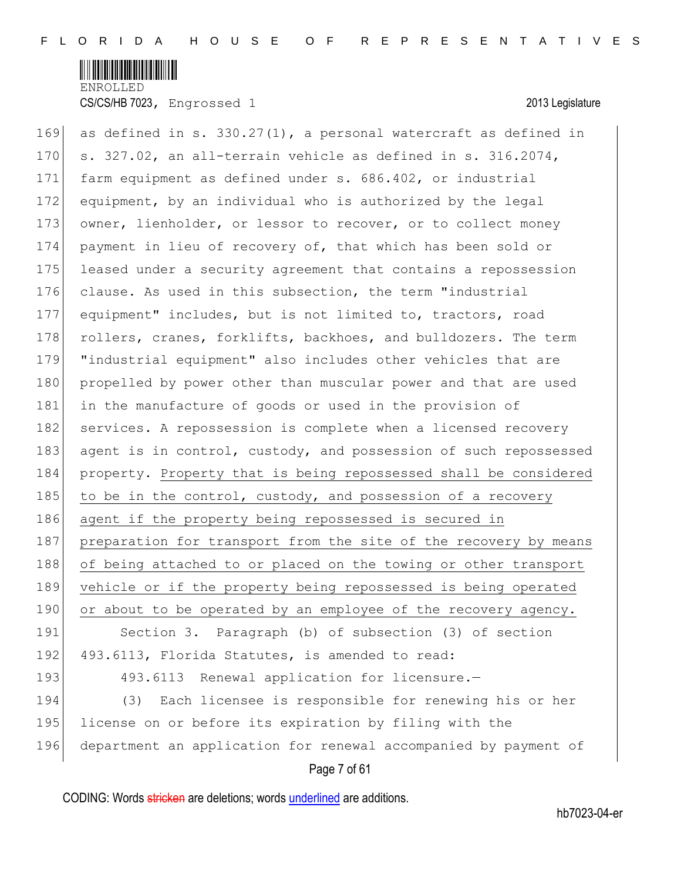as defined in s. 330.27(1), a personal watercraft as defined in s. 327.02, an all-terrain vehicle as defined in s. 316.2074, farm equipment as defined under s. 686.402, or industrial equipment, by an individual who is authorized by the legal owner, lienholder, or lessor to recover, or to collect money payment in lieu of recovery of, that which has been sold or leased under a security agreement that contains a repossession clause. As used in this subsection, the term "industrial equipment" includes, but is not limited to, tractors, road rollers, cranes, forklifts, backhoes, and bulldozers. The term "industrial equipment" also includes other vehicles that are propelled by power other than muscular power and that are used in the manufacture of goods or used in the provision of services. A repossession is complete when a licensed recovery agent is in control, custody, and possession of such repossessed property. <u>Property that is being repossessed shall be considered to be in the control, custody, and possession of a recovery agent if the property being repossessed is secured in preparation for transport from the site of the recovery by means of being attached to or placed on the towing or other transport vehicle or if the property being repossessed is being operated or about to be operated by an employee of the recovery agency.</u>

Section 3. Paragraph (b) of subsection (3) of section 493.6113, Florida Statutes, is amended to read:

493.6113 Renewal application for licensure.—

(3) Each licensee is responsible for renewing his or her license on or before its expiration by filing with the department an application for renewal accompanied by payment of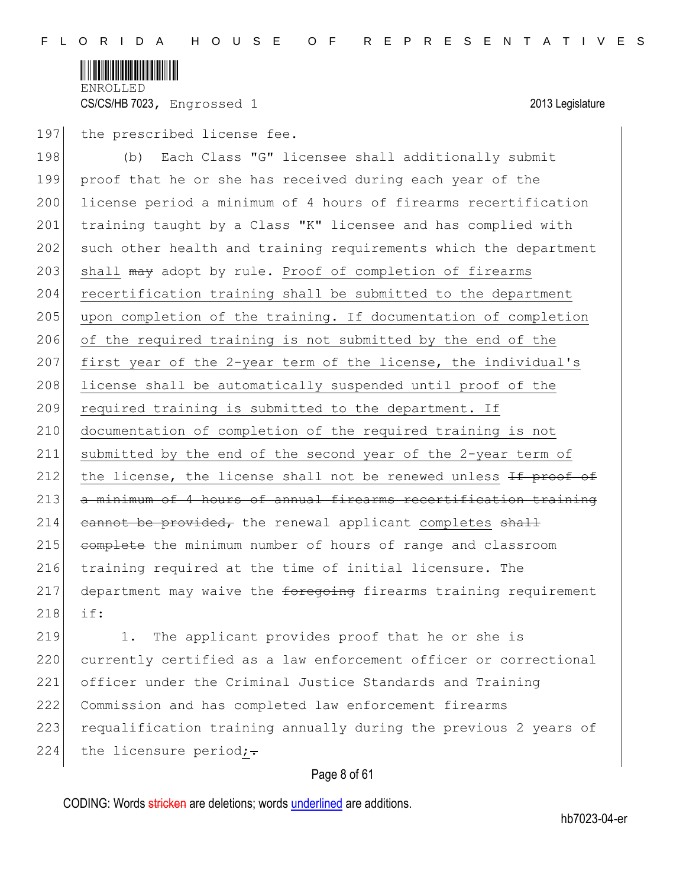the prescribed license fee.

(b) Each Class "G" licensee shall additionally submit proof that he or she has received during each year of the license period a minimum of 4 hours of firearms recertification training taught by a Class "K" licensee and has complied with such other health and training requirements which the department shall ~~may~~ adopt by rule. <u>Proof of completion of firearms recertification training shall be submitted to the department upon completion of the training. If documentation of completion of the required training is not submitted by the end of the first year of the 2-year term of the license, the individual's license shall be automatically suspended until proof of the required training is submitted to the department. If documentation of completion of the required training is not submitted by the end of the second year of the 2-year term of the license, the license shall not be renewed unless</u> ~~If proof of a minimum of 4 hours of annual firearms recertification training cannot be provided,~~ the renewal applicant <u>completes</u> ~~shall complete~~ the minimum number of hours of range and classroom training required at the time of initial licensure. The department may waive the ~~foregoing~~ firearms training requirement if:

1. The applicant provides proof that he or she is currently certified as a law enforcement officer or correctional officer under the Criminal Justice Standards and Training Commission and has completed law enforcement firearms requalification training annually during the previous 2 years of the licensure period<u>;</u>~~.~~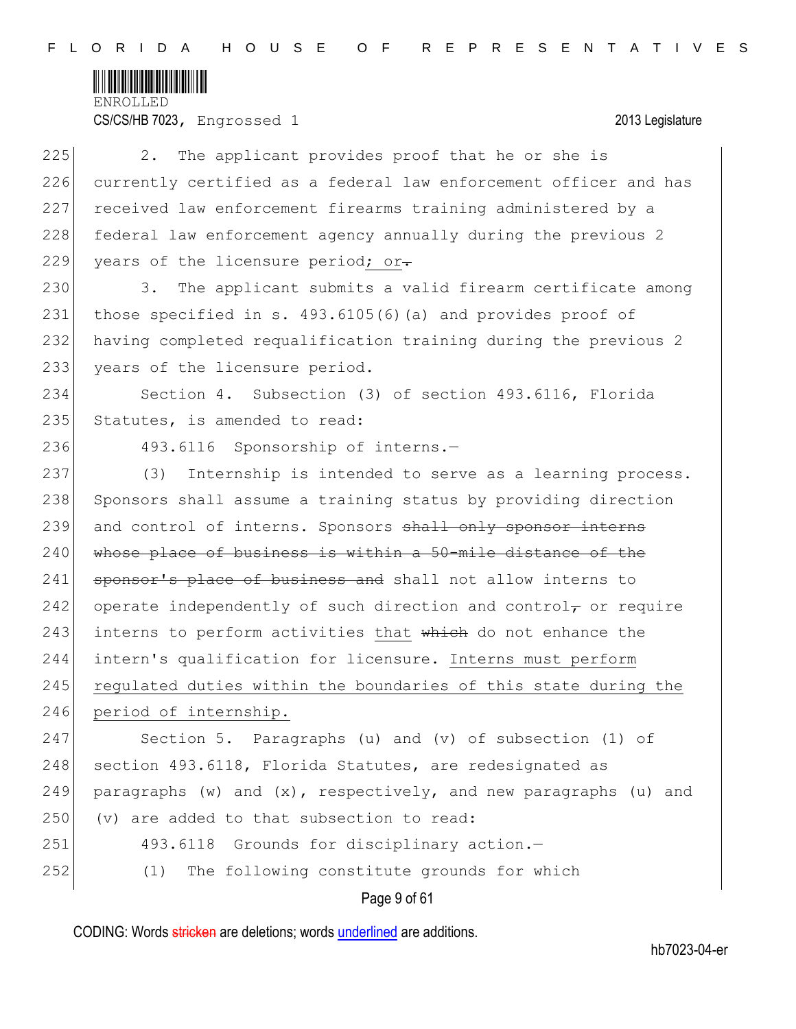2. The applicant provides proof that he or she is currently certified as a federal law enforcement officer and has received law enforcement firearms training administered by a federal law enforcement agency annually during the previous 2 years of the licensure period; or.

3. The applicant submits a valid firearm certificate among those specified in s. 493.6105(6)(a) and provides proof of having completed requalification training during the previous 2 years of the licensure period.

Section 4. Subsection (3) of section 493.6116, Florida Statutes, is amended to read:

493.6116 Sponsorship of interns.—

(3) Internship is intended to serve as a learning process. Sponsors shall assume a training status by providing direction and control of interns. Sponsors ~~shall only sponsor interns whose place of business is within a 50-mile distance of the sponsor's place of business and~~ shall not allow interns to operate independently of such direction and control~~,~~ or require interns to perform activities that ~~which~~ do not enhance the intern's qualification for licensure. Interns must perform regulated duties within the boundaries of this state during the period of internship.

Section 5. Paragraphs (u) and (v) of subsection (1) of section 493.6118, Florida Statutes, are redesignated as paragraphs (w) and (x), respectively, and new paragraphs (u) and (v) are added to that subsection to read:

493.6118 Grounds for disciplinary action.—

(1) The following constitute grounds for which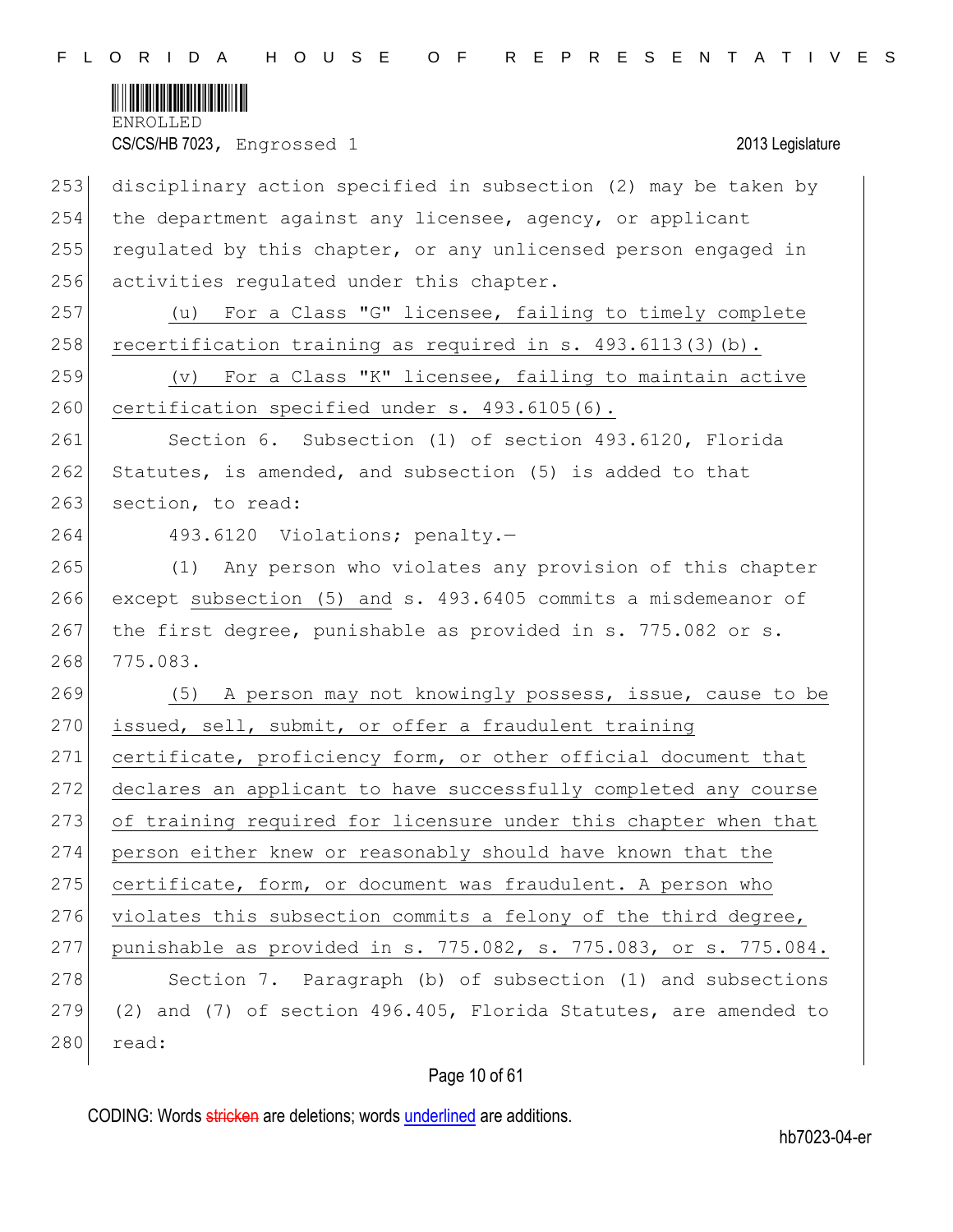disciplinary action specified in subsection (2) may be taken by the department against any licensee, agency, or applicant regulated by this chapter, or any unlicensed person engaged in activities regulated under this chapter.

(u) For a Class "G" licensee, failing to timely complete recertification training as required in s. 493.6113(3)(b).

(v) For a Class "K" licensee, failing to maintain active certification specified under s. 493.6105(6).

Section 6. Subsection (1) of section 493.6120, Florida Statutes, is amended, and subsection (5) is added to that section, to read:

493.6120 Violations; penalty.—

(1) Any person who violates any provision of this chapter except subsection (5) and s. 493.6405 commits a misdemeanor of the first degree, punishable as provided in s. 775.082 or s. 775.083.

(5) A person may not knowingly possess, issue, cause to be issued, sell, submit, or offer a fraudulent training certificate, proficiency form, or other official document that declares an applicant to have successfully completed any course of training required for licensure under this chapter when that person either knew or reasonably should have known that the certificate, form, or document was fraudulent. A person who violates this subsection commits a felony of the third degree, punishable as provided in s. 775.082, s. 775.083, or s. 775.084.

Section 7. Paragraph (b) of subsection (1) and subsections (2) and (7) of section 496.405, Florida Statutes, are amended to read: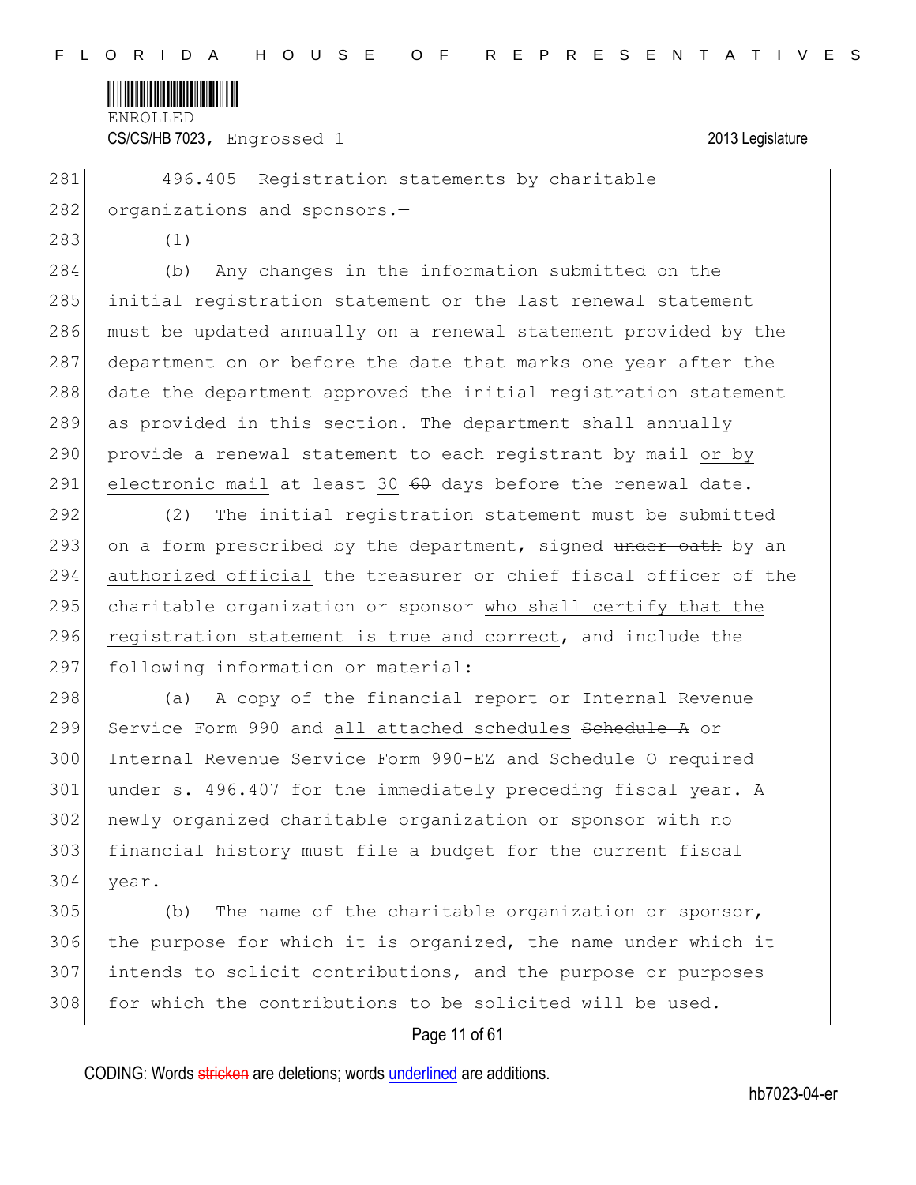496.405 Registration statements by charitable organizations and sponsors.—

(1)

(b) Any changes in the information submitted on the initial registration statement or the last renewal statement must be updated annually on a renewal statement provided by the department on or before the date that marks one year after the date the department approved the initial registration statement as provided in this section. The department shall annually provide a renewal statement to each registrant by mail <u>or by electronic mail</u> at least <u>30</u> ~~60~~ days before the renewal date.

(2) The initial registration statement must be submitted on a form prescribed by the department, signed ~~under oath~~ by <u>an authorized official</u> ~~the treasurer or chief fiscal officer~~ of the charitable organization or sponsor <u>who shall certify that the registration statement is true and correct</u>, and include the following information or material:

(a) A copy of the financial report or Internal Revenue Service Form 990 and <u>all attached schedules</u> ~~Schedule A~~ or Internal Revenue Service Form 990-EZ <u>and Schedule O</u> required under s. 496.407 for the immediately preceding fiscal year. A newly organized charitable organization or sponsor with no financial history must file a budget for the current fiscal year.

(b) The name of the charitable organization or sponsor, the purpose for which it is organized, the name under which it intends to solicit contributions, and the purpose or purposes for which the contributions to be solicited will be used.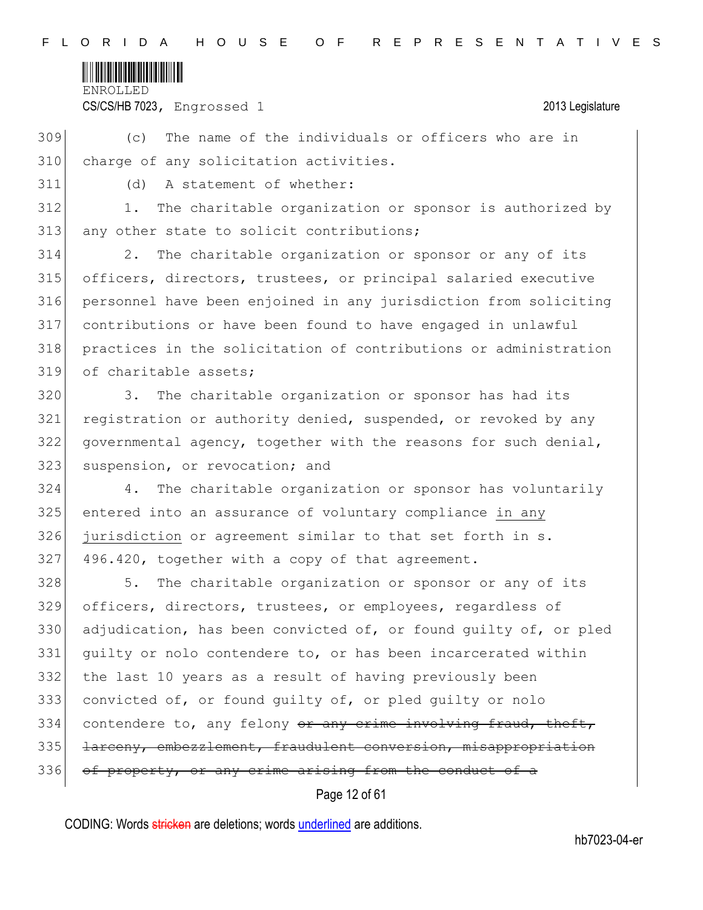309 (c) The name of the individuals or officers who are in
310 charge of any solicitation activities.

311 (d) A statement of whether:

312 1. The charitable organization or sponsor is authorized by
313 any other state to solicit contributions;

314 2. The charitable organization or sponsor or any of its
315 officers, directors, trustees, or principal salaried executive
316 personnel have been enjoined in any jurisdiction from soliciting
317 contributions or have been found to have engaged in unlawful
318 practices in the solicitation of contributions or administration
319 of charitable assets;

320 3. The charitable organization or sponsor has had its
321 registration or authority denied, suspended, or revoked by any
322 governmental agency, together with the reasons for such denial,
323 suspension, or revocation; and

324 4. The charitable organization or sponsor has voluntarily
325 entered into an assurance of voluntary compliance <u>in any</u>
326 <u>jurisdiction</u> or agreement similar to that set forth in s.
327 496.420, together with a copy of that agreement.

328 5. The charitable organization or sponsor or any of its
329 officers, directors, trustees, or employees, regardless of
330 adjudication, has been convicted of, or found guilty of, or pled
331 guilty or nolo contendere to, or has been incarcerated within
332 the last 10 years as a result of having previously been
333 convicted of, or found guilty of, or pled guilty or nolo
334 contendere to, any felony ~~or any crime involving fraud, theft,~~
335 ~~larceny, embezzlement, fraudulent conversion, misappropriation~~
336 ~~of property, or any crime arising from the conduct of a~~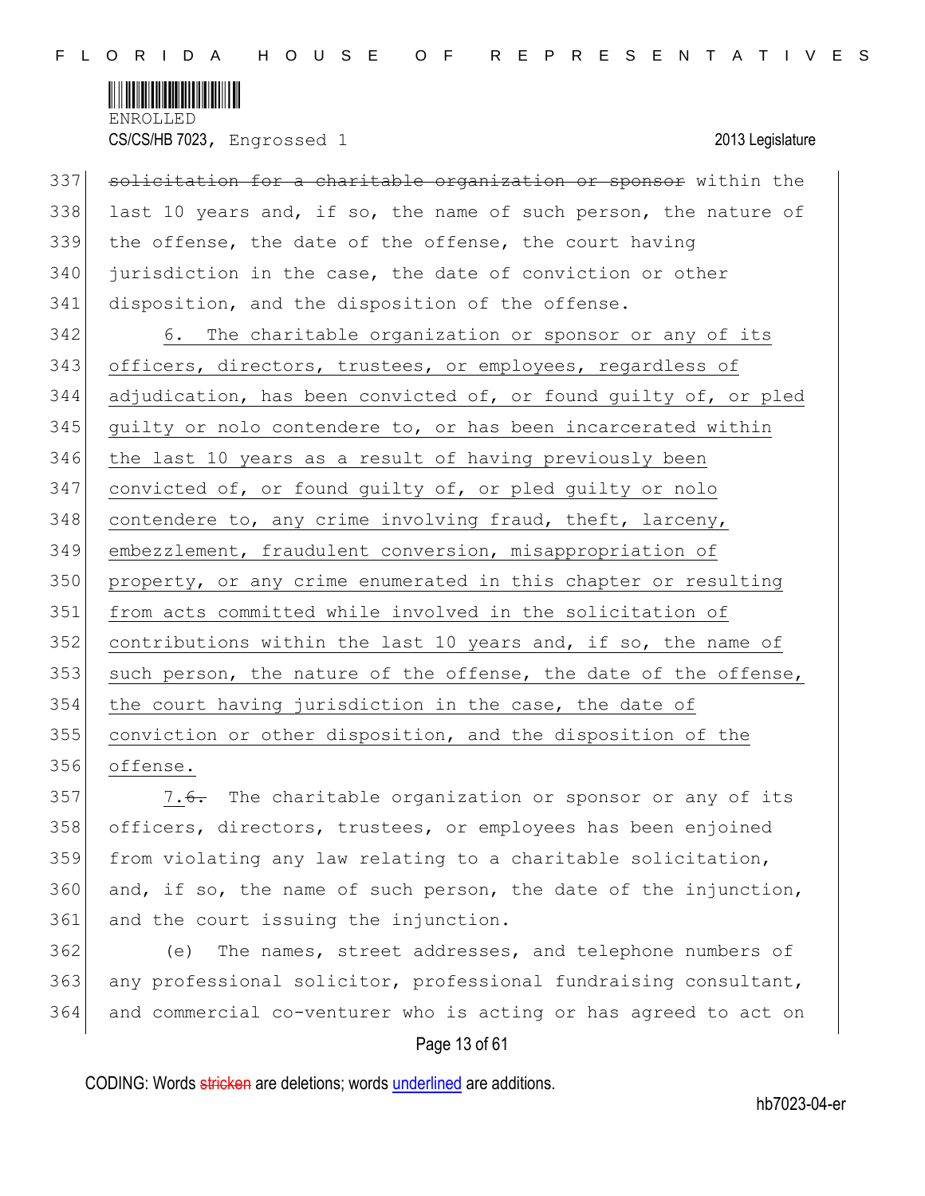337 ~~solicitation for a charitable organization or sponsor~~ within the
338 last 10 years and, if so, the name of such person, the nature of
339 the offense, the date of the offense, the court having
340 jurisdiction in the case, the date of conviction or other
341 disposition, and the disposition of the offense.

342 <u>6. The charitable organization or sponsor or any of its</u>
343 <u>officers, directors, trustees, or employees, regardless of</u>
344 <u>adjudication, has been convicted of, or found guilty of, or pled</u>
345 <u>guilty or nolo contendere to, or has been incarcerated within</u>
346 <u>the last 10 years as a result of having previously been</u>
347 <u>convicted of, or found guilty of, or pled guilty or nolo</u>
348 <u>contendere to, any crime involving fraud, theft, larceny,</u>
349 <u>embezzlement, fraudulent conversion, misappropriation of</u>
350 <u>property, or any crime enumerated in this chapter or resulting</u>
351 <u>from acts committed while involved in the solicitation of</u>
352 <u>contributions within the last 10 years and, if so, the name of</u>
353 <u>such person, the nature of the offense, the date of the offense,</u>
354 <u>the court having jurisdiction in the case, the date of</u>
355 <u>conviction or other disposition, and the disposition of the</u>
356 <u>offense.</u>

357 <u>7.</u>~~6.~~ The charitable organization or sponsor or any of its
358 officers, directors, trustees, or employees has been enjoined
359 from violating any law relating to a charitable solicitation,
360 and, if so, the name of such person, the date of the injunction,
361 and the court issuing the injunction.

362 (e) The names, street addresses, and telephone numbers of
363 any professional solicitor, professional fundraising consultant,
364 and commercial co-venturer who is acting or has agreed to act on

CODING: Words ~~stricken~~ are deletions; words <u>underlined</u> are additions.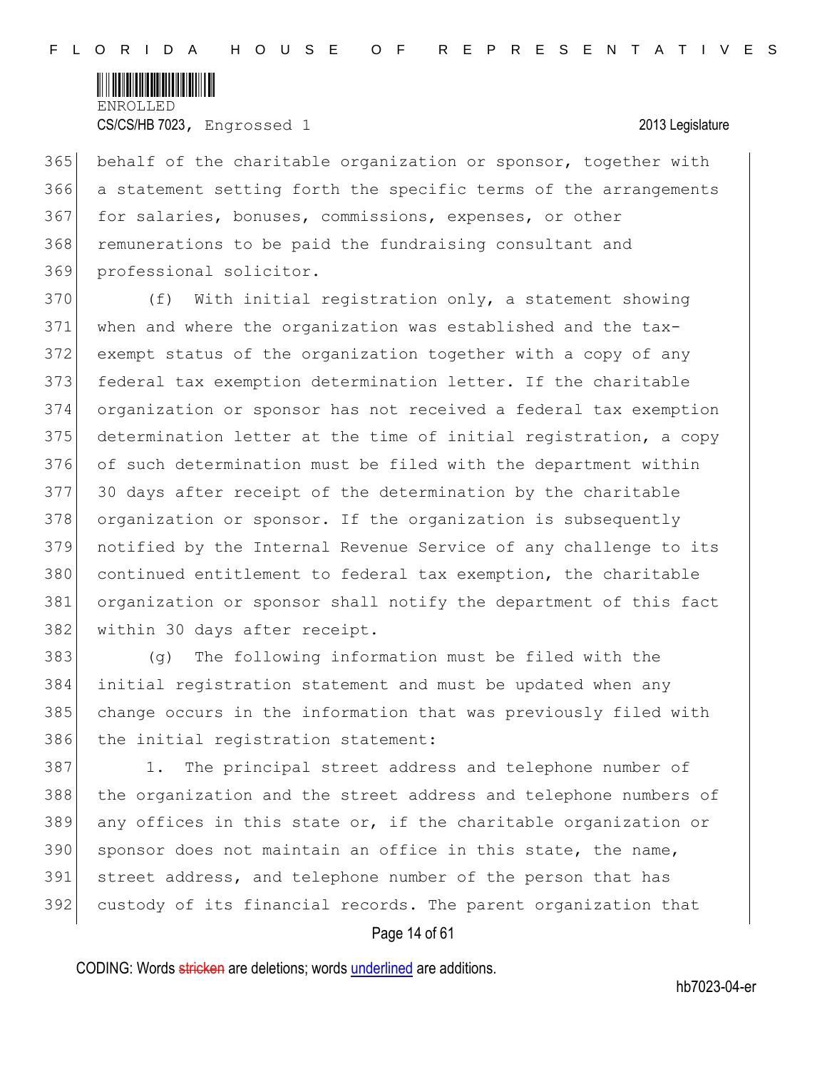behalf of the charitable organization or sponsor, together with a statement setting forth the specific terms of the arrangements for salaries, bonuses, commissions, expenses, or other remunerations to be paid the fundraising consultant and professional solicitor.

(f) With initial registration only, a statement showing when and where the organization was established and the tax-exempt status of the organization together with a copy of any federal tax exemption determination letter. If the charitable organization or sponsor has not received a federal tax exemption determination letter at the time of initial registration, a copy of such determination must be filed with the department within 30 days after receipt of the determination by the charitable organization or sponsor. If the organization is subsequently notified by the Internal Revenue Service of any challenge to its continued entitlement to federal tax exemption, the charitable organization or sponsor shall notify the department of this fact within 30 days after receipt.

(g) The following information must be filed with the initial registration statement and must be updated when any change occurs in the information that was previously filed with the initial registration statement:

1. The principal street address and telephone number of the organization and the street address and telephone numbers of any offices in this state or, if the charitable organization or sponsor does not maintain an office in this state, the name, street address, and telephone number of the person that has custody of its financial records. The parent organization that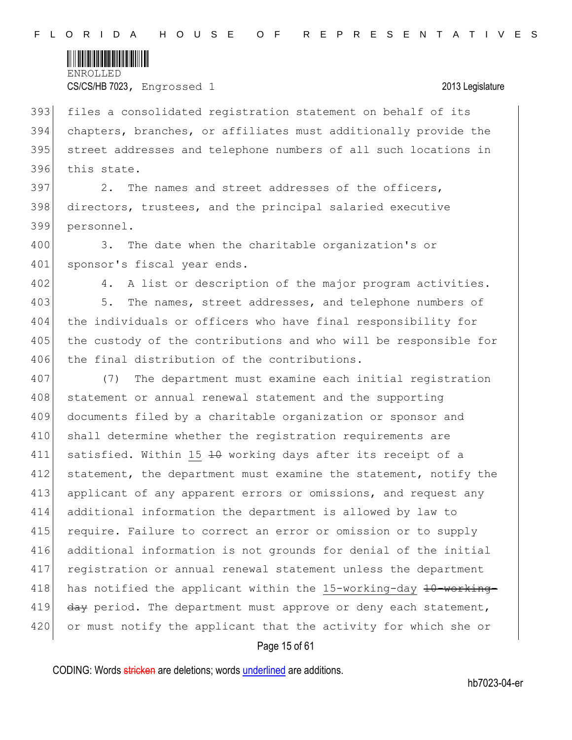files a consolidated registration statement on behalf of its chapters, branches, or affiliates must additionally provide the street addresses and telephone numbers of all such locations in this state.

2. The names and street addresses of the officers, directors, trustees, and the principal salaried executive personnel.

3. The date when the charitable organization's or sponsor's fiscal year ends.

4. A list or description of the major program activities.

5. The names, street addresses, and telephone numbers of the individuals or officers who have final responsibility for the custody of the contributions and who will be responsible for the final distribution of the contributions.

(7) The department must examine each initial registration statement or annual renewal statement and the supporting documents filed by a charitable organization or sponsor and shall determine whether the registration requirements are satisfied. Within <u>15</u> ~~10~~ working days after its receipt of a statement, the department must examine the statement, notify the applicant of any apparent errors or omissions, and request any additional information the department is allowed by law to require. Failure to correct an error or omission or to supply additional information is not grounds for denial of the initial registration or annual renewal statement unless the department has notified the applicant within the <u>15-working-day</u> ~~10-working-day~~ period. The department must approve or deny each statement, or must notify the applicant that the activity for which she or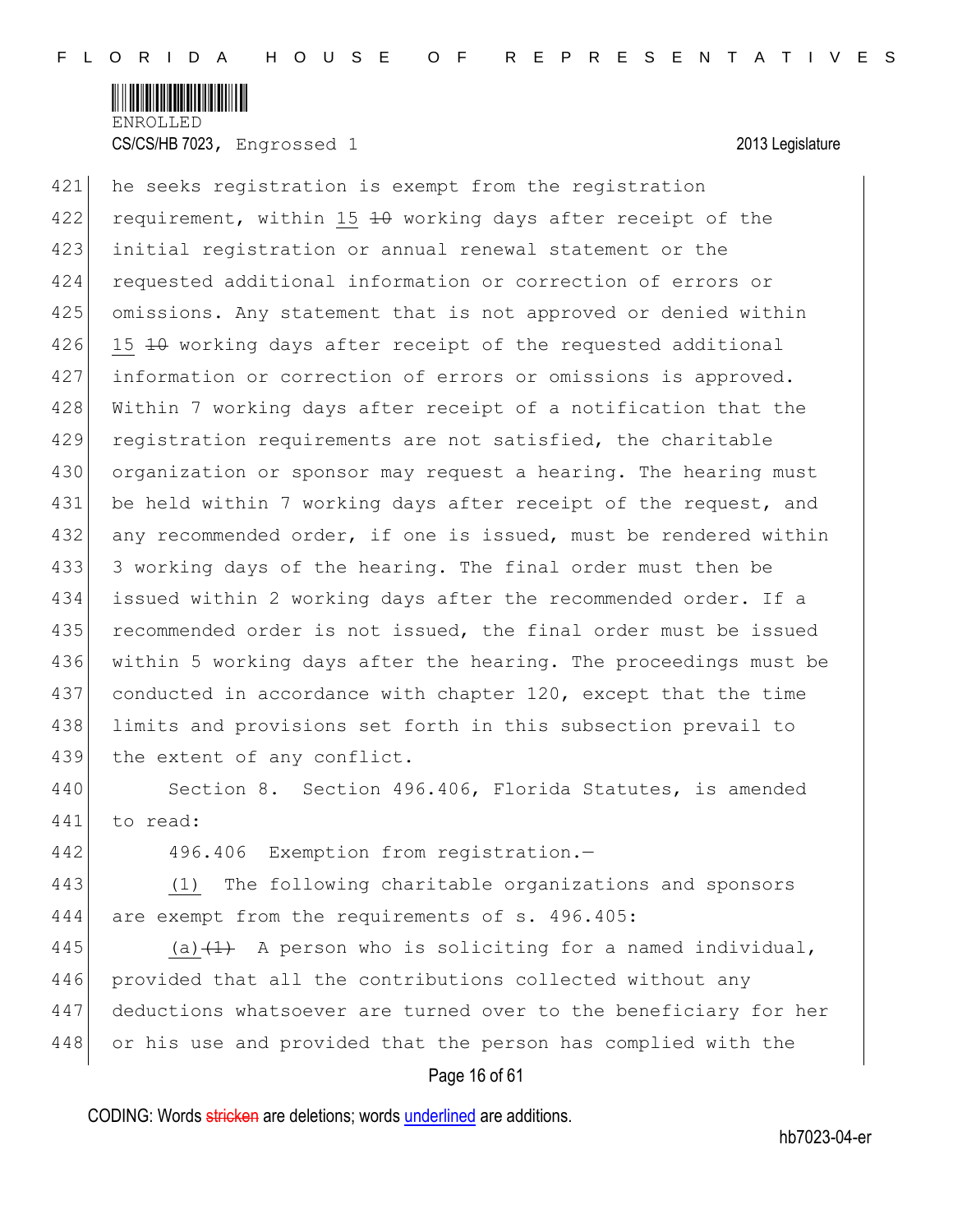he seeks registration is exempt from the registration requirement, within 15 ~~10~~ working days after receipt of the initial registration or annual renewal statement or the requested additional information or correction of errors or omissions. Any statement that is not approved or denied within 15 ~~10~~ working days after receipt of the requested additional information or correction of errors or omissions is approved. Within 7 working days after receipt of a notification that the registration requirements are not satisfied, the charitable organization or sponsor may request a hearing. The hearing must be held within 7 working days after receipt of the request, and any recommended order, if one is issued, must be rendered within 3 working days of the hearing. The final order must then be issued within 2 working days after the recommended order. If a recommended order is not issued, the final order must be issued within 5 working days after the hearing. The proceedings must be conducted in accordance with chapter 120, except that the time limits and provisions set forth in this subsection prevail to the extent of any conflict.

Section 8. Section 496.406, Florida Statutes, is amended to read:

496.406 Exemption from registration.—

(1) The following charitable organizations and sponsors are exempt from the requirements of s. 496.405:

(a) ~~(1)~~ A person who is soliciting for a named individual, provided that all the contributions collected without any deductions whatsoever are turned over to the beneficiary for her or his use and provided that the person has complied with the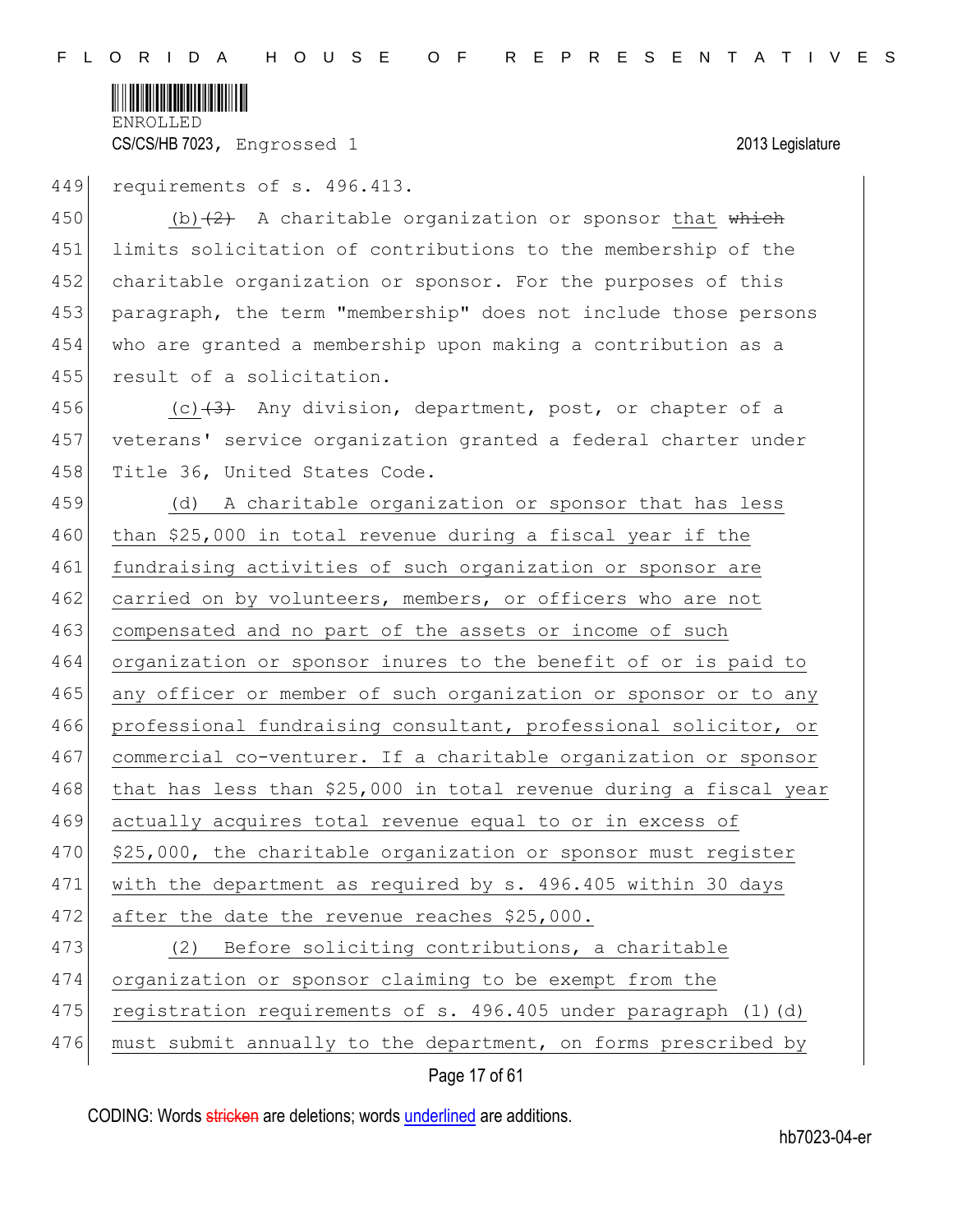requirements of s. 496.413.

(b)~~(2)~~ A charitable organization or sponsor that ~~which~~ limits solicitation of contributions to the membership of the charitable organization or sponsor. For the purposes of this paragraph, the term "membership" does not include those persons who are granted a membership upon making a contribution as a result of a solicitation.

(c)~~(3)~~ Any division, department, post, or chapter of a veterans' service organization granted a federal charter under Title 36, United States Code.

(d) A charitable organization or sponsor that has less than $25,000 in total revenue during a fiscal year if the fundraising activities of such organization or sponsor are carried on by volunteers, members, or officers who are not compensated and no part of the assets or income of such organization or sponsor inures to the benefit of or is paid to any officer or member of such organization or sponsor or to any professional fundraising consultant, professional solicitor, or commercial co-venturer. If a charitable organization or sponsor that has less than $25,000 in total revenue during a fiscal year actually acquires total revenue equal to or in excess of $25,000, the charitable organization or sponsor must register with the department as required by s. 496.405 within 30 days after the date the revenue reaches $25,000.

(2) Before soliciting contributions, a charitable organization or sponsor claiming to be exempt from the registration requirements of s. 496.405 under paragraph (1)(d) must submit annually to the department, on forms prescribed by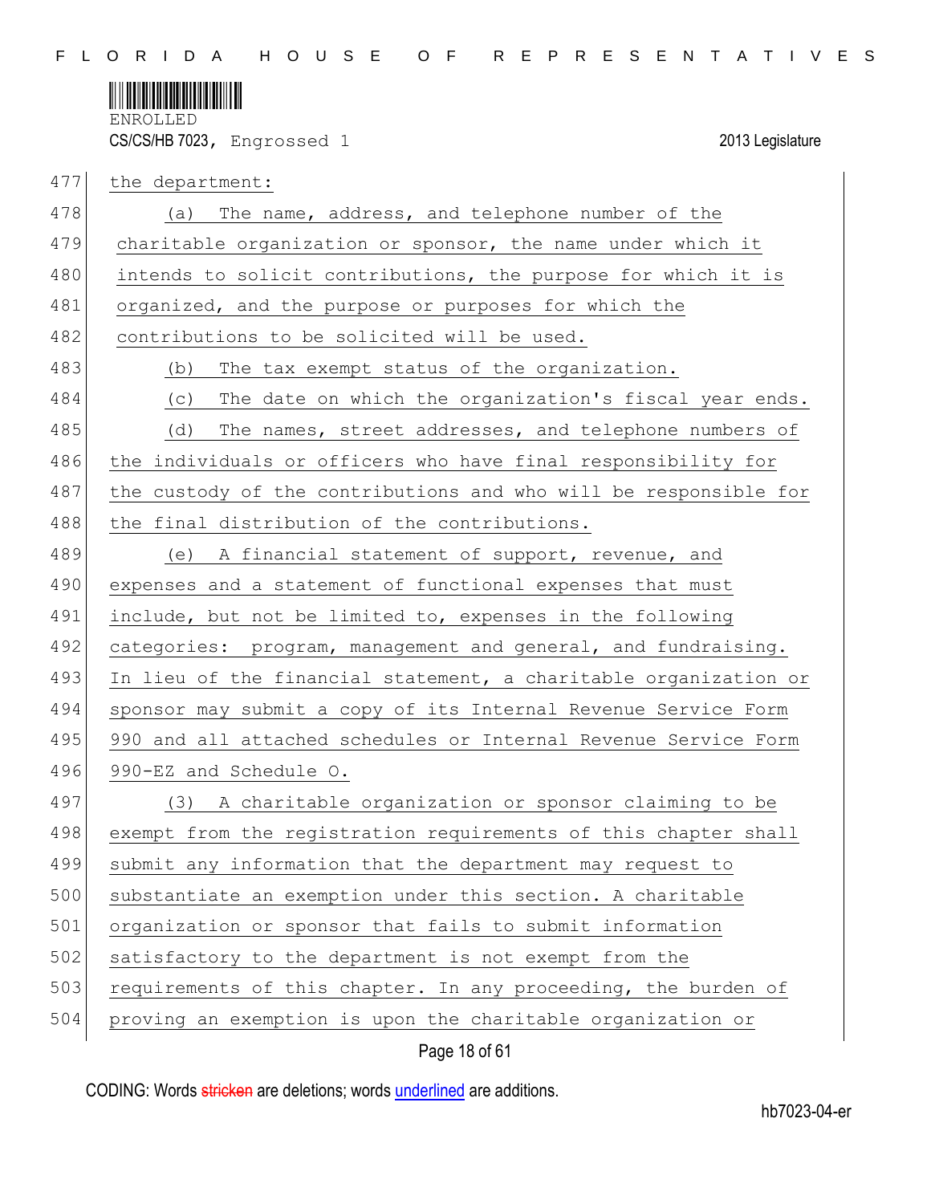the department:

(a) The name, address, and telephone number of the charitable organization or sponsor, the name under which it intends to solicit contributions, the purpose for which it is organized, and the purpose or purposes for which the contributions to be solicited will be used.

(b) The tax exempt status of the organization.

(c) The date on which the organization's fiscal year ends.

(d) The names, street addresses, and telephone numbers of the individuals or officers who have final responsibility for the custody of the contributions and who will be responsible for the final distribution of the contributions.

(e) A financial statement of support, revenue, and expenses and a statement of functional expenses that must include, but not be limited to, expenses in the following categories: program, management and general, and fundraising. In lieu of the financial statement, a charitable organization or sponsor may submit a copy of its Internal Revenue Service Form 990 and all attached schedules or Internal Revenue Service Form 990-EZ and Schedule O.

(3) A charitable organization or sponsor claiming to be exempt from the registration requirements of this chapter shall submit any information that the department may request to substantiate an exemption under this section. A charitable organization or sponsor that fails to submit information satisfactory to the department is not exempt from the requirements of this chapter. In any proceeding, the burden of proving an exemption is upon the charitable organization or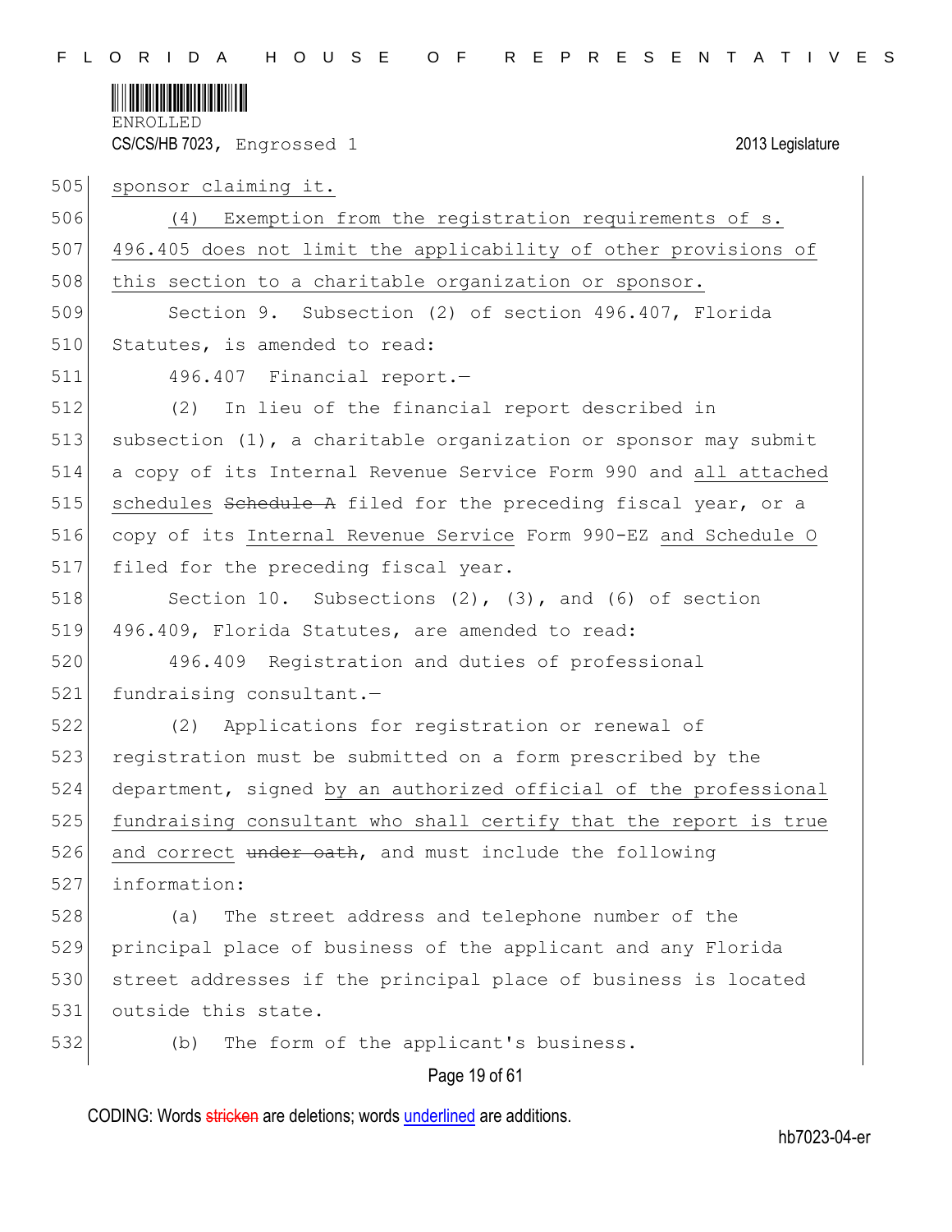sponsor claiming it.

(4) Exemption from the registration requirements of s. 496.405 does not limit the applicability of other provisions of this section to a charitable organization or sponsor.

Section 9. Subsection (2) of section 496.407, Florida Statutes, is amended to read:

496.407 Financial report.—

(2) In lieu of the financial report described in subsection (1), a charitable organization or sponsor may submit a copy of its Internal Revenue Service Form 990 and all attached schedules ~~Schedule A~~ filed for the preceding fiscal year, or a copy of its Internal Revenue Service Form 990-EZ and Schedule O filed for the preceding fiscal year.

Section 10. Subsections (2), (3), and (6) of section 496.409, Florida Statutes, are amended to read:

496.409 Registration and duties of professional fundraising consultant.—

(2) Applications for registration or renewal of registration must be submitted on a form prescribed by the department, signed by an authorized official of the professional fundraising consultant who shall certify that the report is true and correct ~~under oath~~, and must include the following information:

(a) The street address and telephone number of the principal place of business of the applicant and any Florida street addresses if the principal place of business is located outside this state.

(b) The form of the applicant's business.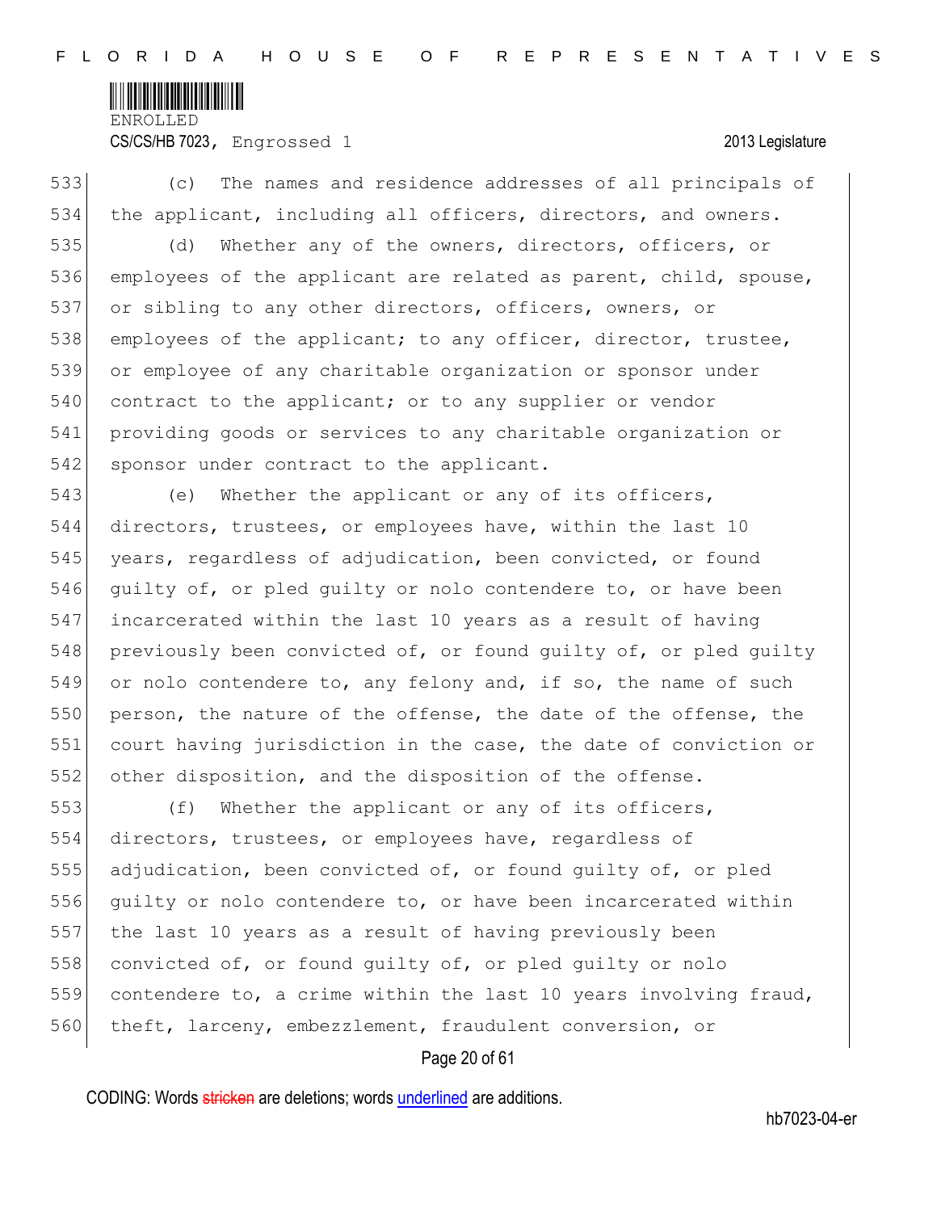(c) The names and residence addresses of all principals of the applicant, including all officers, directors, and owners.

(d) Whether any of the owners, directors, officers, or employees of the applicant are related as parent, child, spouse, or sibling to any other directors, officers, owners, or employees of the applicant; to any officer, director, trustee, or employee of any charitable organization or sponsor under contract to the applicant; or to any supplier or vendor providing goods or services to any charitable organization or sponsor under contract to the applicant.

(e) Whether the applicant or any of its officers, directors, trustees, or employees have, within the last 10 years, regardless of adjudication, been convicted, or found guilty of, or pled guilty or nolo contendere to, or have been incarcerated within the last 10 years as a result of having previously been convicted of, or found guilty of, or pled guilty or nolo contendere to, any felony and, if so, the name of such person, the nature of the offense, the date of the offense, the court having jurisdiction in the case, the date of conviction or other disposition, and the disposition of the offense.

(f) Whether the applicant or any of its officers, directors, trustees, or employees have, regardless of adjudication, been convicted of, or found guilty of, or pled guilty or nolo contendere to, or have been incarcerated within the last 10 years as a result of having previously been convicted of, or found guilty of, or pled guilty or nolo contendere to, a crime within the last 10 years involving fraud, theft, larceny, embezzlement, fraudulent conversion, or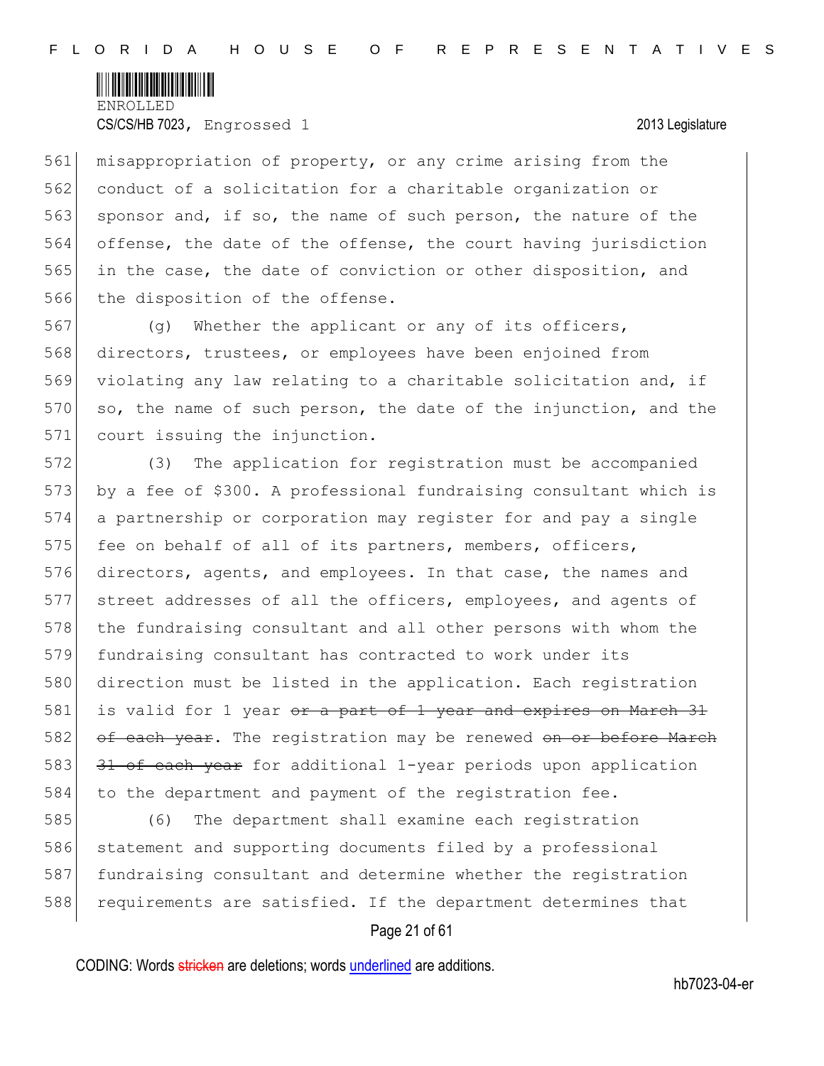misappropriation of property, or any crime arising from the conduct of a solicitation for a charitable organization or sponsor and, if so, the name of such person, the nature of the offense, the date of the offense, the court having jurisdiction in the case, the date of conviction or other disposition, and the disposition of the offense.

(g) Whether the applicant or any of its officers, directors, trustees, or employees have been enjoined from violating any law relating to a charitable solicitation and, if so, the name of such person, the date of the injunction, and the court issuing the injunction.

(3) The application for registration must be accompanied by a fee of $300. A professional fundraising consultant which is a partnership or corporation may register for and pay a single fee on behalf of all of its partners, members, officers, directors, agents, and employees. In that case, the names and street addresses of all the officers, employees, and agents of the fundraising consultant and all other persons with whom the fundraising consultant has contracted to work under its direction must be listed in the application. Each registration is valid for 1 year ~~or a part of 1 year and expires on March 31 of each year~~. The registration may be renewed ~~on or before March 31 of each year~~ for additional 1-year periods upon application to the department and payment of the registration fee.

(6) The department shall examine each registration statement and supporting documents filed by a professional fundraising consultant and determine whether the registration requirements are satisfied. If the department determines that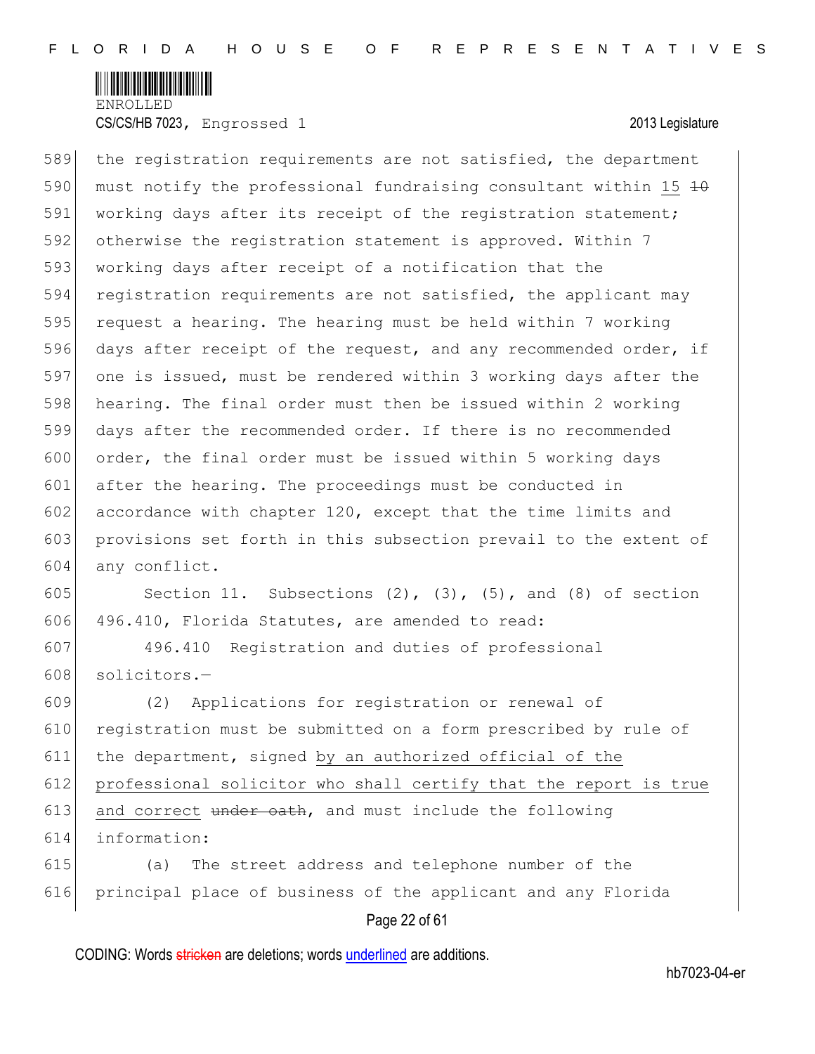the registration requirements are not satisfied, the department must notify the professional fundraising consultant within <u>15</u> ~~10~~ working days after its receipt of the registration statement; otherwise the registration statement is approved. Within 7 working days after receipt of a notification that the registration requirements are not satisfied, the applicant may request a hearing. The hearing must be held within 7 working days after receipt of the request, and any recommended order, if one is issued, must be rendered within 3 working days after the hearing. The final order must then be issued within 2 working days after the recommended order. If there is no recommended order, the final order must be issued within 5 working days after the hearing. The proceedings must be conducted in accordance with chapter 120, except that the time limits and provisions set forth in this subsection prevail to the extent of any conflict.

Section 11. Subsections (2), (3), (5), and (8) of section 496.410, Florida Statutes, are amended to read:

496.410 Registration and duties of professional solicitors.—

(2) Applications for registration or renewal of registration must be submitted on a form prescribed by rule of the department, signed <u>by an authorized official of the professional solicitor who shall certify that the report is true and correct</u> ~~under oath~~, and must include the following information:

(a) The street address and telephone number of the principal place of business of the applicant and any Florida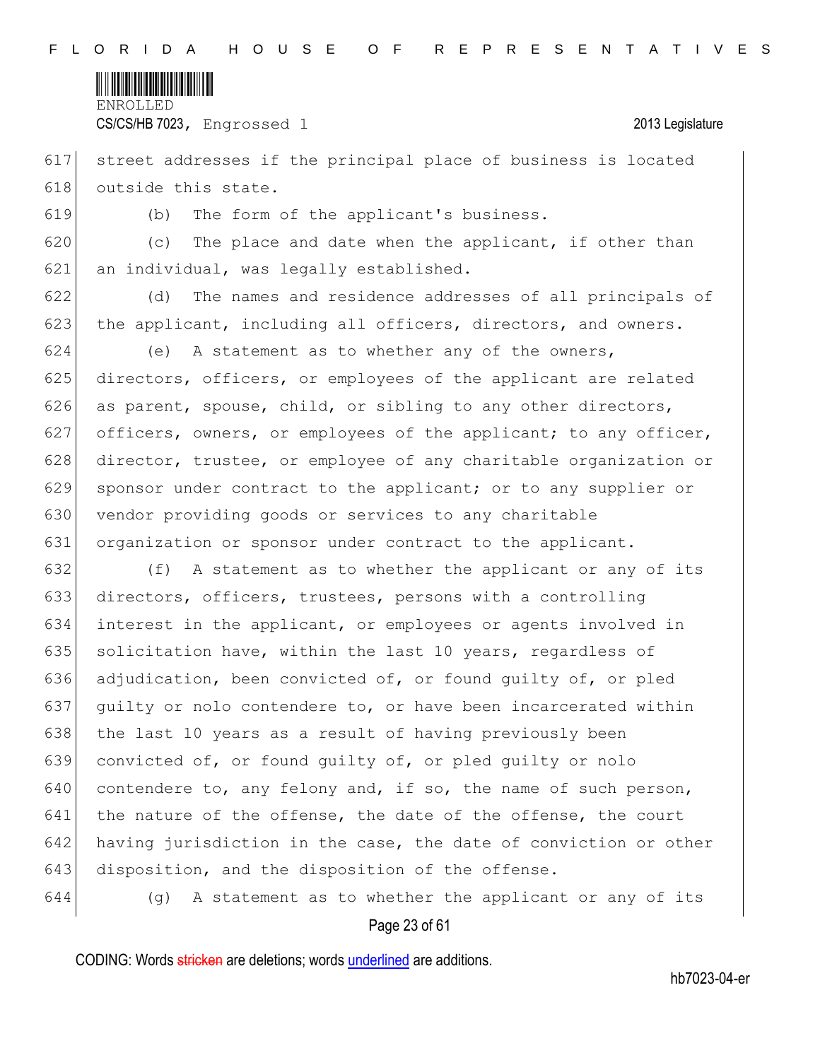street addresses if the principal place of business is located outside this state.

(b) The form of the applicant's business.

(c) The place and date when the applicant, if other than an individual, was legally established.

(d) The names and residence addresses of all principals of the applicant, including all officers, directors, and owners.

(e) A statement as to whether any of the owners, directors, officers, or employees of the applicant are related as parent, spouse, child, or sibling to any other directors, officers, owners, or employees of the applicant; to any officer, director, trustee, or employee of any charitable organization or sponsor under contract to the applicant; or to any supplier or vendor providing goods or services to any charitable organization or sponsor under contract to the applicant.

(f) A statement as to whether the applicant or any of its directors, officers, trustees, persons with a controlling interest in the applicant, or employees or agents involved in solicitation have, within the last 10 years, regardless of adjudication, been convicted of, or found guilty of, or pled guilty or nolo contendere to, or have been incarcerated within the last 10 years as a result of having previously been convicted of, or found guilty of, or pled guilty or nolo contendere to, any felony and, if so, the name of such person, the nature of the offense, the date of the offense, the court having jurisdiction in the case, the date of conviction or other disposition, and the disposition of the offense.

(g) A statement as to whether the applicant or any of its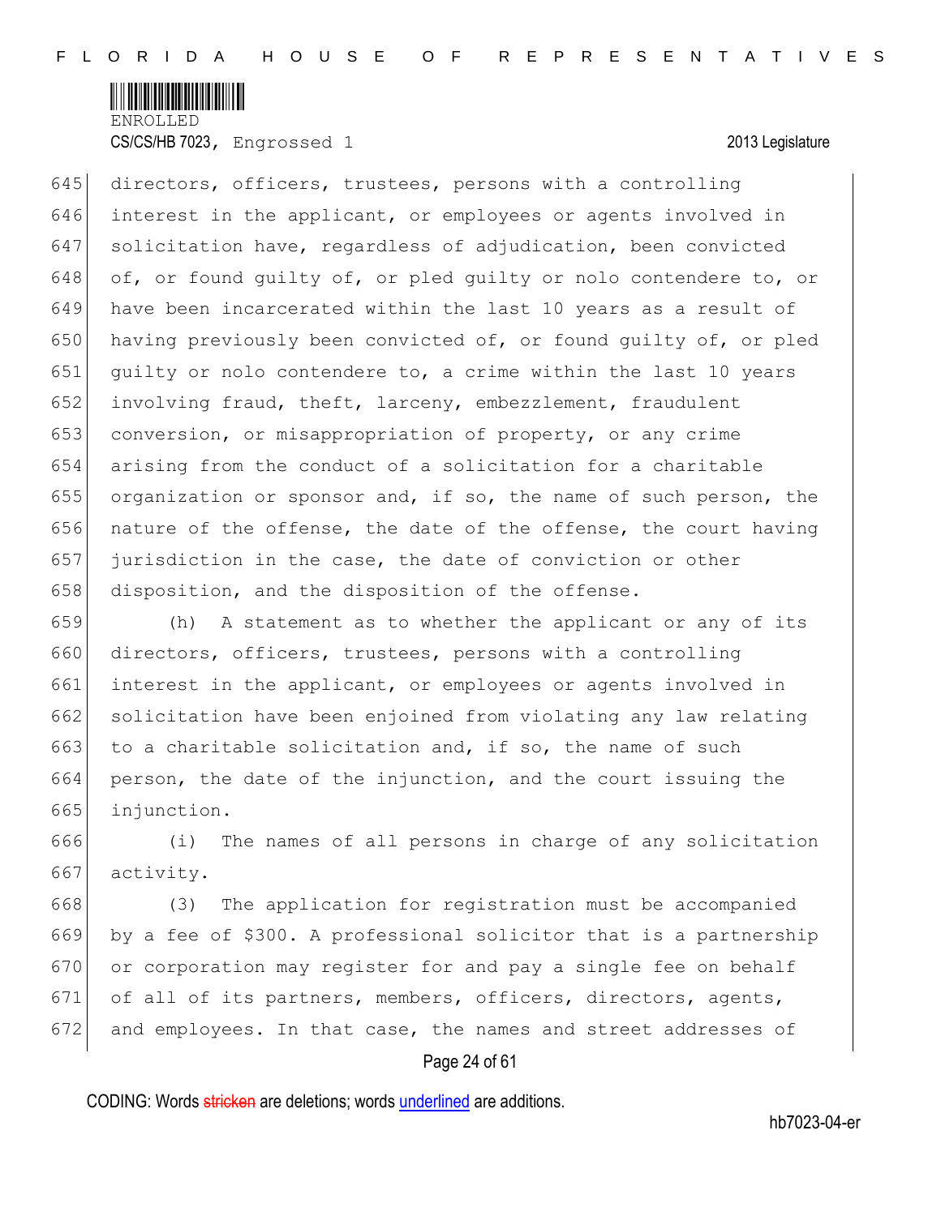directors, officers, trustees, persons with a controlling interest in the applicant, or employees or agents involved in solicitation have, regardless of adjudication, been convicted of, or found guilty of, or pled guilty or nolo contendere to, or have been incarcerated within the last 10 years as a result of having previously been convicted of, or found guilty of, or pled guilty or nolo contendere to, a crime within the last 10 years involving fraud, theft, larceny, embezzlement, fraudulent conversion, or misappropriation of property, or any crime arising from the conduct of a solicitation for a charitable organization or sponsor and, if so, the name of such person, the nature of the offense, the date of the offense, the court having jurisdiction in the case, the date of conviction or other disposition, and the disposition of the offense.

(h) A statement as to whether the applicant or any of its directors, officers, trustees, persons with a controlling interest in the applicant, or employees or agents involved in solicitation have been enjoined from violating any law relating to a charitable solicitation and, if so, the name of such person, the date of the injunction, and the court issuing the injunction.

(i) The names of all persons in charge of any solicitation activity.

(3) The application for registration must be accompanied by a fee of $300. A professional solicitor that is a partnership or corporation may register for and pay a single fee on behalf of all of its partners, members, officers, directors, agents, and employees. In that case, the names and street addresses of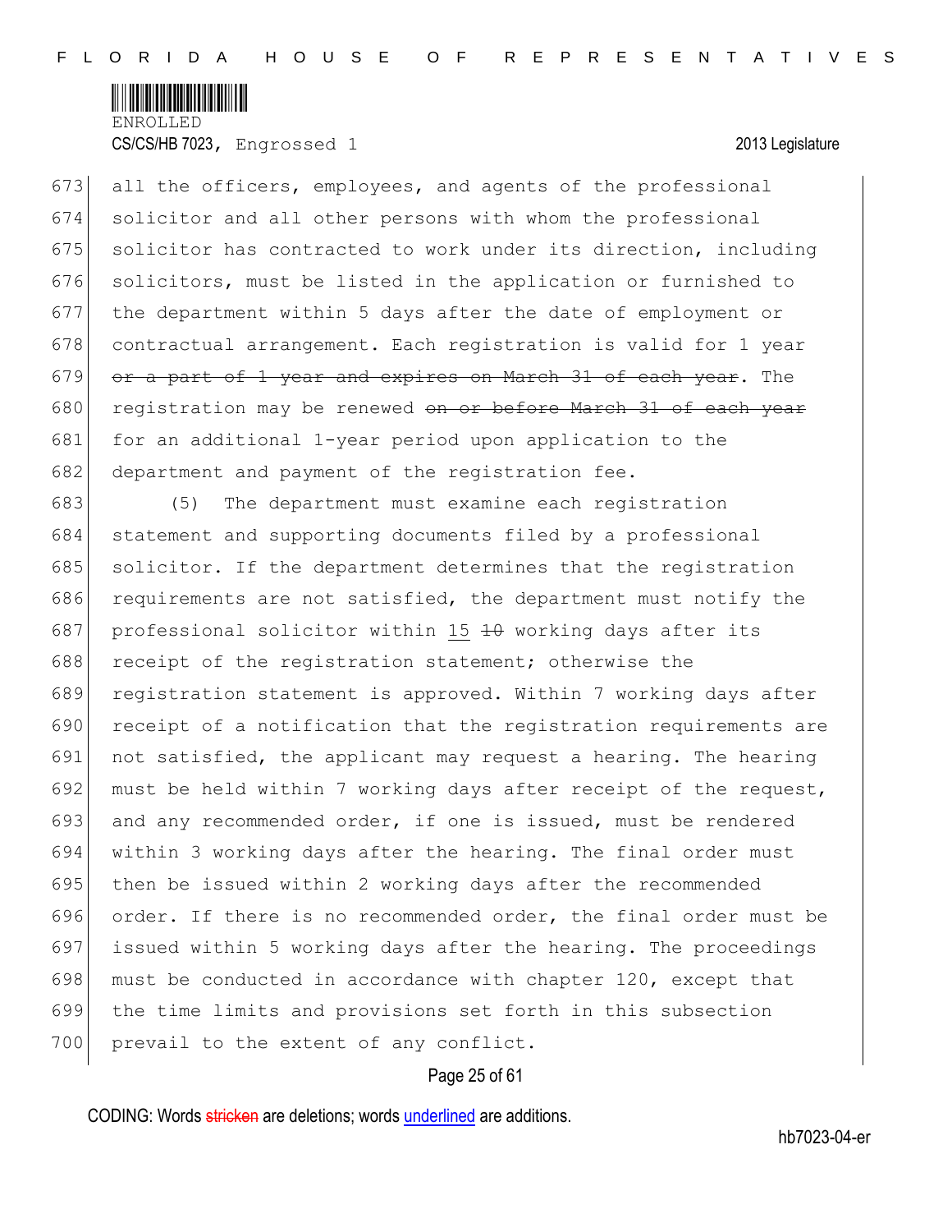all the officers, employees, and agents of the professional solicitor and all other persons with whom the professional solicitor has contracted to work under its direction, including solicitors, must be listed in the application or furnished to the department within 5 days after the date of employment or contractual arrangement. Each registration is valid for 1 year ~~or a part of 1 year and expires on March 31 of each year~~. The registration may be renewed ~~on or before March 31 of each year~~ for an additional 1-year period upon application to the department and payment of the registration fee.

(5) The department must examine each registration statement and supporting documents filed by a professional solicitor. If the department determines that the registration requirements are not satisfied, the department must notify the professional solicitor within <u>15</u> ~~10~~ working days after its receipt of the registration statement; otherwise the registration statement is approved. Within 7 working days after receipt of a notification that the registration requirements are not satisfied, the applicant may request a hearing. The hearing must be held within 7 working days after receipt of the request, and any recommended order, if one is issued, must be rendered within 3 working days after the hearing. The final order must then be issued within 2 working days after the recommended order. If there is no recommended order, the final order must be issued within 5 working days after the hearing. The proceedings must be conducted in accordance with chapter 120, except that the time limits and provisions set forth in this subsection prevail to the extent of any conflict.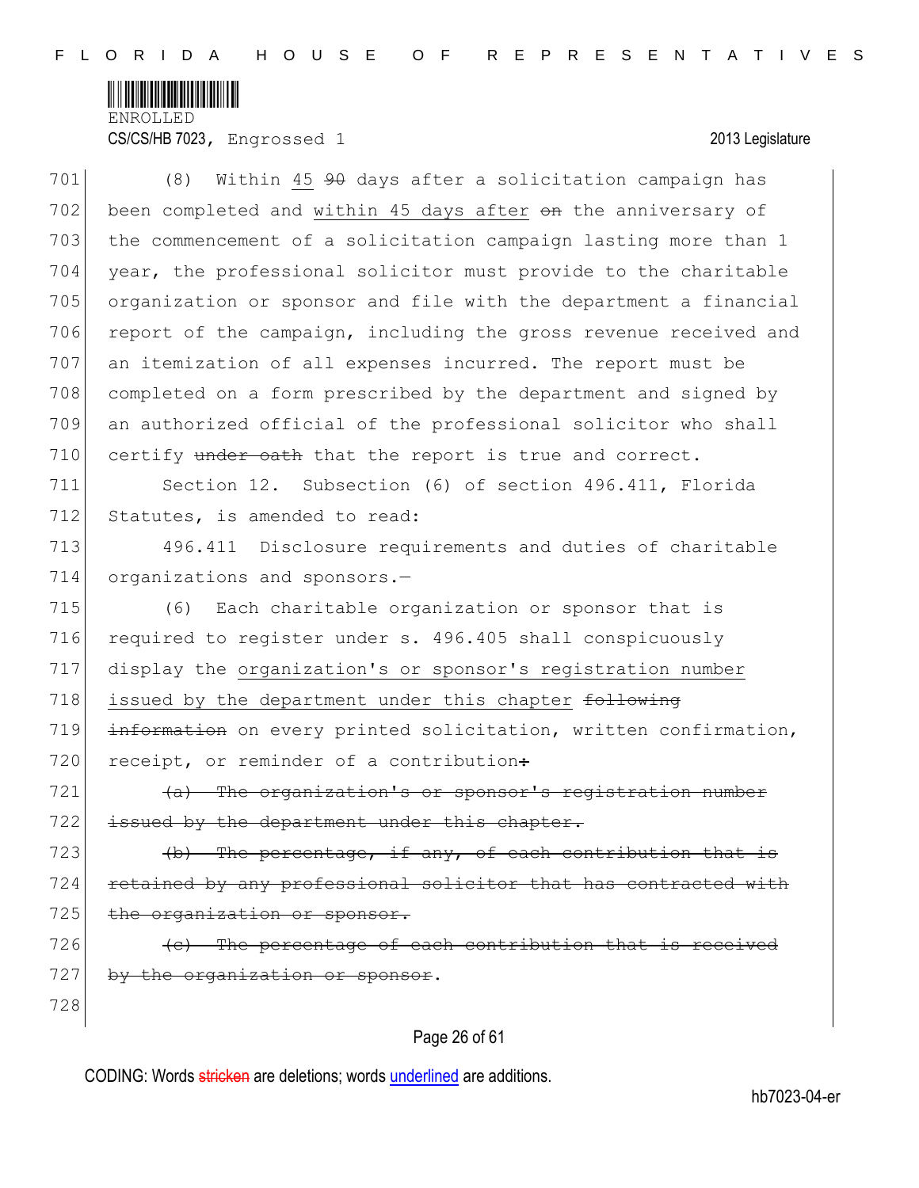(8) Within 45 ~~90~~ days after a solicitation campaign has been completed and within 45 days after ~~on~~ the anniversary of the commencement of a solicitation campaign lasting more than 1 year, the professional solicitor must provide to the charitable organization or sponsor and file with the department a financial report of the campaign, including the gross revenue received and an itemization of all expenses incurred. The report must be completed on a form prescribed by the department and signed by an authorized official of the professional solicitor who shall certify ~~under oath~~ that the report is true and correct.

Section 12. Subsection (6) of section 496.411, Florida Statutes, is amended to read:

496.411 Disclosure requirements and duties of charitable organizations and sponsors.—

(6) Each charitable organization or sponsor that is required to register under s. 496.405 shall conspicuously display the organization's or sponsor's registration number issued by the department under this chapter ~~following information~~ on every printed solicitation, written confirmation, receipt, or reminder of a contribution~~:~~

~~(a) The organization's or sponsor's registration number issued by the department under this chapter.~~

~~(b) The percentage, if any, of each contribution that is retained by any professional solicitor that has contracted with the organization or sponsor.~~

~~(c) The percentage of each contribution that is received by the organization or sponsor~~.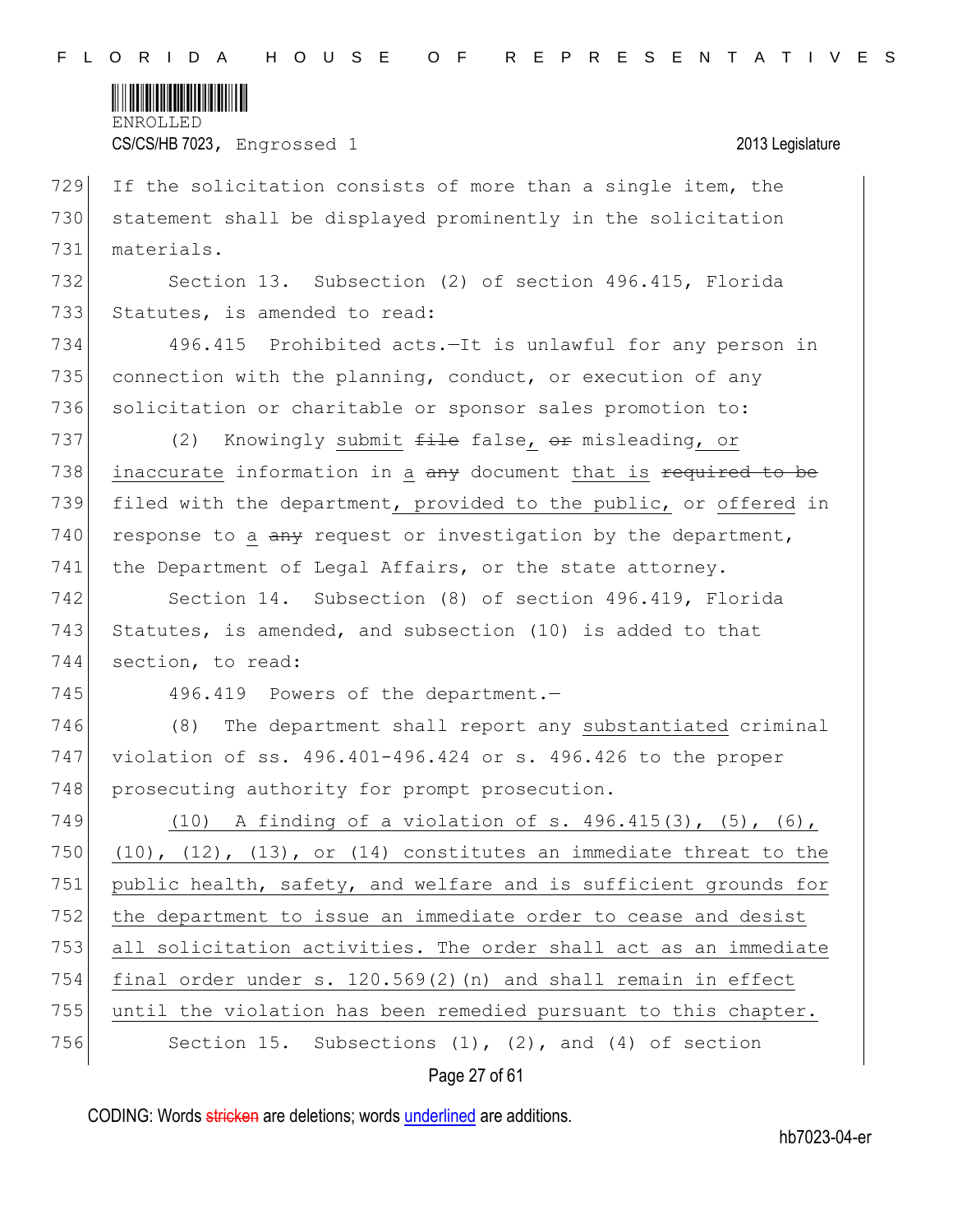If the solicitation consists of more than a single item, the statement shall be displayed prominently in the solicitation materials.

Section 13. Subsection (2) of section 496.415, Florida Statutes, is amended to read:

496.415 Prohibited acts.—It is unlawful for any person in connection with the planning, conduct, or execution of any solicitation or charitable or sponsor sales promotion to:

(2) Knowingly <u>submit</u> ~~file~~ false<u>,</u> ~~or~~ misleading<u>, or inaccurate</u> information in <u>a</u> ~~any~~ document <u>that is</u> ~~required to be~~ filed with the department<u>, provided to the public,</u> or <u>offered</u> in response to <u>a</u> ~~any~~ request or investigation by the department, the Department of Legal Affairs, or the state attorney.

Section 14. Subsection (8) of section 496.419, Florida Statutes, is amended, and subsection (10) is added to that section, to read:

496.419 Powers of the department.—

(8) The department shall report any <u>substantiated</u> criminal violation of ss. 496.401-496.424 or s. 496.426 to the proper prosecuting authority for prompt prosecution.

<u>(10) A finding of a violation of s. 496.415(3), (5), (6), (10), (12), (13), or (14) constitutes an immediate threat to the public health, safety, and welfare and is sufficient grounds for the department to issue an immediate order to cease and desist all solicitation activities. The order shall act as an immediate final order under s. 120.569(2)(n) and shall remain in effect until the violation has been remedied pursuant to this chapter.</u>

Section 15. Subsections (1), (2), and (4) of section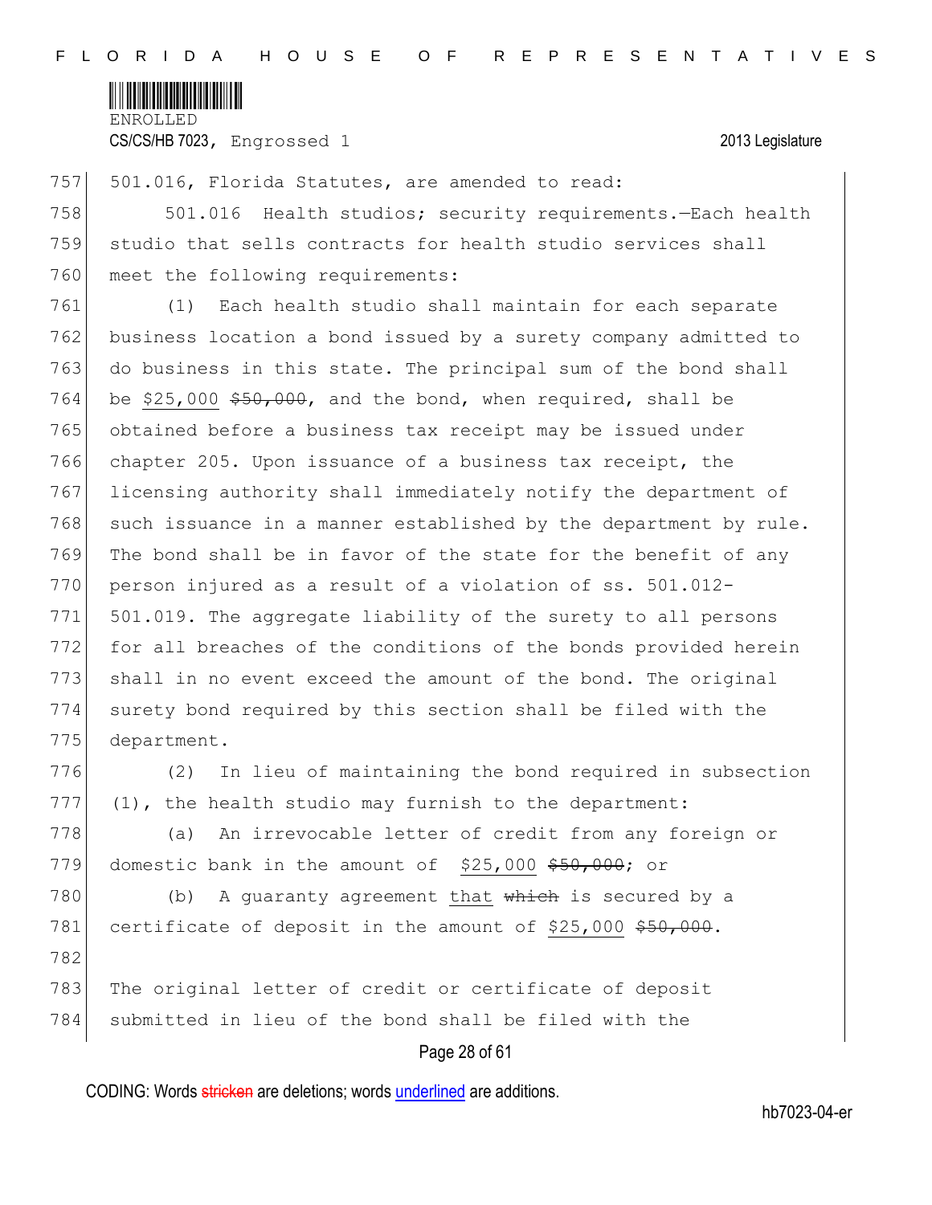501.016, Florida Statutes, are amended to read:

501.016 Health studios; security requirements.—Each health studio that sells contracts for health studio services shall meet the following requirements:

(1) Each health studio shall maintain for each separate business location a bond issued by a surety company admitted to do business in this state. The principal sum of the bond shall be <u>$25,000</u> ~~$50,000~~, and the bond, when required, shall be obtained before a business tax receipt may be issued under chapter 205. Upon issuance of a business tax receipt, the licensing authority shall immediately notify the department of such issuance in a manner established by the department by rule. The bond shall be in favor of the state for the benefit of any person injured as a result of a violation of ss. 501.012-501.019. The aggregate liability of the surety to all persons for all breaches of the conditions of the bonds provided herein shall in no event exceed the amount of the bond. The original surety bond required by this section shall be filed with the department.

(2) In lieu of maintaining the bond required in subsection (1), the health studio may furnish to the department:

(a) An irrevocable letter of credit from any foreign or domestic bank in the amount of <u>$25,000</u> ~~$50,000~~; or

(b) A guaranty agreement <u>that</u> ~~which~~ is secured by a certificate of deposit in the amount of <u>$25,000</u> ~~$50,000~~.

The original letter of credit or certificate of deposit submitted in lieu of the bond shall be filed with the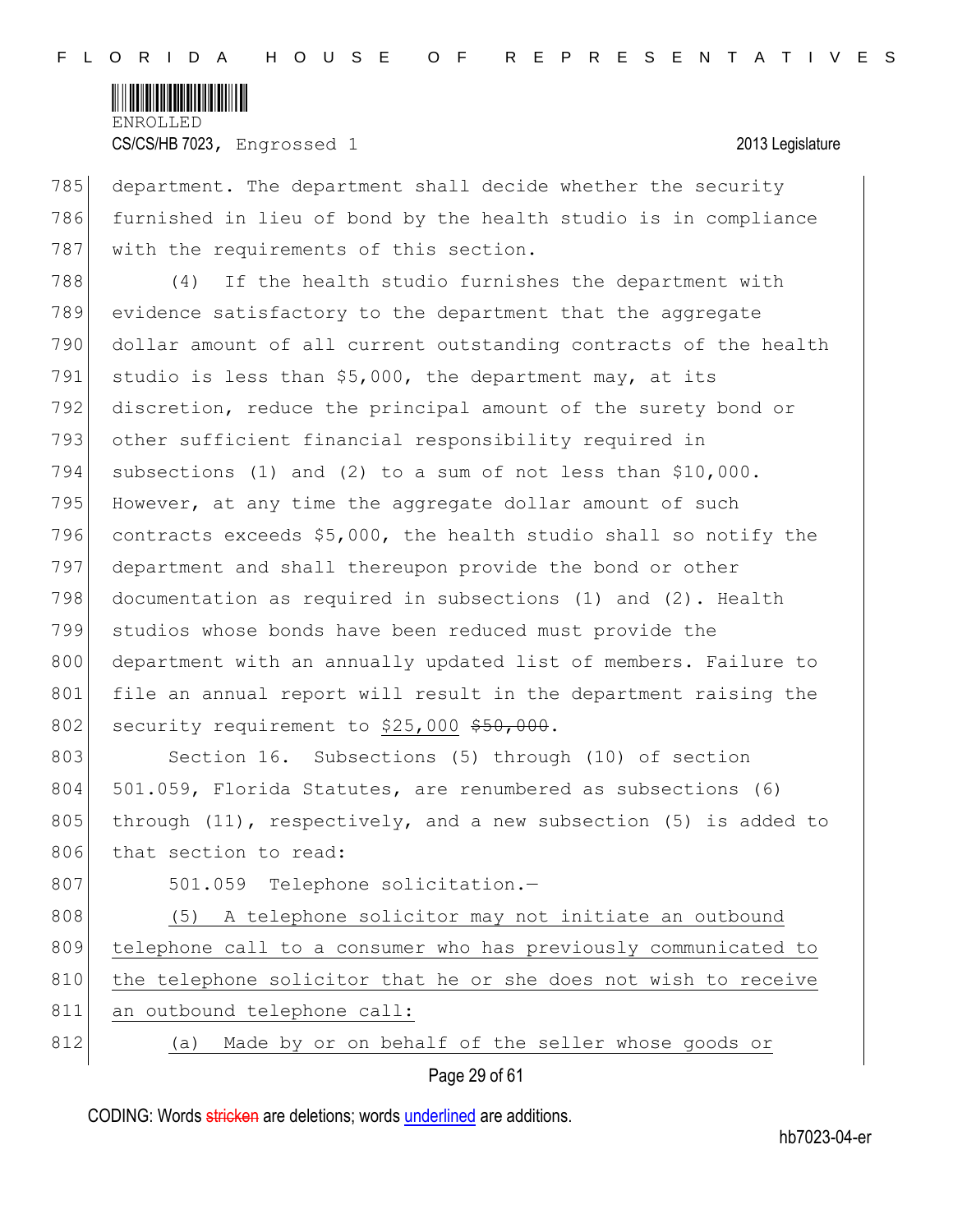department. The department shall decide whether the security furnished in lieu of bond by the health studio is in compliance with the requirements of this section.

(4) If the health studio furnishes the department with evidence satisfactory to the department that the aggregate dollar amount of all current outstanding contracts of the health studio is less than $5,000, the department may, at its discretion, reduce the principal amount of the surety bond or other sufficient financial responsibility required in subsections (1) and (2) to a sum of not less than $10,000. However, at any time the aggregate dollar amount of such contracts exceeds $5,000, the health studio shall so notify the department and shall thereupon provide the bond or other documentation as required in subsections (1) and (2). Health studios whose bonds have been reduced must provide the department with an annually updated list of members. Failure to file an annual report will result in the department raising the security requirement to <u>$25,000</u> ~~$50,000~~.

Section 16. Subsections (5) through (10) of section 501.059, Florida Statutes, are renumbered as subsections (6) through (11), respectively, and a new subsection (5) is added to that section to read:

501.059 Telephone solicitation.—

<u>(5) A telephone solicitor may not initiate an outbound telephone call to a consumer who has previously communicated to the telephone solicitor that he or she does not wish to receive an outbound telephone call:</u>

<u>(a) Made by or on behalf of the seller whose goods or</u>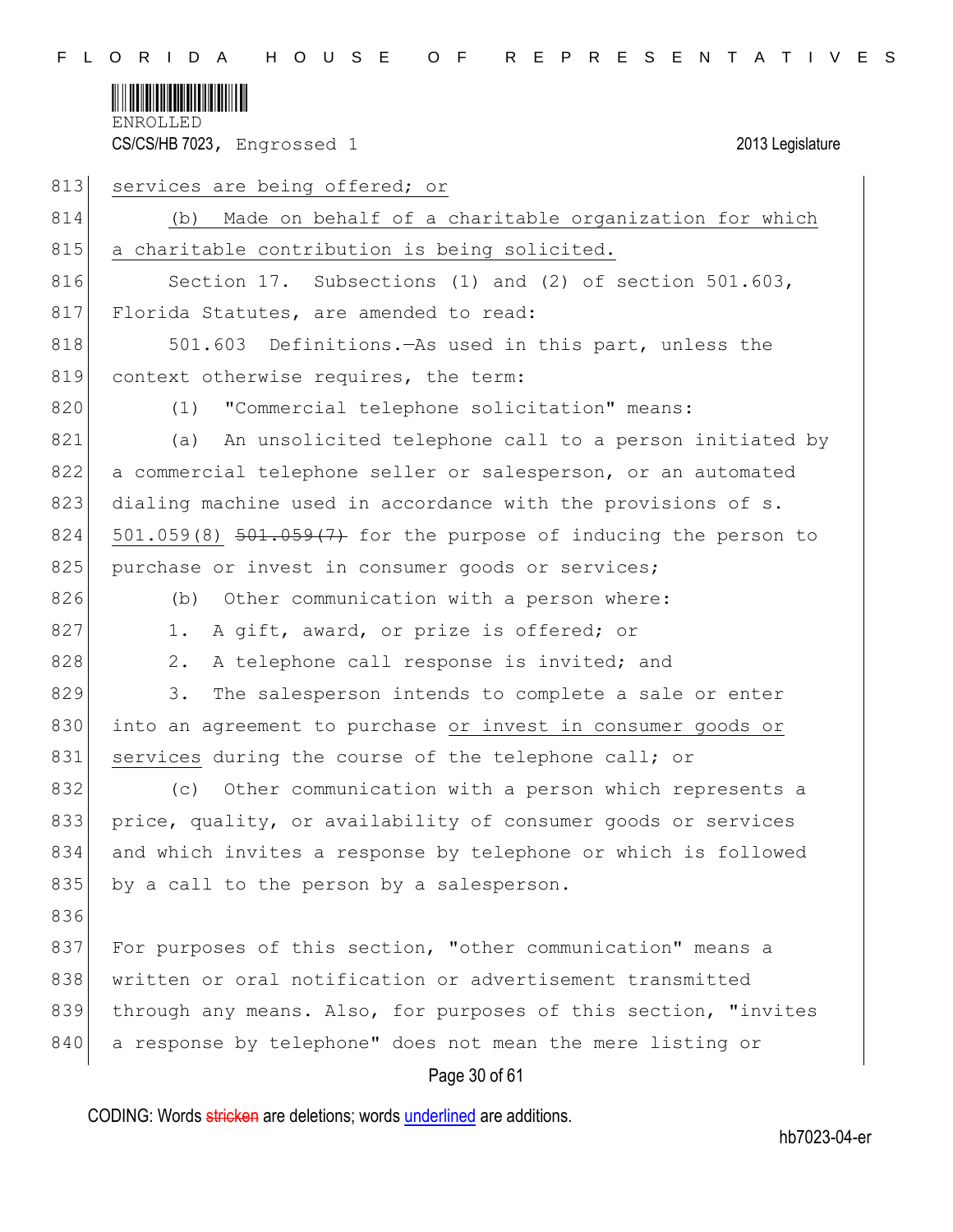services are being offered; or

(b) Made on behalf of a charitable organization for which a charitable contribution is being solicited.

Section 17. Subsections (1) and (2) of section 501.603, Florida Statutes, are amended to read:

501.603 Definitions.—As used in this part, unless the context otherwise requires, the term:

(1) "Commercial telephone solicitation" means:

(a) An unsolicited telephone call to a person initiated by a commercial telephone seller or salesperson, or an automated dialing machine used in accordance with the provisions of s. 501.059(8) ~~501.059(7)~~ for the purpose of inducing the person to purchase or invest in consumer goods or services;

(b) Other communication with a person where:

1. A gift, award, or prize is offered; or

2. A telephone call response is invited; and

3. The salesperson intends to complete a sale or enter into an agreement to purchase or invest in consumer goods or services during the course of the telephone call; or

(c) Other communication with a person which represents a price, quality, or availability of consumer goods or services and which invites a response by telephone or which is followed by a call to the person by a salesperson.

For purposes of this section, "other communication" means a written or oral notification or advertisement transmitted through any means. Also, for purposes of this section, "invites a response by telephone" does not mean the mere listing or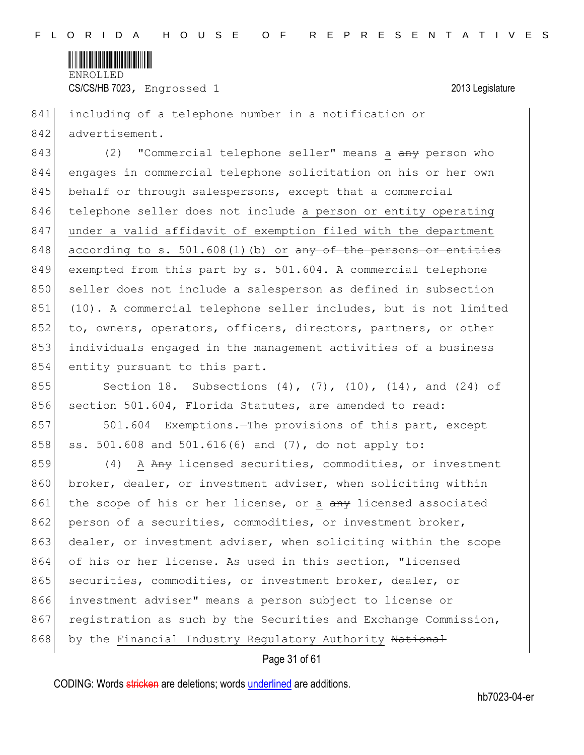including of a telephone number in a notification or advertisement.

(2) "Commercial telephone seller" means a ~~any~~ person who engages in commercial telephone solicitation on his or her own behalf or through salespersons, except that a commercial telephone seller does not include a person or entity operating under a valid affidavit of exemption filed with the department according to s. 501.608(1)(b) or ~~any of the persons or entities~~ exempted from this part by s. 501.604. A commercial telephone seller does not include a salesperson as defined in subsection (10). A commercial telephone seller includes, but is not limited to, owners, operators, officers, directors, partners, or other individuals engaged in the management activities of a business entity pursuant to this part.

Section 18. Subsections (4), (7), (10), (14), and (24) of section 501.604, Florida Statutes, are amended to read:

501.604 Exemptions.—The provisions of this part, except ss. 501.608 and 501.616(6) and (7), do not apply to:

(4) A ~~Any~~ licensed securities, commodities, or investment broker, dealer, or investment adviser, when soliciting within the scope of his or her license, or a ~~any~~ licensed associated person of a securities, commodities, or investment broker, dealer, or investment adviser, when soliciting within the scope of his or her license. As used in this section, "licensed securities, commodities, or investment broker, dealer, or investment adviser" means a person subject to license or registration as such by the Securities and Exchange Commission, by the Financial Industry Regulatory Authority ~~National~~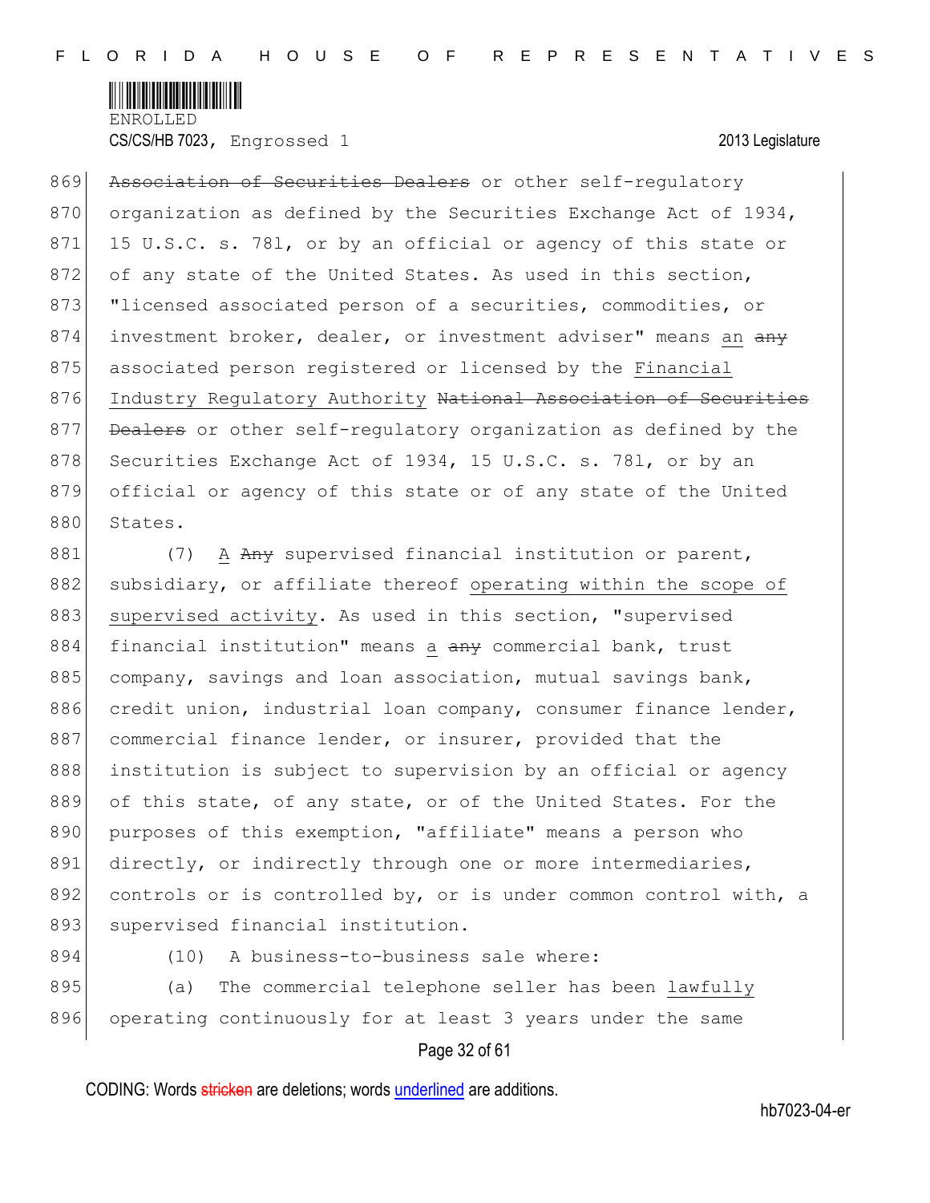Association of Securities Dealers or other self-regulatory organization as defined by the Securities Exchange Act of 1934, 15 U.S.C. s. 78l, or by an official or agency of this state or of any state of the United States. As used in this section, "licensed associated person of a securities, commodities, or investment broker, dealer, or investment adviser" means an any associated person registered or licensed by the Financial Industry Regulatory Authority National Association of Securities Dealers or other self-regulatory organization as defined by the Securities Exchange Act of 1934, 15 U.S.C. s. 78l, or by an official or agency of this state or of any state of the United States.

(7) A Any supervised financial institution or parent, subsidiary, or affiliate thereof operating within the scope of supervised activity. As used in this section, "supervised financial institution" means a any commercial bank, trust company, savings and loan association, mutual savings bank, credit union, industrial loan company, consumer finance lender, commercial finance lender, or insurer, provided that the institution is subject to supervision by an official or agency of this state, of any state, or of the United States. For the purposes of this exemption, "affiliate" means a person who directly, or indirectly through one or more intermediaries, controls or is controlled by, or is under common control with, a supervised financial institution.

(10) A business-to-business sale where:

(a) The commercial telephone seller has been lawfully operating continuously for at least 3 years under the same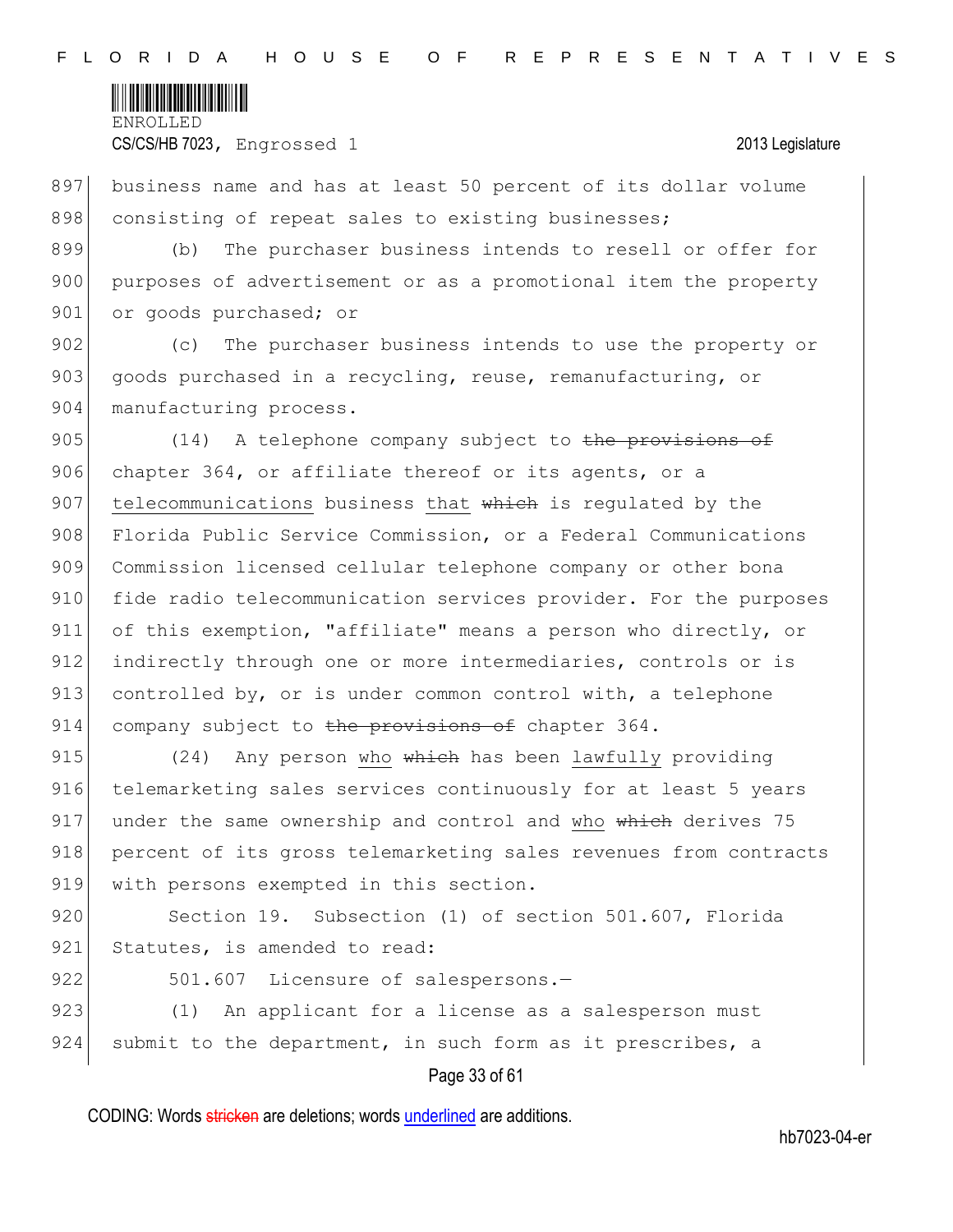business name and has at least 50 percent of its dollar volume consisting of repeat sales to existing businesses;

(b) The purchaser business intends to resell or offer for purposes of advertisement or as a promotional item the property or goods purchased; or

(c) The purchaser business intends to use the property or goods purchased in a recycling, reuse, remanufacturing, or manufacturing process.

(14) A telephone company subject to ~~the provisions of~~ chapter 364, or affiliate thereof or its agents, or a telecommunications business that ~~which~~ is regulated by the Florida Public Service Commission, or a Federal Communications Commission licensed cellular telephone company or other bona fide radio telecommunication services provider. For the purposes of this exemption, "affiliate" means a person who directly, or indirectly through one or more intermediaries, controls or is controlled by, or is under common control with, a telephone company subject to ~~the provisions of~~ chapter 364.

(24) Any person who ~~which~~ has been lawfully providing telemarketing sales services continuously for at least 5 years under the same ownership and control and who ~~which~~ derives 75 percent of its gross telemarketing sales revenues from contracts with persons exempted in this section.

Section 19. Subsection (1) of section 501.607, Florida Statutes, is amended to read:

501.607 Licensure of salespersons.—

(1) An applicant for a license as a salesperson must submit to the department, in such form as it prescribes, a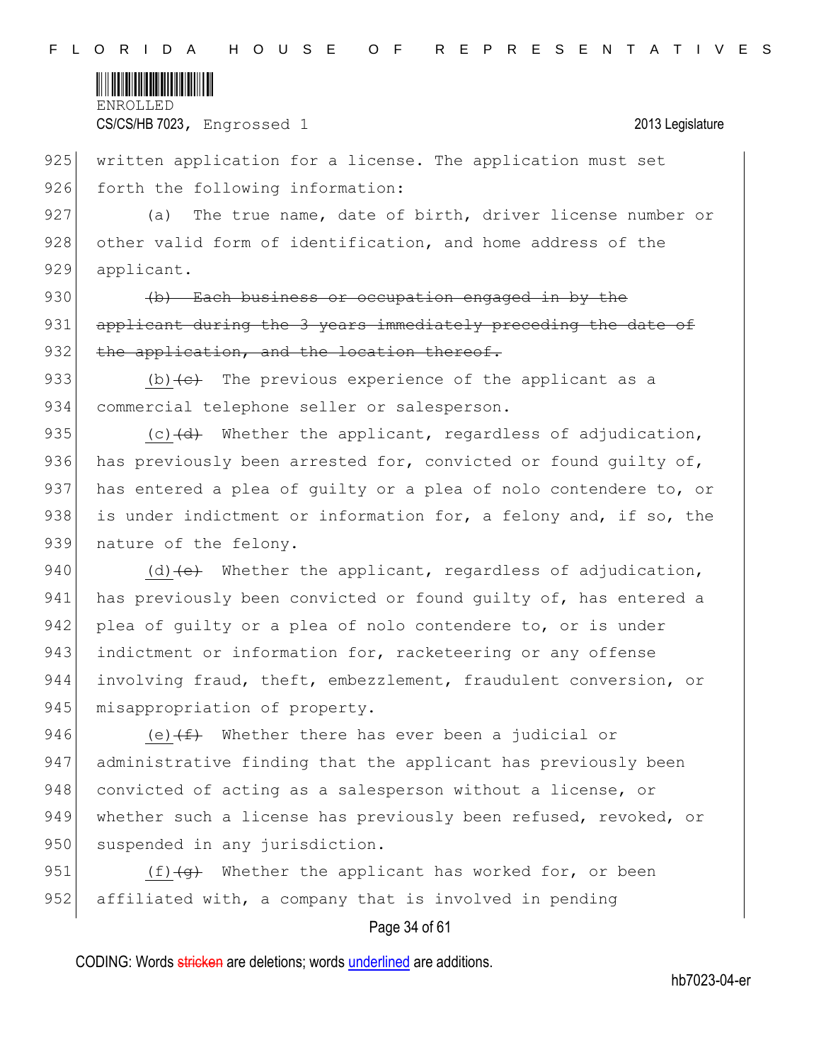written application for a license. The application must set forth the following information:

(a) The true name, date of birth, driver license number or other valid form of identification, and home address of the applicant.

~~(b) Each business or occupation engaged in by the applicant during the 3 years immediately preceding the date of the application, and the location thereof.~~

<u>(b)</u>~~(c)~~ The previous experience of the applicant as a commercial telephone seller or salesperson.

<u>(c)</u>~~(d)~~ Whether the applicant, regardless of adjudication, has previously been arrested for, convicted or found guilty of, has entered a plea of guilty or a plea of nolo contendere to, or is under indictment or information for, a felony and, if so, the nature of the felony.

<u>(d)</u>~~(e)~~ Whether the applicant, regardless of adjudication, has previously been convicted or found guilty of, has entered a plea of guilty or a plea of nolo contendere to, or is under indictment or information for, racketeering or any offense involving fraud, theft, embezzlement, fraudulent conversion, or misappropriation of property.

<u>(e)</u>~~(f)~~ Whether there has ever been a judicial or administrative finding that the applicant has previously been convicted of acting as a salesperson without a license, or whether such a license has previously been refused, revoked, or suspended in any jurisdiction.

<u>(f)</u>~~(g)~~ Whether the applicant has worked for, or been affiliated with, a company that is involved in pending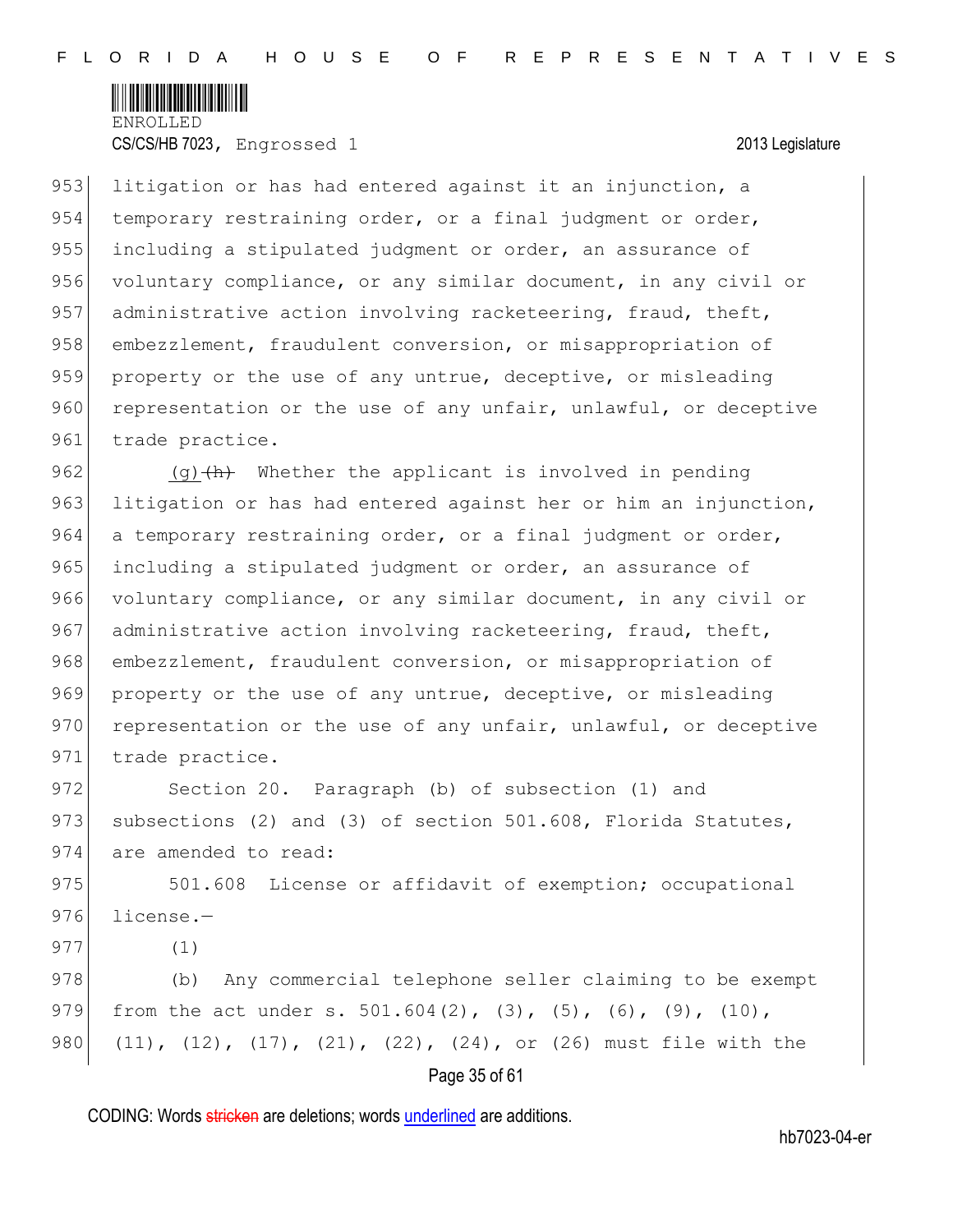litigation or has had entered against it an injunction, a temporary restraining order, or a final judgment or order, including a stipulated judgment or order, an assurance of voluntary compliance, or any similar document, in any civil or administrative action involving racketeering, fraud, theft, embezzlement, fraudulent conversion, or misappropriation of property or the use of any untrue, deceptive, or misleading representation or the use of any unfair, unlawful, or deceptive trade practice.

(g) ~~(h)~~ Whether the applicant is involved in pending litigation or has had entered against her or him an injunction, a temporary restraining order, or a final judgment or order, including a stipulated judgment or order, an assurance of voluntary compliance, or any similar document, in any civil or administrative action involving racketeering, fraud, theft, embezzlement, fraudulent conversion, or misappropriation of property or the use of any untrue, deceptive, or misleading representation or the use of any unfair, unlawful, or deceptive trade practice.

Section 20. Paragraph (b) of subsection (1) and subsections (2) and (3) of section 501.608, Florida Statutes, are amended to read:

501.608 License or affidavit of exemption; occupational license.—

(1)

(b) Any commercial telephone seller claiming to be exempt from the act under s. 501.604(2), (3), (5), (6), (9), (10), (11), (12), (17), (21), (22), (24), or (26) must file with the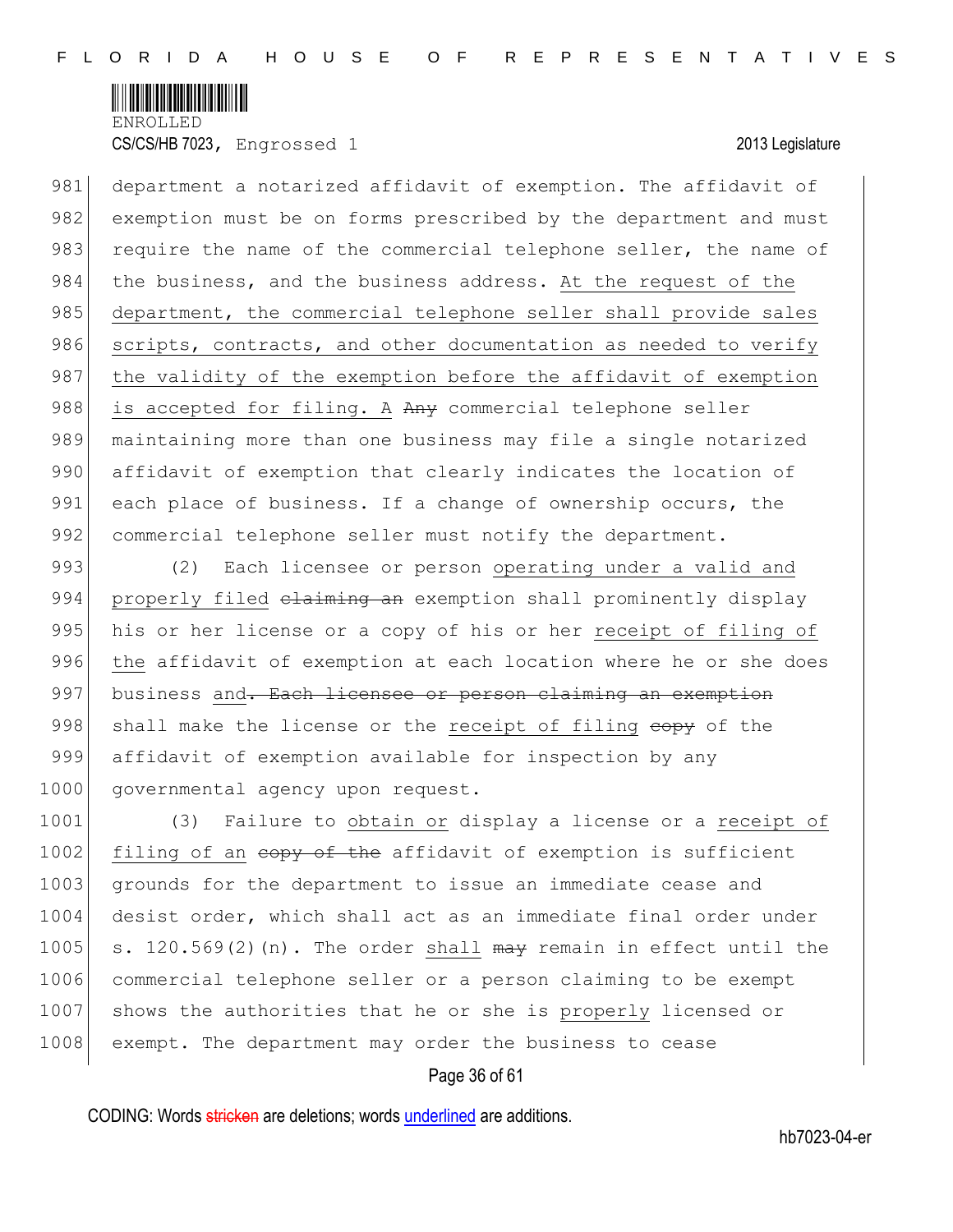department a notarized affidavit of exemption. The affidavit of exemption must be on forms prescribed by the department and must require the name of the commercial telephone seller, the name of the business, and the business address. <u>At the request of the department, the commercial telephone seller shall provide sales scripts, contracts, and other documentation as needed to verify the validity of the exemption before the affidavit of exemption is accepted for filing. A</u> ~~Any~~ commercial telephone seller maintaining more than one business may file a single notarized affidavit of exemption that clearly indicates the location of each place of business. If a change of ownership occurs, the commercial telephone seller must notify the department.

(2) Each licensee or person <u>operating under a valid and properly filed</u> ~~claiming an~~ exemption shall prominently display his or her license or a copy of his or her <u>receipt of filing of the</u> affidavit of exemption at each location where he or she does business <u>and</u>~~. Each licensee or person claiming an exemption~~ shall make the license or the <u>receipt of filing</u> ~~copy~~ of the affidavit of exemption available for inspection by any governmental agency upon request.

(3) Failure to <u>obtain or</u> display a license or a <u>receipt of filing of an</u> ~~copy of the~~ affidavit of exemption is sufficient grounds for the department to issue an immediate cease and desist order, which shall act as an immediate final order under s. 120.569(2)(n). The order <u>shall</u> ~~may~~ remain in effect until the commercial telephone seller or a person claiming to be exempt shows the authorities that he or she is <u>properly</u> licensed or exempt. The department may order the business to cease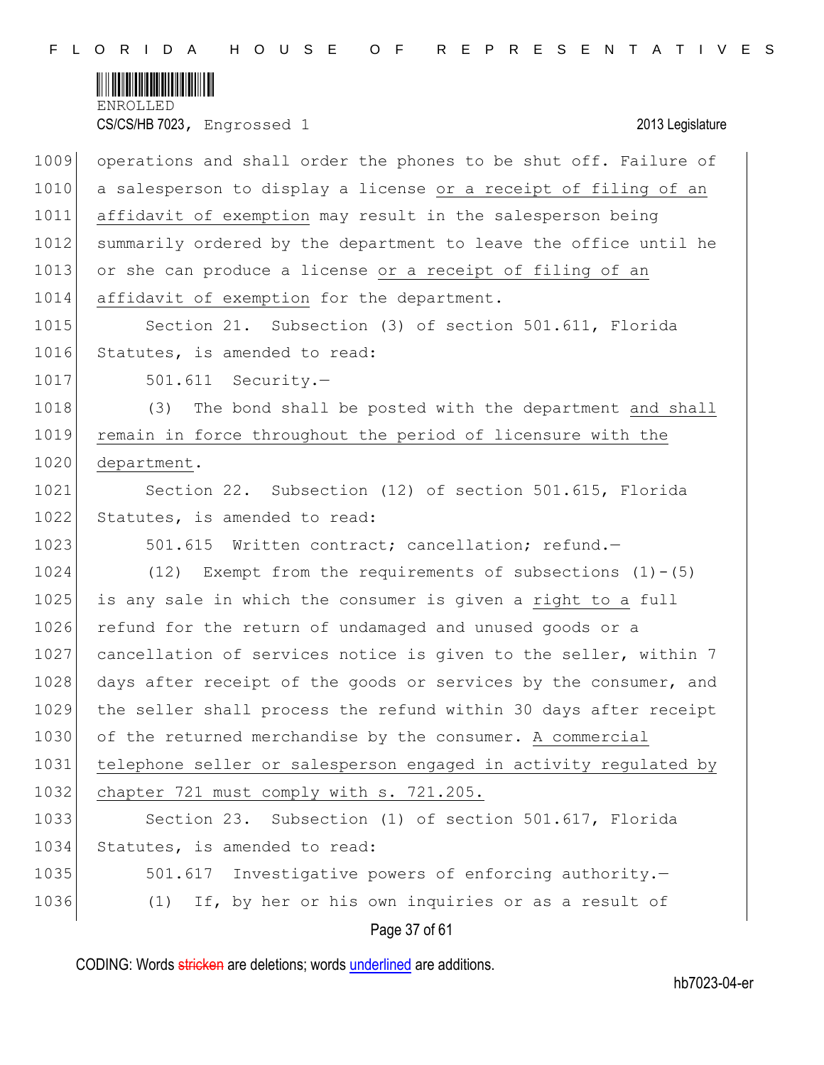operations and shall order the phones to be shut off. Failure of a salesperson to display a license or a receipt of filing of an affidavit of exemption may result in the salesperson being summarily ordered by the department to leave the office until he or she can produce a license or a receipt of filing of an affidavit of exemption for the department.

Section 21. Subsection (3) of section 501.611, Florida Statutes, is amended to read:

501.611 Security.—

(3) The bond shall be posted with the department and shall remain in force throughout the period of licensure with the department.

Section 22. Subsection (12) of section 501.615, Florida Statutes, is amended to read:

501.615 Written contract; cancellation; refund.—

(12) Exempt from the requirements of subsections (1)-(5) is any sale in which the consumer is given a right to a full refund for the return of undamaged and unused goods or a cancellation of services notice is given to the seller, within 7 days after receipt of the goods or services by the consumer, and the seller shall process the refund within 30 days after receipt of the returned merchandise by the consumer. A commercial telephone seller or salesperson engaged in activity regulated by chapter 721 must comply with s. 721.205.

Section 23. Subsection (1) of section 501.617, Florida Statutes, is amended to read:

501.617 Investigative powers of enforcing authority.—

(1) If, by her or his own inquiries or as a result of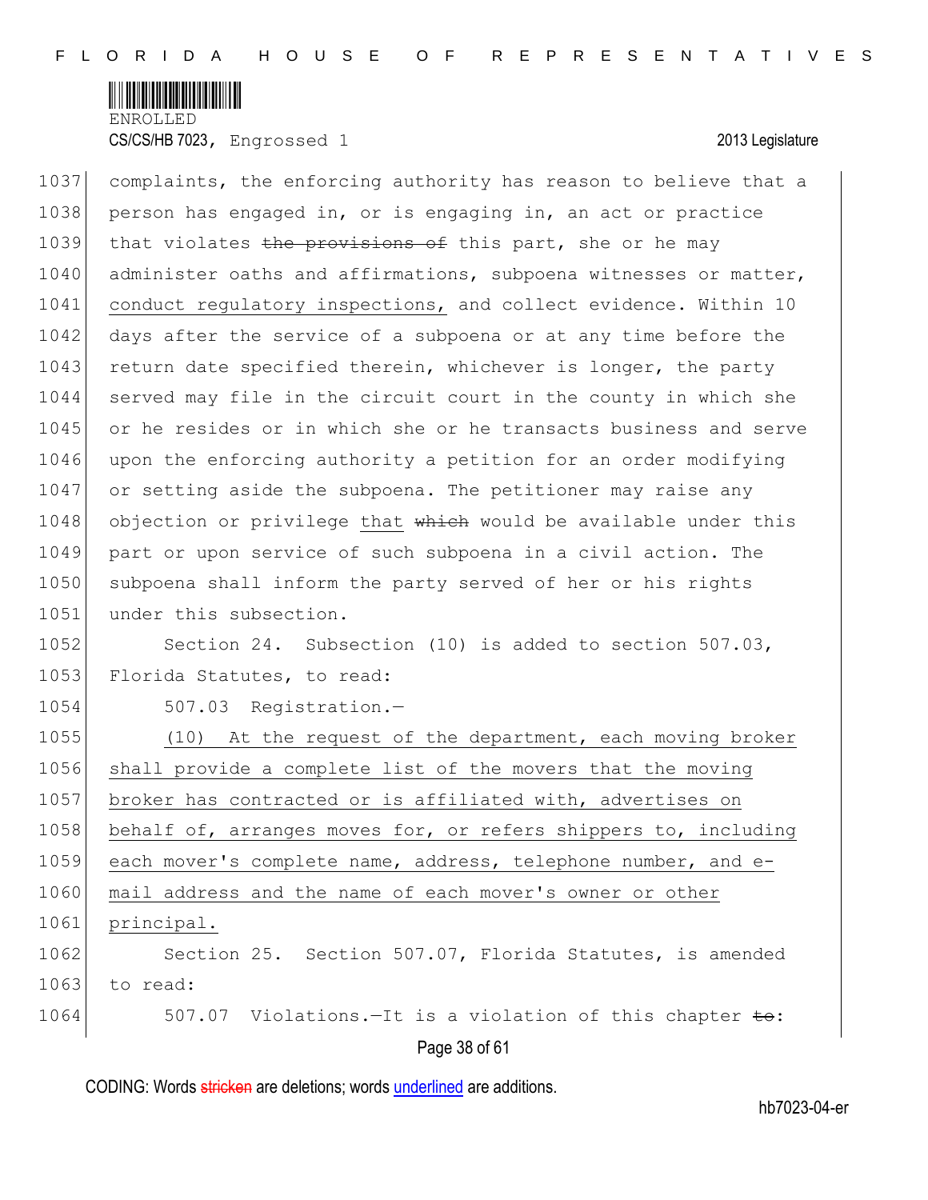complaints, the enforcing authority has reason to believe that a person has engaged in, or is engaging in, an act or practice that violates ~~the provisions of~~ this part, she or he may administer oaths and affirmations, subpoena witnesses or matter, conduct regulatory inspections, and collect evidence. Within 10 days after the service of a subpoena or at any time before the return date specified therein, whichever is longer, the party served may file in the circuit court in the county in which she or he resides or in which she or he transacts business and serve upon the enforcing authority a petition for an order modifying or setting aside the subpoena. The petitioner may raise any objection or privilege that ~~which~~ would be available under this part or upon service of such subpoena in a civil action. The subpoena shall inform the party served of her or his rights under this subsection.

Section 24. Subsection (10) is added to section 507.03, Florida Statutes, to read:

507.03 Registration.—

(10) At the request of the department, each moving broker shall provide a complete list of the movers that the moving broker has contracted or is affiliated with, advertises on behalf of, arranges moves for, or refers shippers to, including each mover's complete name, address, telephone number, and e-mail address and the name of each mover's owner or other principal.

Section 25. Section 507.07, Florida Statutes, is amended to read:

507.07 Violations.—It is a violation of this chapter ~~to~~: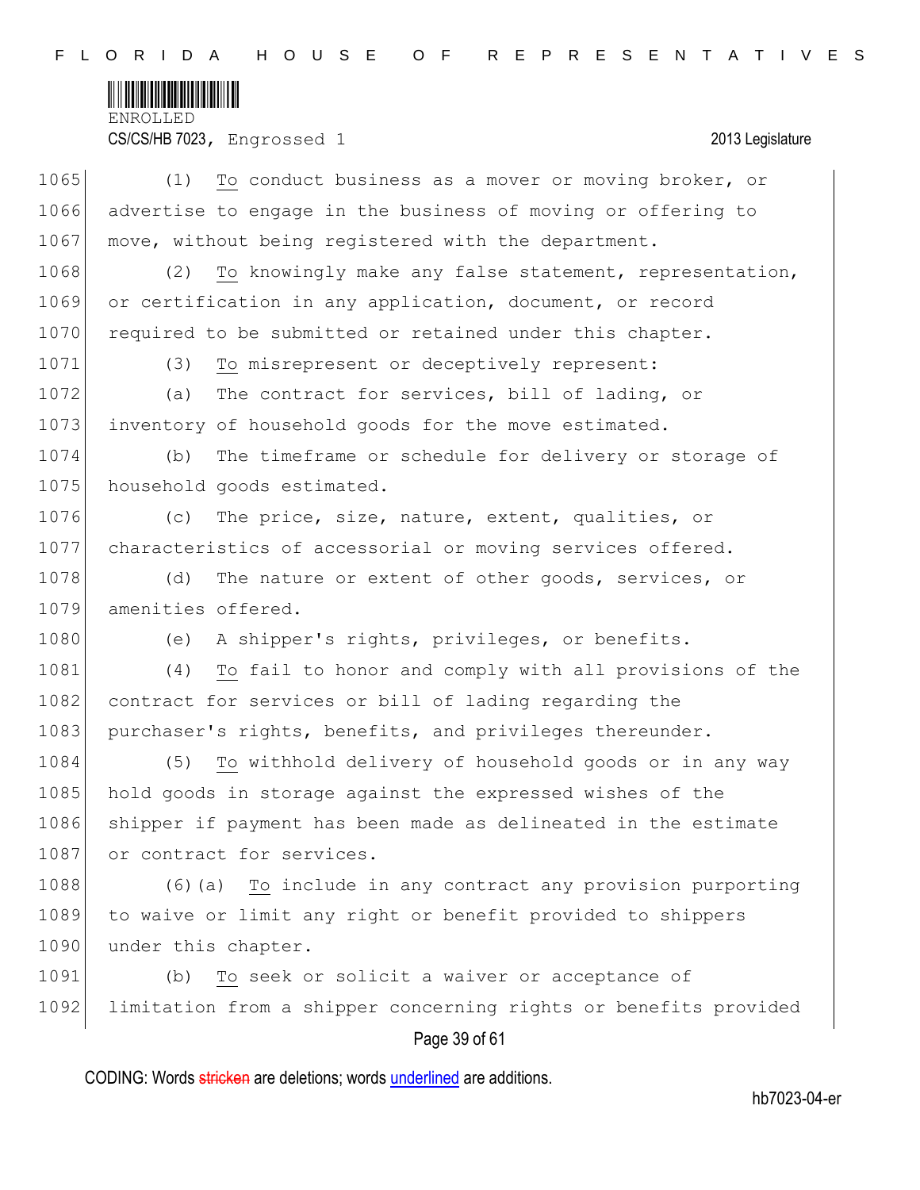(1) To conduct business as a mover or moving broker, or advertise to engage in the business of moving or offering to move, without being registered with the department.

(2) To knowingly make any false statement, representation, or certification in any application, document, or record required to be submitted or retained under this chapter.

(3) To misrepresent or deceptively represent:

(a) The contract for services, bill of lading, or inventory of household goods for the move estimated.

(b) The timeframe or schedule for delivery or storage of household goods estimated.

(c) The price, size, nature, extent, qualities, or characteristics of accessorial or moving services offered.

(d) The nature or extent of other goods, services, or amenities offered.

(e) A shipper's rights, privileges, or benefits.

(4) To fail to honor and comply with all provisions of the contract for services or bill of lading regarding the purchaser's rights, benefits, and privileges thereunder.

(5) To withhold delivery of household goods or in any way hold goods in storage against the expressed wishes of the shipper if payment has been made as delineated in the estimate or contract for services.

(6)(a) To include in any contract any provision purporting to waive or limit any right or benefit provided to shippers under this chapter.

(b) To seek or solicit a waiver or acceptance of limitation from a shipper concerning rights or benefits provided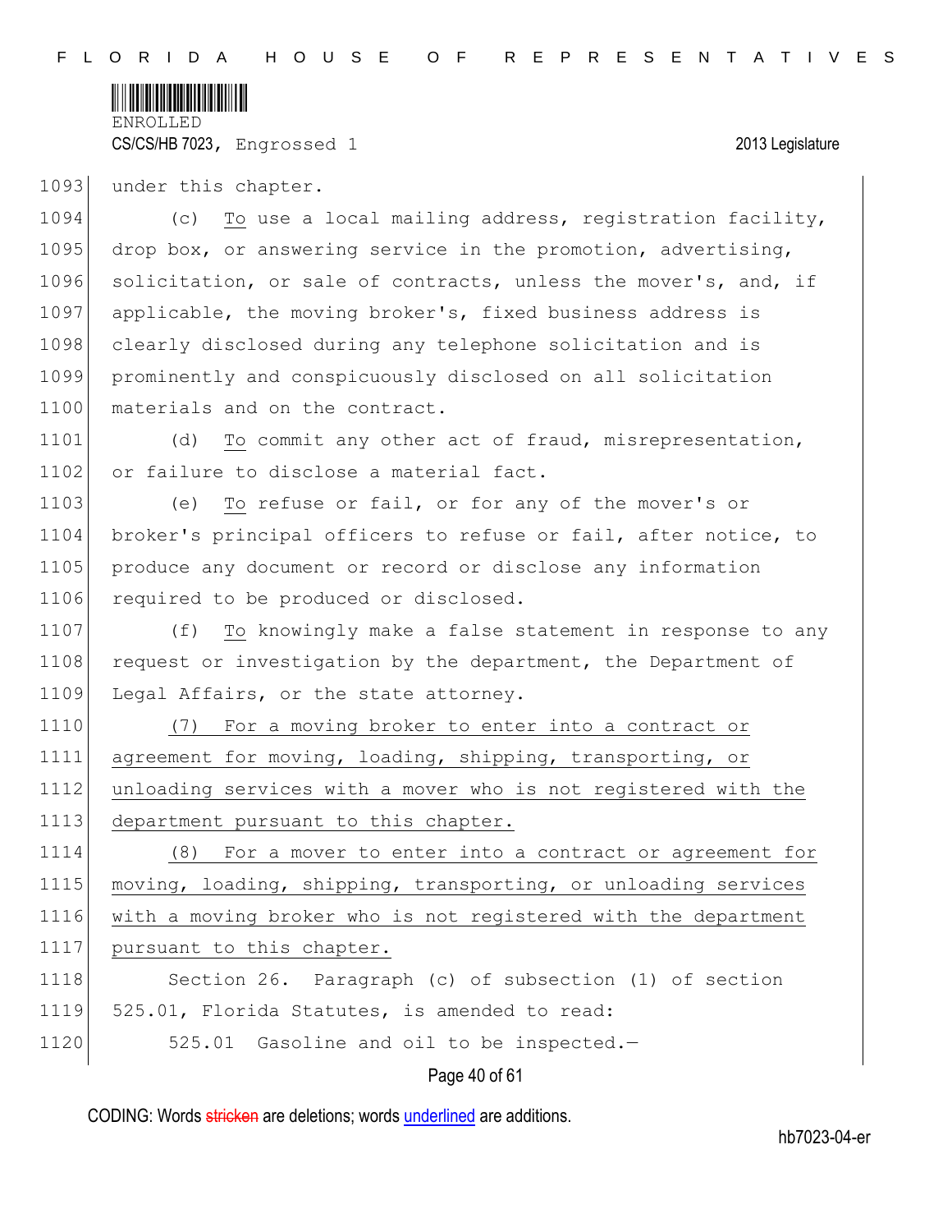under this chapter.

(c) <u>To</u> use a local mailing address, registration facility, drop box, or answering service in the promotion, advertising, solicitation, or sale of contracts, unless the mover's, and, if applicable, the moving broker's, fixed business address is clearly disclosed during any telephone solicitation and is prominently and conspicuously disclosed on all solicitation materials and on the contract.

(d) <u>To</u> commit any other act of fraud, misrepresentation, or failure to disclose a material fact.

(e) <u>To</u> refuse or fail, or for any of the mover's or broker's principal officers to refuse or fail, after notice, to produce any document or record or disclose any information required to be produced or disclosed.

(f) <u>To</u> knowingly make a false statement in response to any request or investigation by the department, the Department of Legal Affairs, or the state attorney.

<u>(7) For a moving broker to enter into a contract or agreement for moving, loading, shipping, transporting, or unloading services with a mover who is not registered with the department pursuant to this chapter.</u>

<u>(8) For a mover to enter into a contract or agreement for moving, loading, shipping, transporting, or unloading services with a moving broker who is not registered with the department pursuant to this chapter.</u>

Section 26. Paragraph (c) of subsection (1) of section 525.01, Florida Statutes, is amended to read:

525.01 Gasoline and oil to be inspected.—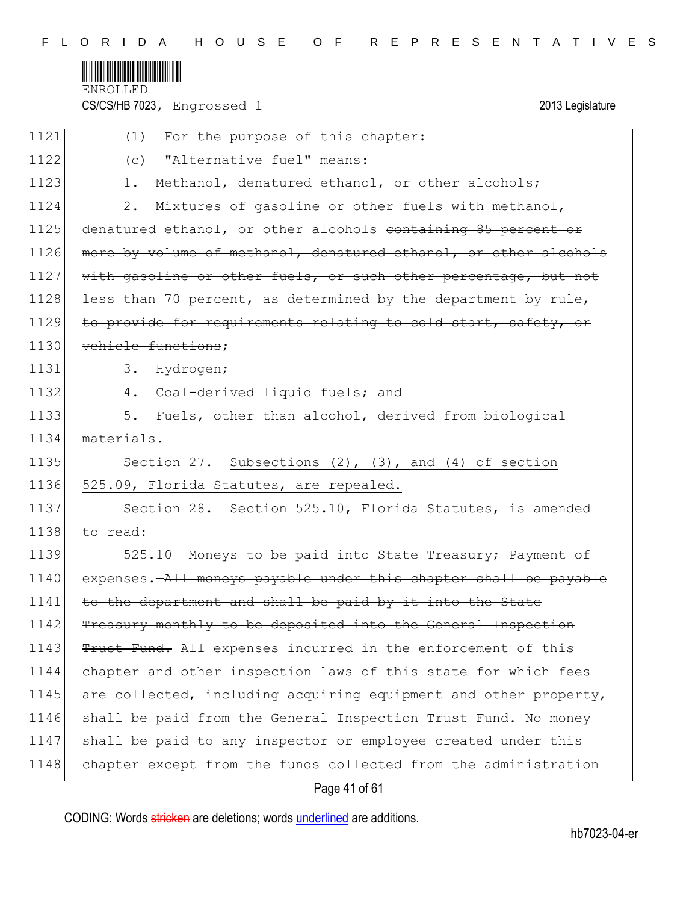(1) For the purpose of this chapter:

(c) "Alternative fuel" means:

1. Methanol, denatured ethanol, or other alcohols;

2. Mixtures of gasoline or other fuels with methanol, denatured ethanol, or other alcohols ~~containing 85 percent or more by volume of methanol, denatured ethanol, or other alcohols with gasoline or other fuels, or such other percentage, but not less than 70 percent, as determined by the department by rule, to provide for requirements relating to cold start, safety, or vehicle functions~~;

3. Hydrogen;

4. Coal-derived liquid fuels; and

5. Fuels, other than alcohol, derived from biological materials.

Section 27. Subsections (2), (3), and (4) of section 525.09, Florida Statutes, are repealed.

Section 28. Section 525.10, Florida Statutes, is amended to read:

525.10 ~~Moneys to be paid into State Treasury;~~ Payment of expenses.~~—All moneys payable under this chapter shall be payable to the department and shall be paid by it into the State Treasury monthly to be deposited into the General Inspection Trust Fund.~~ All expenses incurred in the enforcement of this chapter and other inspection laws of this state for which fees are collected, including acquiring equipment and other property, shall be paid from the General Inspection Trust Fund. No money shall be paid to any inspector or employee created under this chapter except from the funds collected from the administration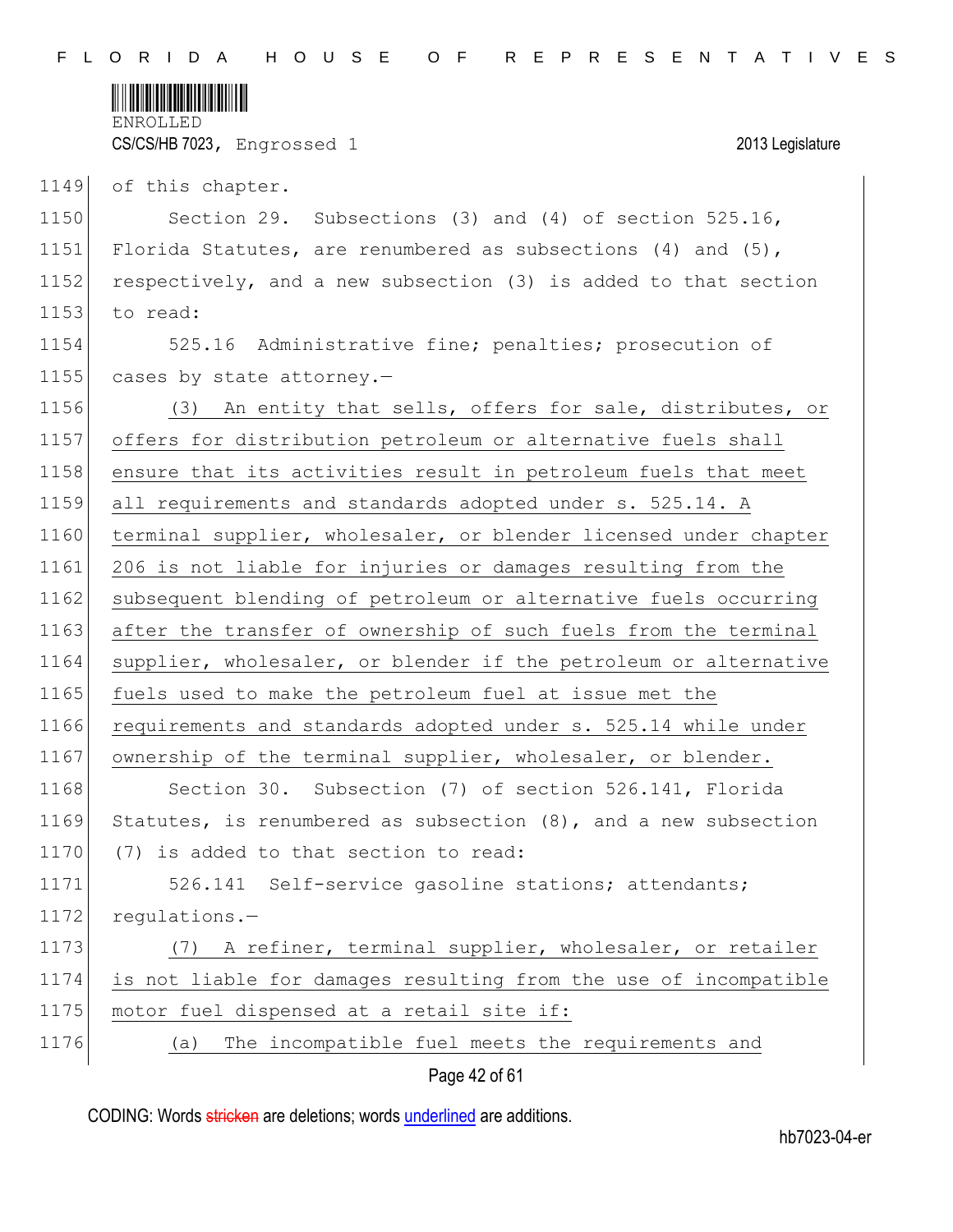of this chapter.

Section 29. Subsections (3) and (4) of section 525.16, Florida Statutes, are renumbered as subsections (4) and (5), respectively, and a new subsection (3) is added to that section to read:

525.16 Administrative fine; penalties; prosecution of cases by state attorney.—

(3) An entity that sells, offers for sale, distributes, or offers for distribution petroleum or alternative fuels shall ensure that its activities result in petroleum fuels that meet all requirements and standards adopted under s. 525.14. A terminal supplier, wholesaler, or blender licensed under chapter 206 is not liable for injuries or damages resulting from the subsequent blending of petroleum or alternative fuels occurring after the transfer of ownership of such fuels from the terminal supplier, wholesaler, or blender if the petroleum or alternative fuels used to make the petroleum fuel at issue met the requirements and standards adopted under s. 525.14 while under ownership of the terminal supplier, wholesaler, or blender.

Section 30. Subsection (7) of section 526.141, Florida Statutes, is renumbered as subsection (8), and a new subsection (7) is added to that section to read:

526.141 Self-service gasoline stations; attendants; regulations.—

(7) A refiner, terminal supplier, wholesaler, or retailer is not liable for damages resulting from the use of incompatible motor fuel dispensed at a retail site if:

(a) The incompatible fuel meets the requirements and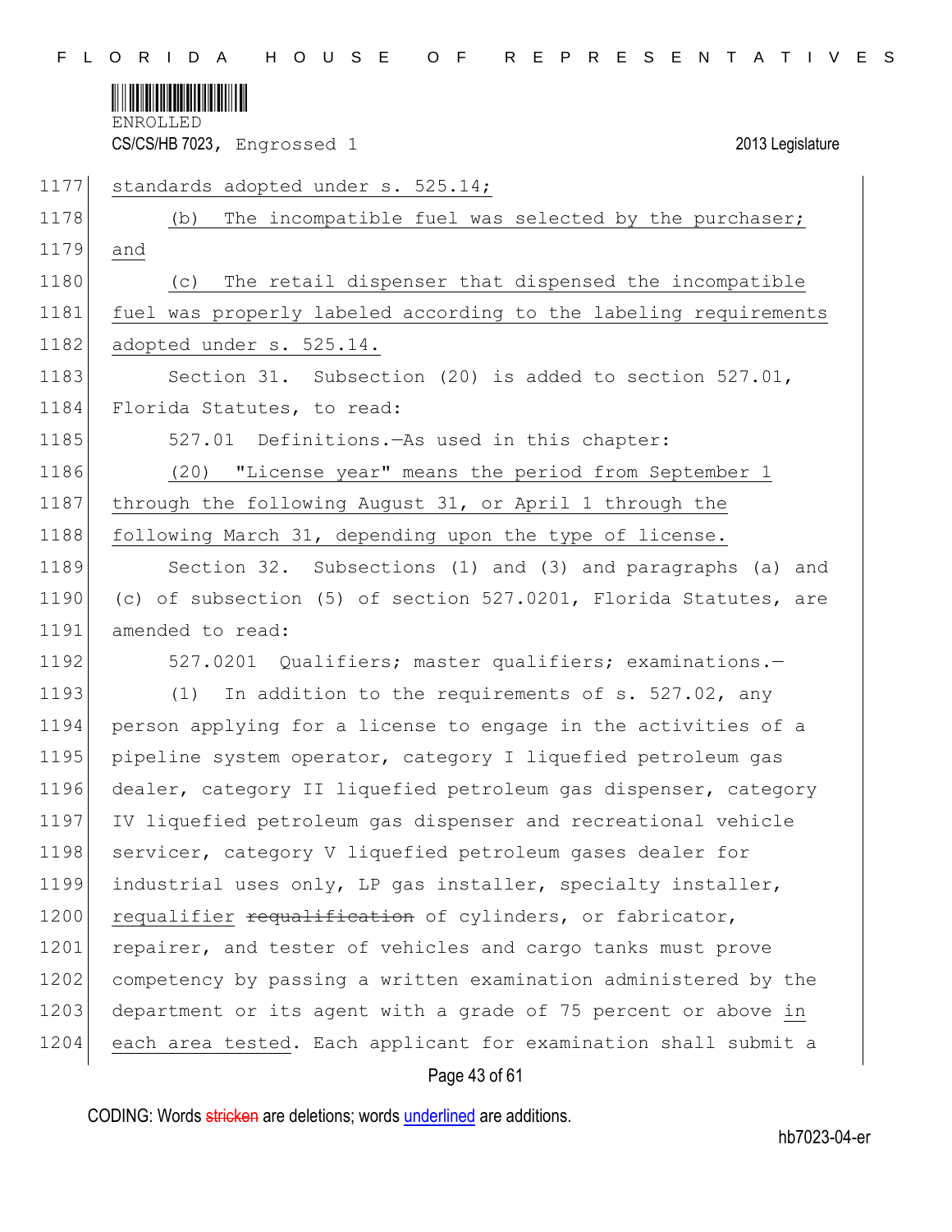standards adopted under s. 525.14;

(b) The incompatible fuel was selected by the purchaser; and

(c) The retail dispenser that dispensed the incompatible fuel was properly labeled according to the labeling requirements adopted under s. 525.14.

Section 31. Subsection (20) is added to section 527.01, Florida Statutes, to read:

527.01 Definitions.—As used in this chapter:

(20) "License year" means the period from September 1 through the following August 31, or April 1 through the following March 31, depending upon the type of license.

Section 32. Subsections (1) and (3) and paragraphs (a) and (c) of subsection (5) of section 527.0201, Florida Statutes, are amended to read:

527.0201 Qualifiers; master qualifiers; examinations.—

(1) In addition to the requirements of s. 527.02, any person applying for a license to engage in the activities of a pipeline system operator, category I liquefied petroleum gas dealer, category II liquefied petroleum gas dispenser, category IV liquefied petroleum gas dispenser and recreational vehicle servicer, category V liquefied petroleum gases dealer for industrial uses only, LP gas installer, specialty installer, requalifier ~~requalification~~ of cylinders, or fabricator, repairer, and tester of vehicles and cargo tanks must prove competency by passing a written examination administered by the department or its agent with a grade of 75 percent or above in each area tested. Each applicant for examination shall submit a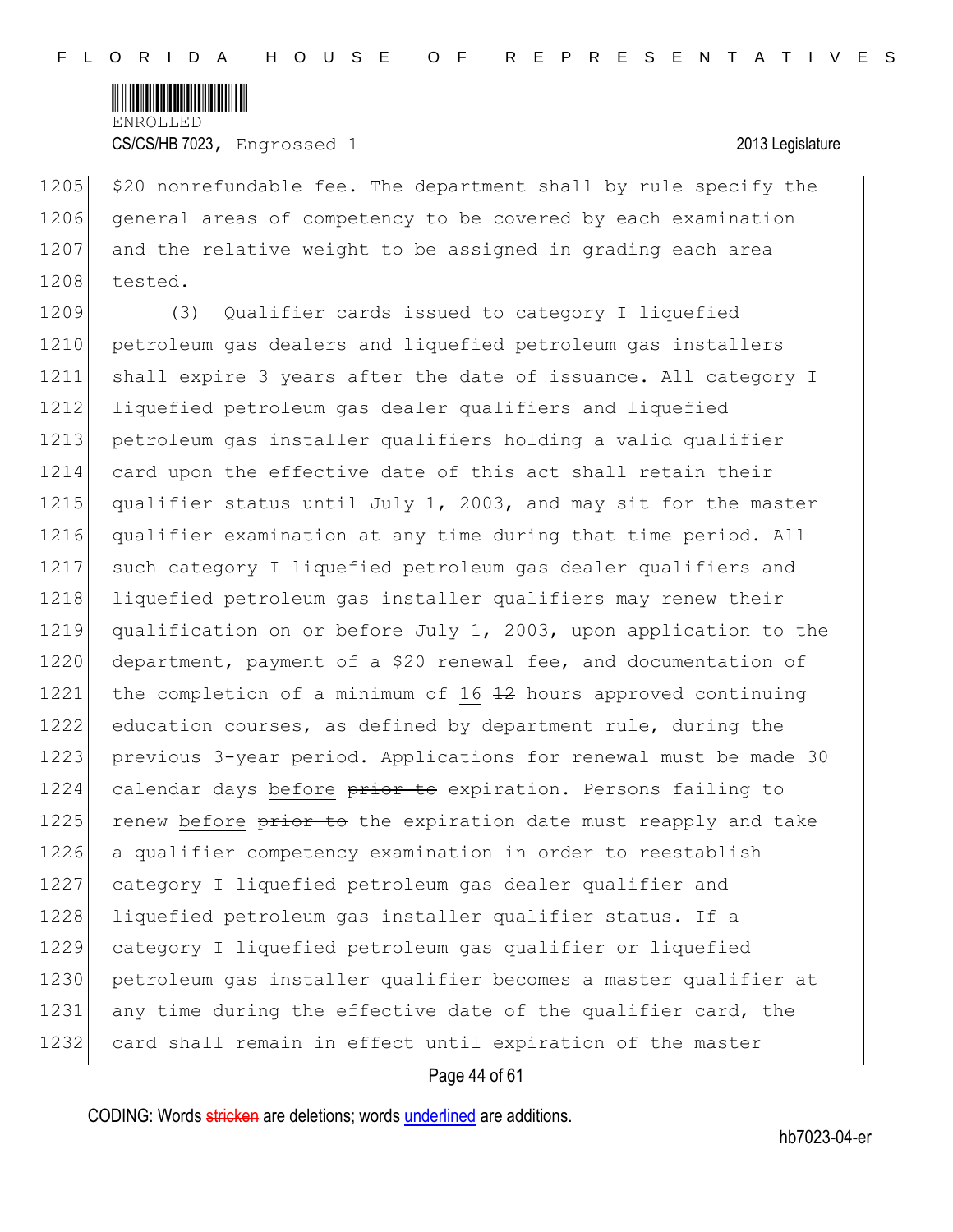$20 nonrefundable fee. The department shall by rule specify the general areas of competency to be covered by each examination and the relative weight to be assigned in grading each area tested.

(3) Qualifier cards issued to category I liquefied petroleum gas dealers and liquefied petroleum gas installers shall expire 3 years after the date of issuance. All category I liquefied petroleum gas dealer qualifiers and liquefied petroleum gas installer qualifiers holding a valid qualifier card upon the effective date of this act shall retain their qualifier status until July 1, 2003, and may sit for the master qualifier examination at any time during that time period. All such category I liquefied petroleum gas dealer qualifiers and liquefied petroleum gas installer qualifiers may renew their qualification on or before July 1, 2003, upon application to the department, payment of a $20 renewal fee, and documentation of the completion of a minimum of 16 ~~12~~ hours approved continuing education courses, as defined by department rule, during the previous 3-year period. Applications for renewal must be made 30 calendar days before ~~prior to~~ expiration. Persons failing to renew before ~~prior to~~ the expiration date must reapply and take a qualifier competency examination in order to reestablish category I liquefied petroleum gas dealer qualifier and liquefied petroleum gas installer qualifier status. If a category I liquefied petroleum gas qualifier or liquefied petroleum gas installer qualifier becomes a master qualifier at any time during the effective date of the qualifier card, the card shall remain in effect until expiration of the master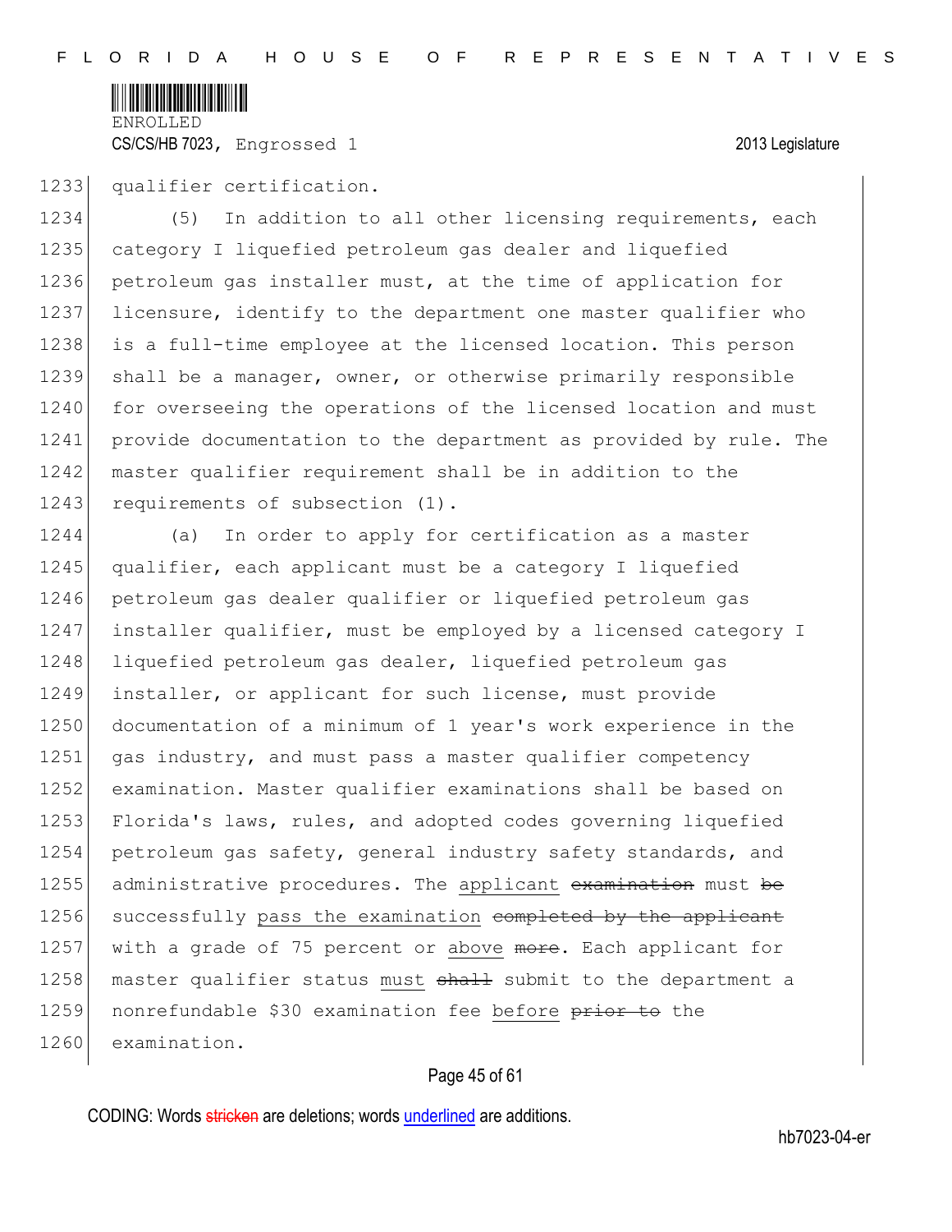qualifier certification.

(5) In addition to all other licensing requirements, each category I liquefied petroleum gas dealer and liquefied petroleum gas installer must, at the time of application for licensure, identify to the department one master qualifier who is a full-time employee at the licensed location. This person shall be a manager, owner, or otherwise primarily responsible for overseeing the operations of the licensed location and must provide documentation to the department as provided by rule. The master qualifier requirement shall be in addition to the requirements of subsection (1).

(a) In order to apply for certification as a master qualifier, each applicant must be a category I liquefied petroleum gas dealer qualifier or liquefied petroleum gas installer qualifier, must be employed by a licensed category I liquefied petroleum gas dealer, liquefied petroleum gas installer, or applicant for such license, must provide documentation of a minimum of 1 year's work experience in the gas industry, and must pass a master qualifier competency examination. Master qualifier examinations shall be based on Florida's laws, rules, and adopted codes governing liquefied petroleum gas safety, general industry safety standards, and administrative procedures. The <u>applicant</u> ~~examination~~ must ~~be~~ successfully <u>pass the examination</u> ~~completed by the applicant~~ with a grade of 75 percent or <u>above</u> ~~more~~. Each applicant for master qualifier status <u>must</u> ~~shall~~ submit to the department a nonrefundable $30 examination fee <u>before</u> ~~prior to~~ the examination.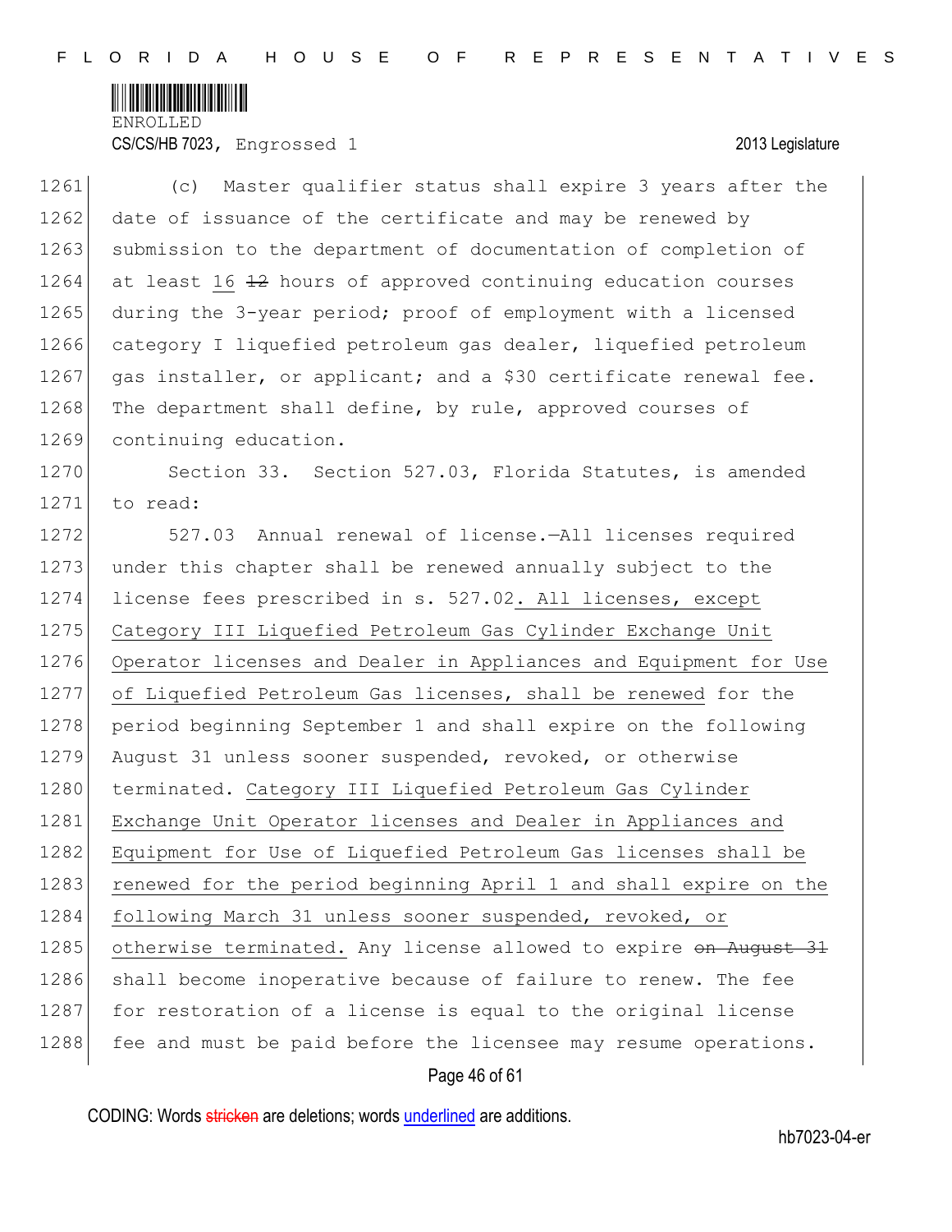(c) Master qualifier status shall expire 3 years after the date of issuance of the certificate and may be renewed by submission to the department of documentation of completion of at least 16 ~~12~~ hours of approved continuing education courses during the 3-year period; proof of employment with a licensed category I liquefied petroleum gas dealer, liquefied petroleum gas installer, or applicant; and a $30 certificate renewal fee. The department shall define, by rule, approved courses of continuing education.

Section 33. Section 527.03, Florida Statutes, is amended to read:

527.03 Annual renewal of license.—All licenses required under this chapter shall be renewed annually subject to the license fees prescribed in s. 527.02. All licenses, except Category III Liquefied Petroleum Gas Cylinder Exchange Unit Operator licenses and Dealer in Appliances and Equipment for Use of Liquefied Petroleum Gas licenses, shall be renewed for the period beginning September 1 and shall expire on the following August 31 unless sooner suspended, revoked, or otherwise terminated. Category III Liquefied Petroleum Gas Cylinder Exchange Unit Operator licenses and Dealer in Appliances and Equipment for Use of Liquefied Petroleum Gas licenses shall be renewed for the period beginning April 1 and shall expire on the following March 31 unless sooner suspended, revoked, or otherwise terminated. Any license allowed to expire ~~on August 31~~ shall become inoperative because of failure to renew. The fee for restoration of a license is equal to the original license fee and must be paid before the licensee may resume operations.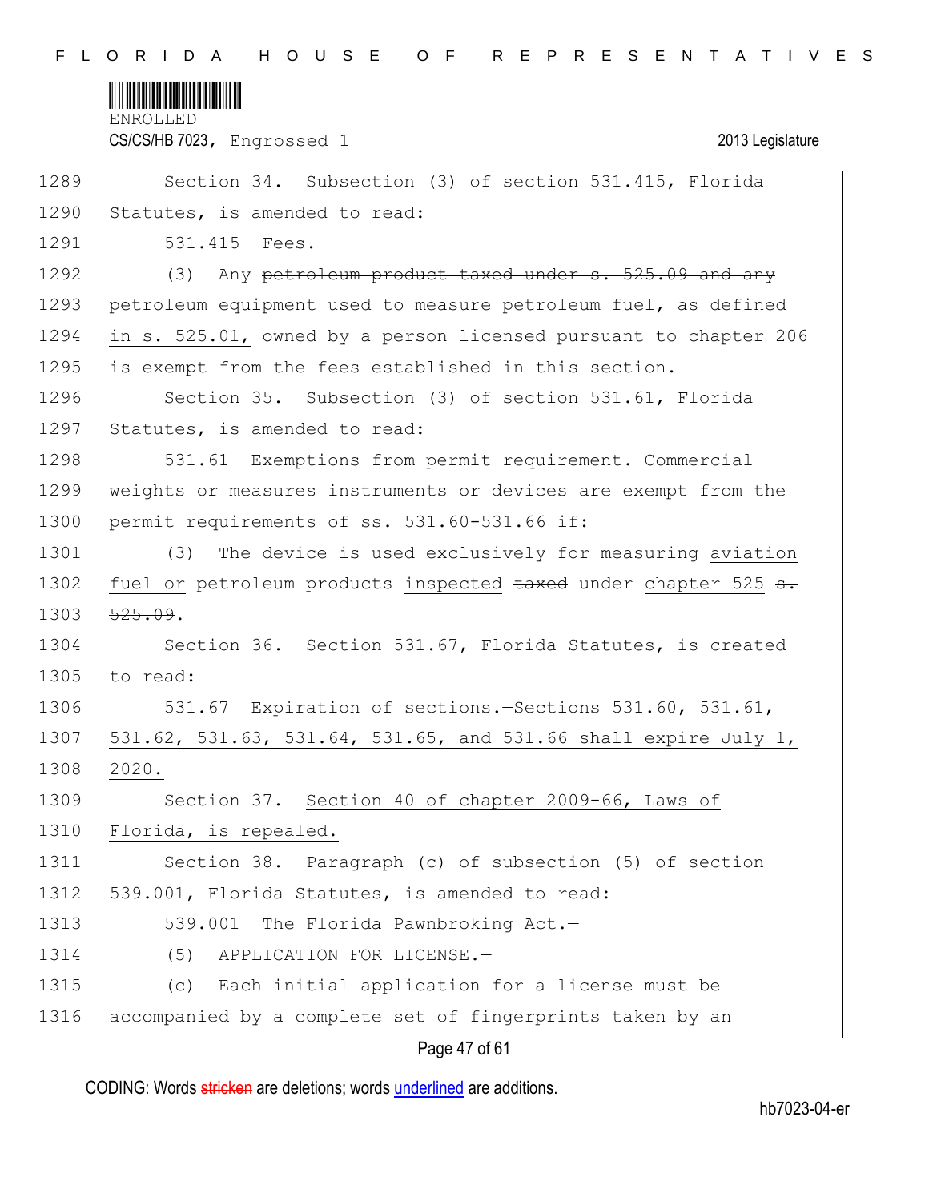Section 34. Subsection (3) of section 531.415, Florida Statutes, is amended to read:

531.415 Fees.—

(3) Any ~~petroleum product taxed under s. 525.09 and any~~ petroleum equipment <u>used to measure petroleum fuel, as defined in s. 525.01,</u> owned by a person licensed pursuant to chapter 206 is exempt from the fees established in this section.

Section 35. Subsection (3) of section 531.61, Florida Statutes, is amended to read:

531.61 Exemptions from permit requirement.—Commercial weights or measures instruments or devices are exempt from the permit requirements of ss. 531.60-531.66 if:

(3) The device is used exclusively for measuring <u>aviation fuel or</u> petroleum products <u>inspected</u> ~~taxed~~ under <u>chapter 525</u> ~~s. 525.09~~.

Section 36. Section 531.67, Florida Statutes, is created to read:

<u>531.67 Expiration of sections.—Sections 531.60, 531.61, 531.62, 531.63, 531.64, 531.65, and 531.66 shall expire July 1, 2020.</u>

Section 37. <u>Section 40 of chapter 2009-66, Laws of Florida, is repealed.</u>

Section 38. Paragraph (c) of subsection (5) of section 539.001, Florida Statutes, is amended to read:

539.001 The Florida Pawnbroking Act.—

(5) APPLICATION FOR LICENSE.—

(c) Each initial application for a license must be accompanied by a complete set of fingerprints taken by an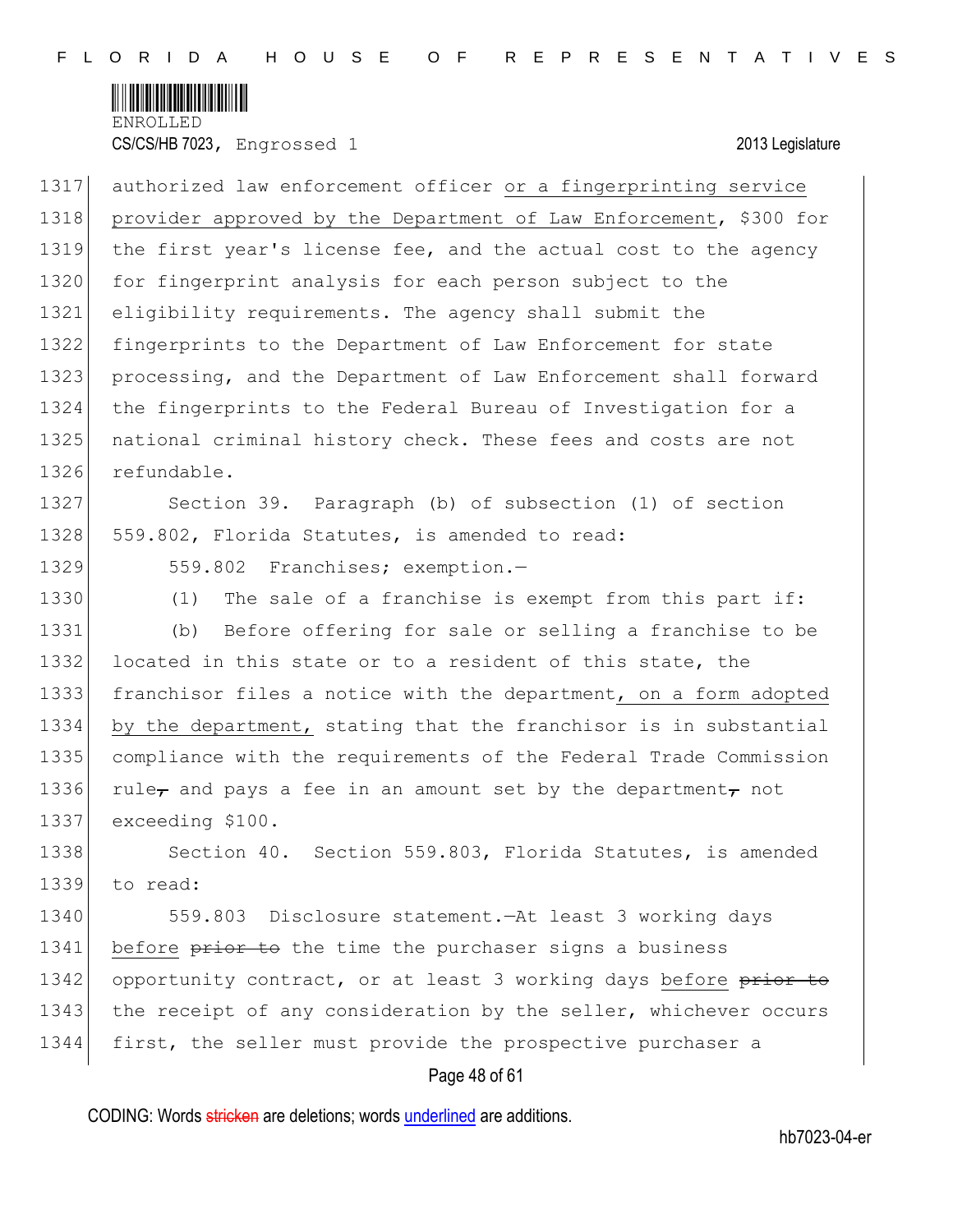authorized law enforcement officer <u>or a fingerprinting service provider approved by the Department of Law Enforcement</u>, $300 for the first year's license fee, and the actual cost to the agency for fingerprint analysis for each person subject to the eligibility requirements. The agency shall submit the fingerprints to the Department of Law Enforcement for state processing, and the Department of Law Enforcement shall forward the fingerprints to the Federal Bureau of Investigation for a national criminal history check. These fees and costs are not refundable.

Section 39. Paragraph (b) of subsection (1) of section 559.802, Florida Statutes, is amended to read:

559.802 Franchises; exemption.—

(1) The sale of a franchise is exempt from this part if:

(b) Before offering for sale or selling a franchise to be located in this state or to a resident of this state, the franchisor files a notice with the department<u>, on a form adopted by the department,</u> stating that the franchisor is in substantial compliance with the requirements of the Federal Trade Commission rule~~,~~ and pays a fee in an amount set by the department~~,~~ not exceeding $100.

Section 40. Section 559.803, Florida Statutes, is amended to read:

559.803 Disclosure statement.—At least 3 working days <u>before</u> ~~prior to~~ the time the purchaser signs a business opportunity contract, or at least 3 working days <u>before</u> ~~prior to~~ the receipt of any consideration by the seller, whichever occurs first, the seller must provide the prospective purchaser a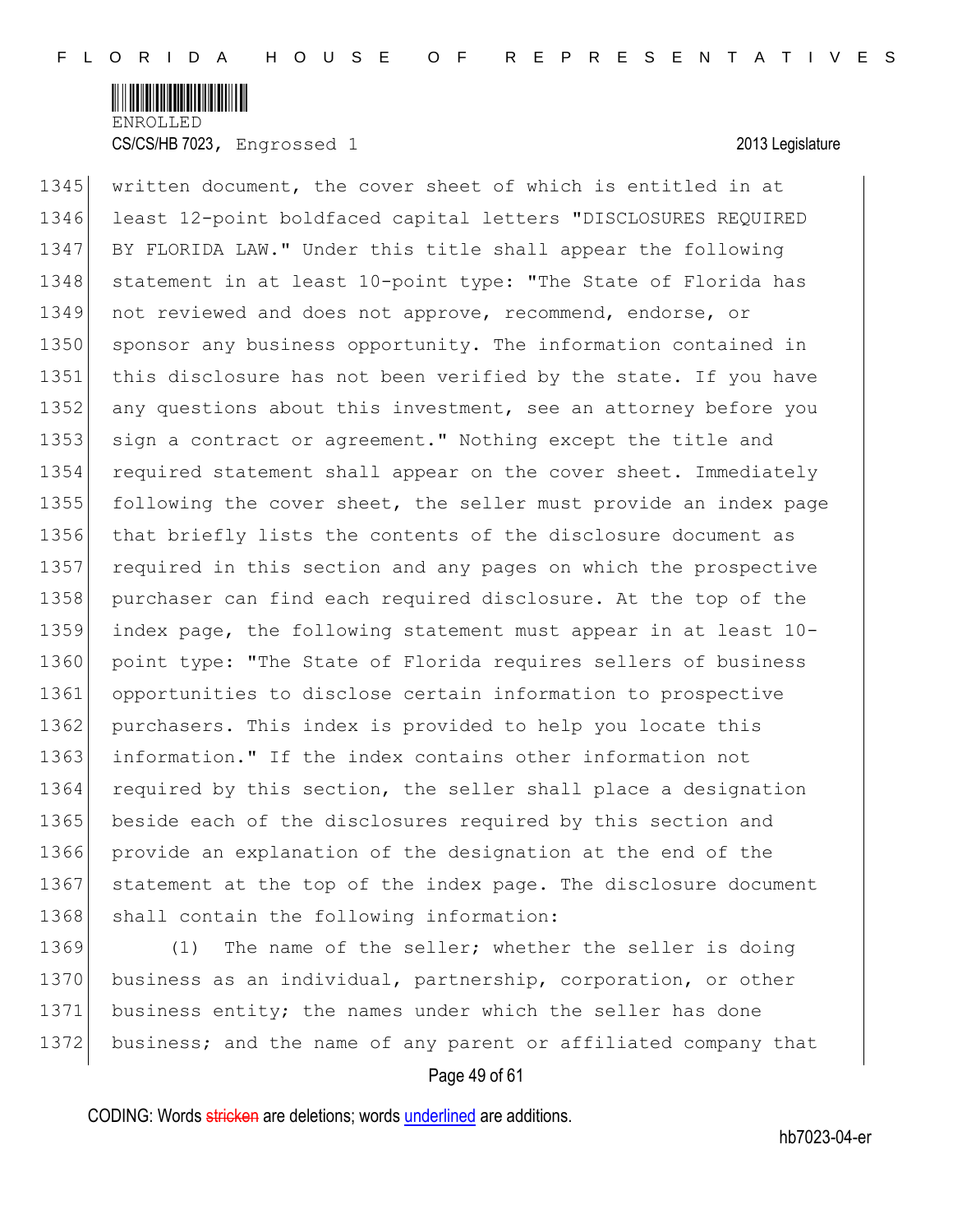written document, the cover sheet of which is entitled in at least 12-point boldfaced capital letters "DISCLOSURES REQUIRED BY FLORIDA LAW." Under this title shall appear the following statement in at least 10-point type: "The State of Florida has not reviewed and does not approve, recommend, endorse, or sponsor any business opportunity. The information contained in this disclosure has not been verified by the state. If you have any questions about this investment, see an attorney before you sign a contract or agreement." Nothing except the title and required statement shall appear on the cover sheet. Immediately following the cover sheet, the seller must provide an index page that briefly lists the contents of the disclosure document as required in this section and any pages on which the prospective purchaser can find each required disclosure. At the top of the index page, the following statement must appear in at least 10-point type: "The State of Florida requires sellers of business opportunities to disclose certain information to prospective purchasers. This index is provided to help you locate this information." If the index contains other information not required by this section, the seller shall place a designation beside each of the disclosures required by this section and provide an explanation of the designation at the end of the statement at the top of the index page. The disclosure document shall contain the following information:

(1) The name of the seller; whether the seller is doing business as an individual, partnership, corporation, or other business entity; the names under which the seller has done business; and the name of any parent or affiliated company that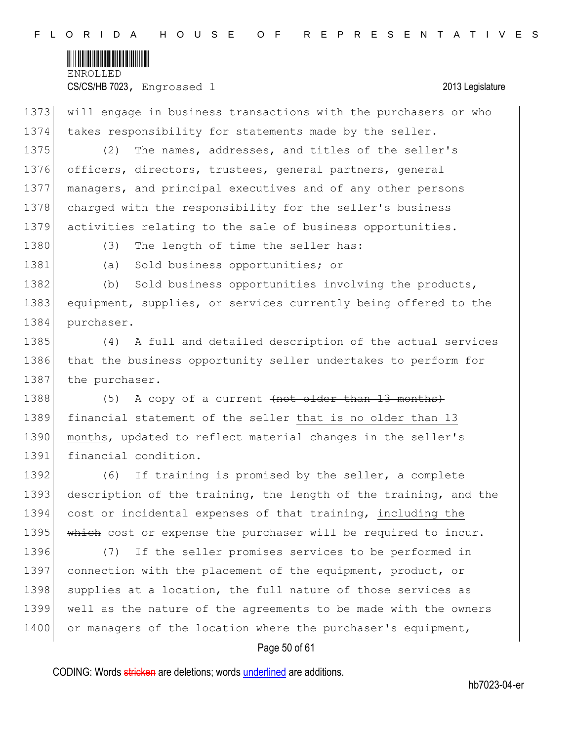will engage in business transactions with the purchasers or who takes responsibility for statements made by the seller.

(2) The names, addresses, and titles of the seller's officers, directors, trustees, general partners, general managers, and principal executives and of any other persons charged with the responsibility for the seller's business activities relating to the sale of business opportunities.

(3) The length of time the seller has:

(a) Sold business opportunities; or

(b) Sold business opportunities involving the products, equipment, supplies, or services currently being offered to the purchaser.

(4) A full and detailed description of the actual services that the business opportunity seller undertakes to perform for the purchaser.

(5) A copy of a current ~~(not older than 13 months)~~ financial statement of the seller that is no older than 13 months, updated to reflect material changes in the seller's financial condition.

(6) If training is promised by the seller, a complete description of the training, the length of the training, and the cost or incidental expenses of that training, including the ~~which~~ cost or expense the purchaser will be required to incur.

(7) If the seller promises services to be performed in connection with the placement of the equipment, product, or supplies at a location, the full nature of those services as well as the nature of the agreements to be made with the owners or managers of the location where the purchaser's equipment,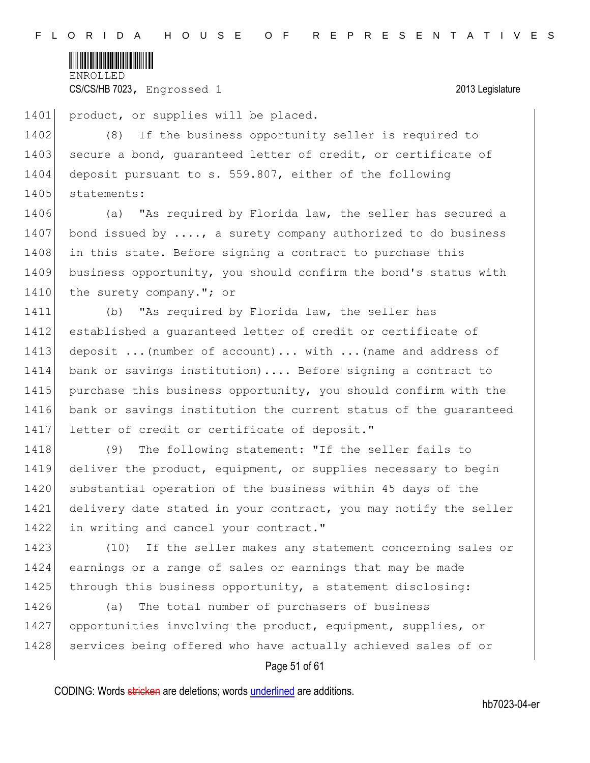product, or supplies will be placed.

(8) If the business opportunity seller is required to secure a bond, guaranteed letter of credit, or certificate of deposit pursuant to s. 559.807, either of the following statements:

(a) "As required by Florida law, the seller has secured a bond issued by ...., a surety company authorized to do business in this state. Before signing a contract to purchase this business opportunity, you should confirm the bond's status with the surety company."; or

(b) "As required by Florida law, the seller has established a guaranteed letter of credit or certificate of deposit ...(number of account)... with ...(name and address of bank or savings institution).... Before signing a contract to purchase this business opportunity, you should confirm with the bank or savings institution the current status of the guaranteed letter of credit or certificate of deposit."

(9) The following statement: "If the seller fails to deliver the product, equipment, or supplies necessary to begin substantial operation of the business within 45 days of the delivery date stated in your contract, you may notify the seller in writing and cancel your contract."

(10) If the seller makes any statement concerning sales or earnings or a range of sales or earnings that may be made through this business opportunity, a statement disclosing:

(a) The total number of purchasers of business opportunities involving the product, equipment, supplies, or services being offered who have actually achieved sales of or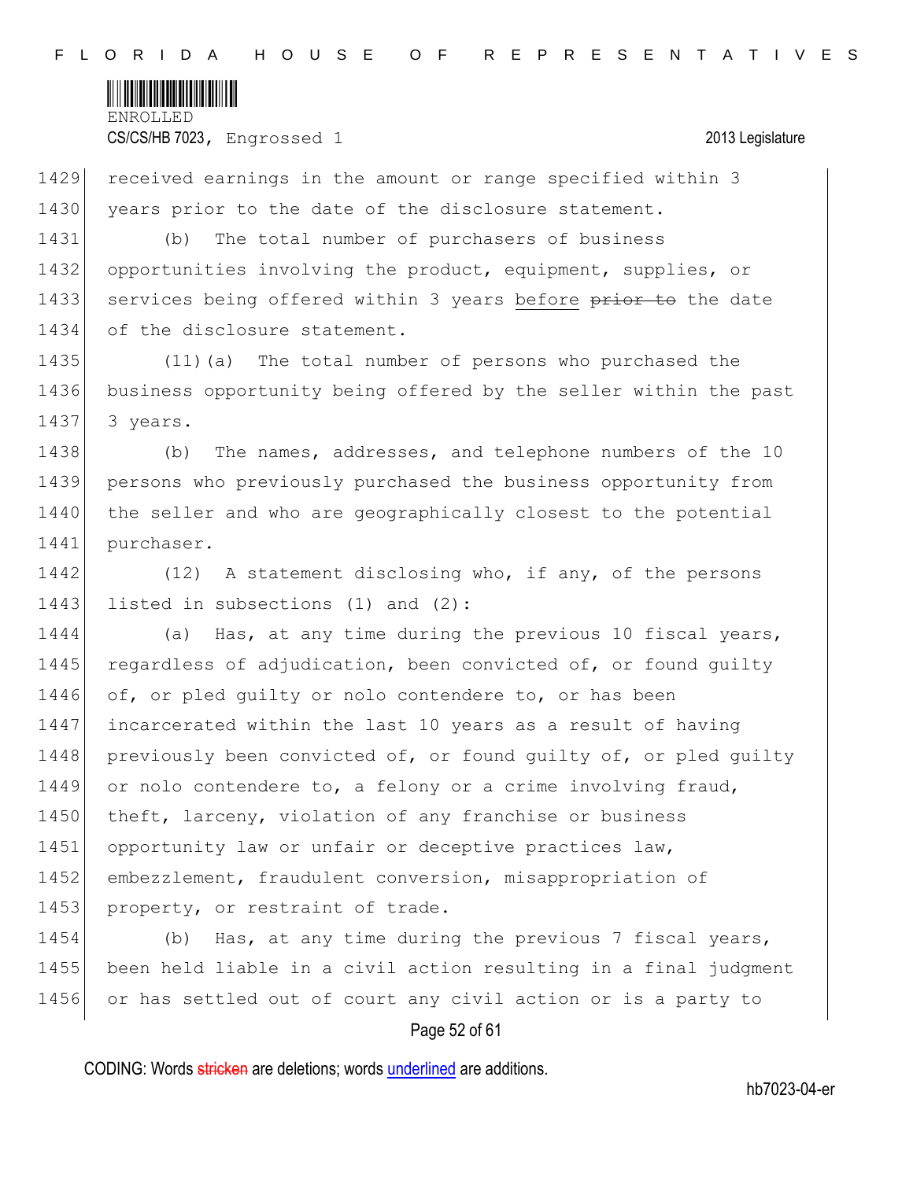received earnings in the amount or range specified within 3 years prior to the date of the disclosure statement.

(b) The total number of purchasers of business opportunities involving the product, equipment, supplies, or services being offered within 3 years <u>before</u> ~~prior to~~ the date of the disclosure statement.

(11)(a) The total number of persons who purchased the business opportunity being offered by the seller within the past 3 years.

(b) The names, addresses, and telephone numbers of the 10 persons who previously purchased the business opportunity from the seller and who are geographically closest to the potential purchaser.

(12) A statement disclosing who, if any, of the persons listed in subsections (1) and (2):

(a) Has, at any time during the previous 10 fiscal years, regardless of adjudication, been convicted of, or found guilty of, or pled guilty or nolo contendere to, or has been incarcerated within the last 10 years as a result of having previously been convicted of, or found guilty of, or pled guilty or nolo contendere to, a felony or a crime involving fraud, theft, larceny, violation of any franchise or business opportunity law or unfair or deceptive practices law, embezzlement, fraudulent conversion, misappropriation of property, or restraint of trade.

(b) Has, at any time during the previous 7 fiscal years, been held liable in a civil action resulting in a final judgment or has settled out of court any civil action or is a party to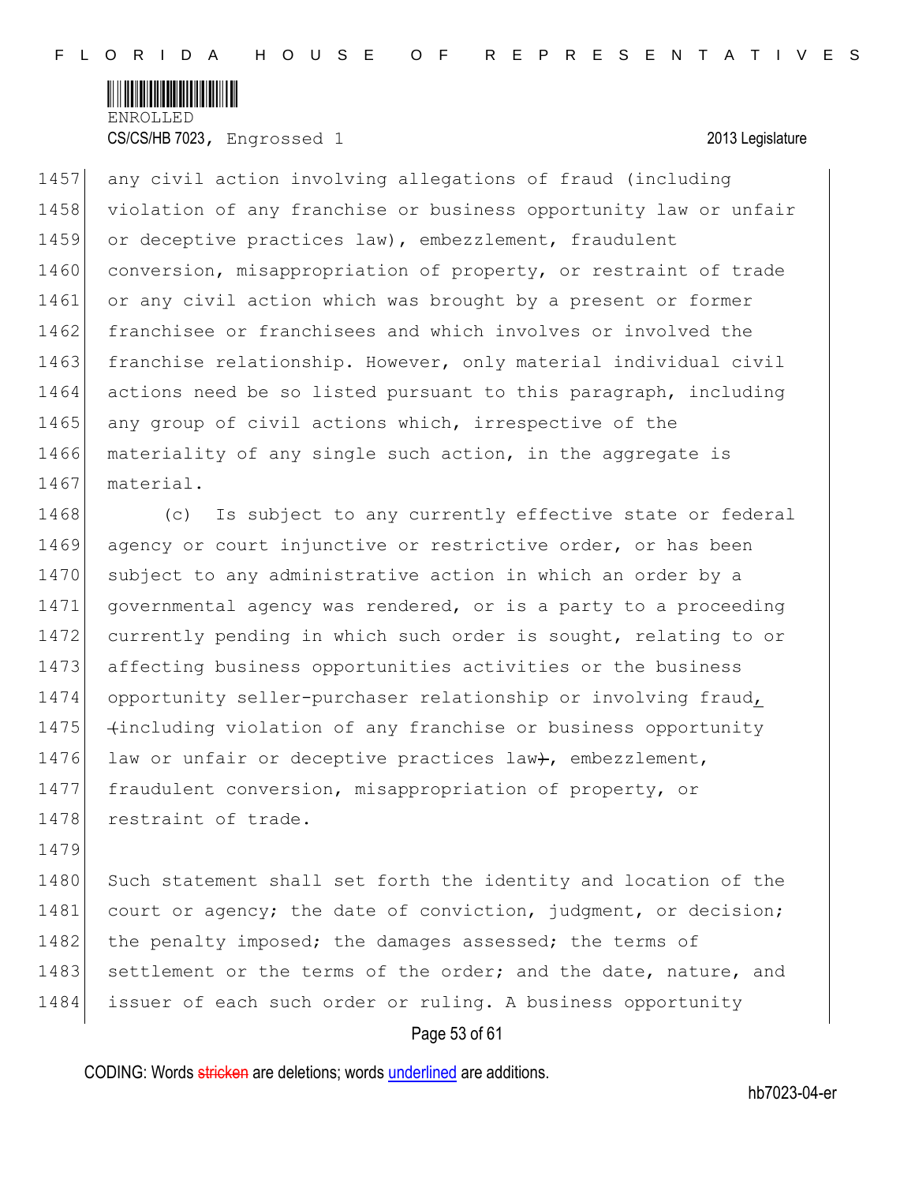any civil action involving allegations of fraud (including violation of any franchise or business opportunity law or unfair or deceptive practices law), embezzlement, fraudulent conversion, misappropriation of property, or restraint of trade or any civil action which was brought by a present or former franchisee or franchisees and which involves or involved the franchise relationship. However, only material individual civil actions need be so listed pursuant to this paragraph, including any group of civil actions which, irrespective of the materiality of any single such action, in the aggregate is material.

(c) Is subject to any currently effective state or federal agency or court injunctive or restrictive order, or has been subject to any administrative action in which an order by a governmental agency was rendered, or is a party to a proceeding currently pending in which such order is sought, relating to or affecting business opportunities activities or the business opportunity seller-purchaser relationship or involving fraud, ~~(~~including violation of any franchise or business opportunity law or unfair or deceptive practices law~~)~~, embezzlement, fraudulent conversion, misappropriation of property, or restraint of trade.

Such statement shall set forth the identity and location of the court or agency; the date of conviction, judgment, or decision; the penalty imposed; the damages assessed; the terms of settlement or the terms of the order; and the date, nature, and issuer of each such order or ruling. A business opportunity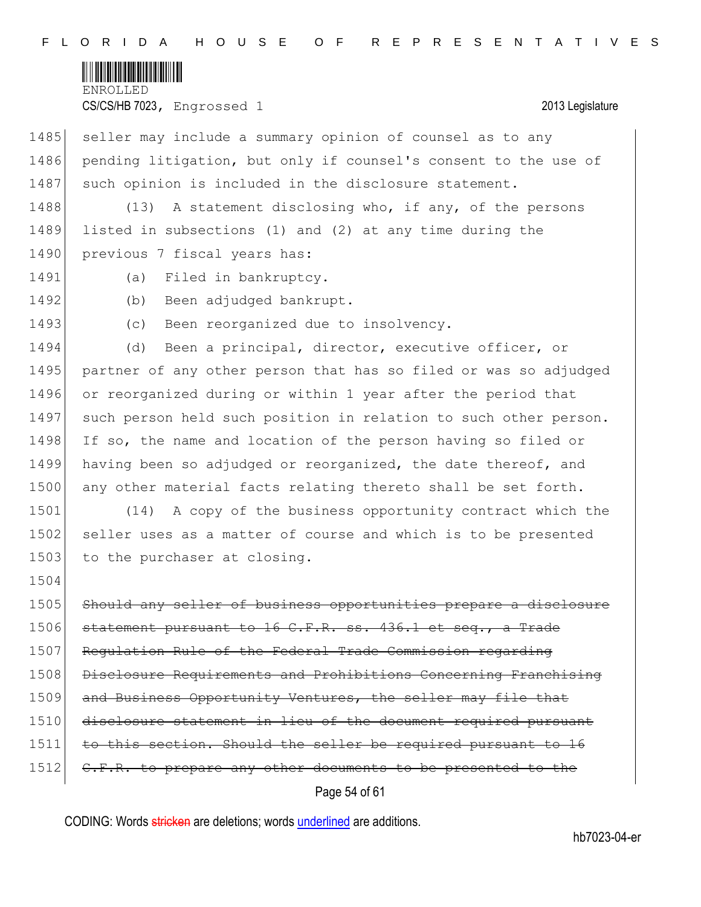seller may include a summary opinion of counsel as to any pending litigation, but only if counsel's consent to the use of such opinion is included in the disclosure statement.

(13) A statement disclosing who, if any, of the persons listed in subsections (1) and (2) at any time during the previous 7 fiscal years has:

(a) Filed in bankruptcy.

(b) Been adjudged bankrupt.

(c) Been reorganized due to insolvency.

(d) Been a principal, director, executive officer, or partner of any other person that has so filed or was so adjudged or reorganized during or within 1 year after the period that such person held such position in relation to such other person. If so, the name and location of the person having so filed or having been so adjudged or reorganized, the date thereof, and any other material facts relating thereto shall be set forth.

(14) A copy of the business opportunity contract which the seller uses as a matter of course and which is to be presented to the purchaser at closing.

~~Should any seller of business opportunities prepare a disclosure statement pursuant to 16 C.F.R. ss. 436.1 et seq., a Trade Regulation Rule of the Federal Trade Commission regarding Disclosure Requirements and Prohibitions Concerning Franchising and Business Opportunity Ventures, the seller may file that disclosure statement in lieu of the document required pursuant to this section. Should the seller be required pursuant to 16 C.F.R. to prepare any other documents to be presented to the~~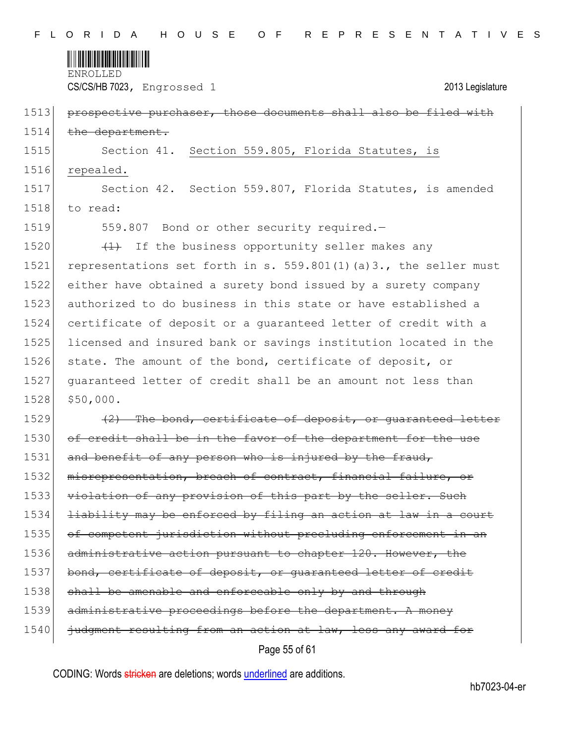~~prospective purchaser, those documents shall also be filed with the department.~~

Section 41. <u>Section 559.805, Florida Statutes, is repealed.</u>

Section 42. Section 559.807, Florida Statutes, is amended to read:

559.807 Bond or other security required.—

~~(1)~~ If the business opportunity seller makes any representations set forth in s. 559.801(1)(a)3., the seller must either have obtained a surety bond issued by a surety company authorized to do business in this state or have established a certificate of deposit or a guaranteed letter of credit with a licensed and insured bank or savings institution located in the state. The amount of the bond, certificate of deposit, or guaranteed letter of credit shall be an amount not less than $50,000.

~~(2) The bond, certificate of deposit, or guaranteed letter of credit shall be in the favor of the department for the use and benefit of any person who is injured by the fraud, misrepresentation, breach of contract, financial failure, or violation of any provision of this part by the seller. Such liability may be enforced by filing an action at law in a court of competent jurisdiction without precluding enforcement in an administrative action pursuant to chapter 120. However, the bond, certificate of deposit, or guaranteed letter of credit shall be amenable and enforceable only by and through administrative proceedings before the department. A money judgment resulting from an action at law, less any award for~~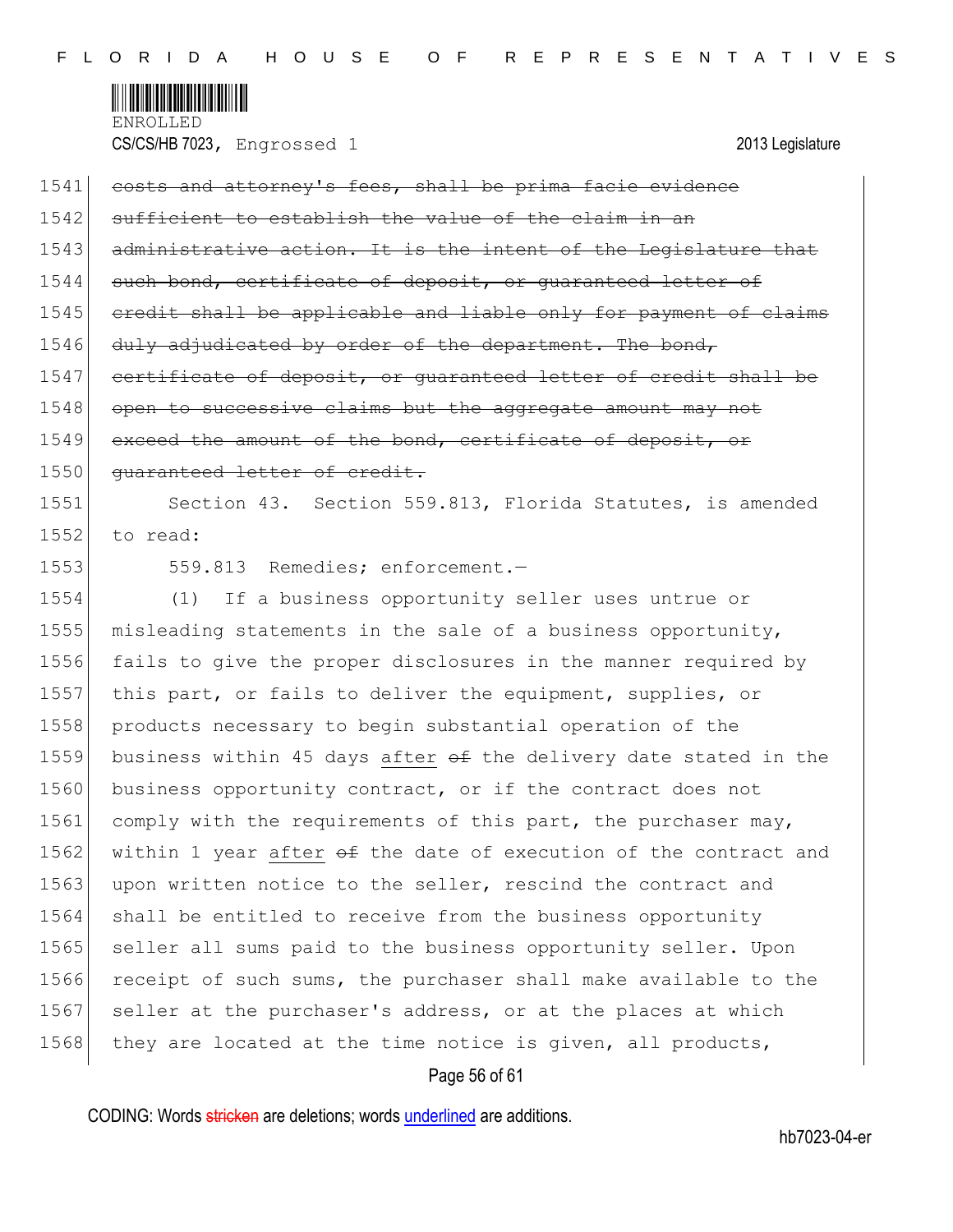~~costs and attorney's fees, shall be prima facie evidence sufficient to establish the value of the claim in an administrative action. It is the intent of the Legislature that such bond, certificate of deposit, or guaranteed letter of credit shall be applicable and liable only for payment of claims duly adjudicated by order of the department. The bond, certificate of deposit, or guaranteed letter of credit shall be open to successive claims but the aggregate amount may not exceed the amount of the bond, certificate of deposit, or guaranteed letter of credit.~~

Section 43. Section 559.813, Florida Statutes, is amended to read:

559.813 Remedies; enforcement.—

(1) If a business opportunity seller uses untrue or misleading statements in the sale of a business opportunity, fails to give the proper disclosures in the manner required by this part, or fails to deliver the equipment, supplies, or products necessary to begin substantial operation of the business within 45 days <u>after</u> ~~of~~ the delivery date stated in the business opportunity contract, or if the contract does not comply with the requirements of this part, the purchaser may, within 1 year <u>after</u> ~~of~~ the date of execution of the contract and upon written notice to the seller, rescind the contract and shall be entitled to receive from the business opportunity seller all sums paid to the business opportunity seller. Upon receipt of such sums, the purchaser shall make available to the seller at the purchaser's address, or at the places at which they are located at the time notice is given, all products,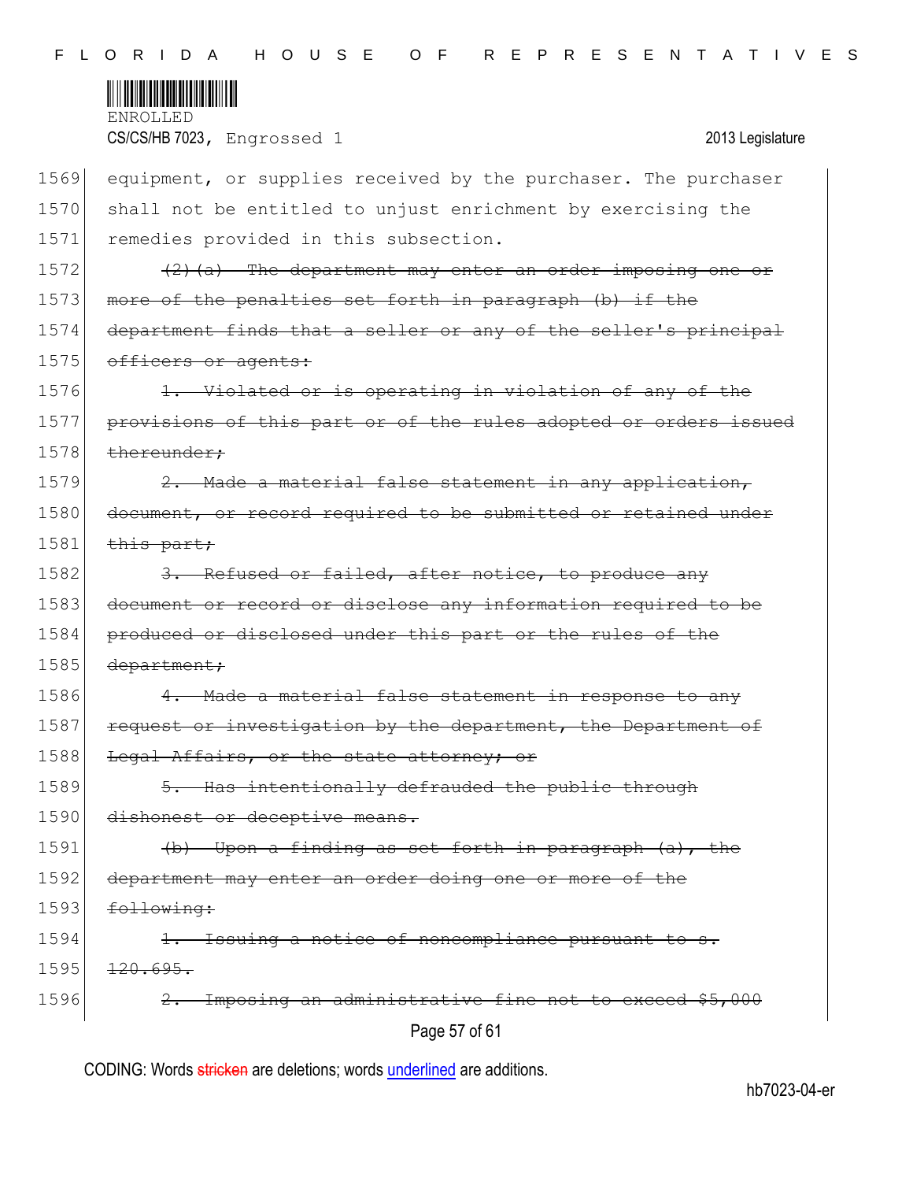equipment, or supplies received by the purchaser. The purchaser shall not be entitled to unjust enrichment by exercising the remedies provided in this subsection.

~~(2)(a) The department may enter an order imposing one or more of the penalties set forth in paragraph (b) if the department finds that a seller or any of the seller's principal officers or agents:~~

~~1. Violated or is operating in violation of any of the provisions of this part or of the rules adopted or orders issued thereunder;~~

~~2. Made a material false statement in any application, document, or record required to be submitted or retained under this part;~~

~~3. Refused or failed, after notice, to produce any document or record or disclose any information required to be produced or disclosed under this part or the rules of the department;~~

~~4. Made a material false statement in response to any request or investigation by the department, the Department of Legal Affairs, or the state attorney; or~~

~~5. Has intentionally defrauded the public through dishonest or deceptive means.~~

~~(b) Upon a finding as set forth in paragraph (a), the department may enter an order doing one or more of the following:~~

~~1. Issuing a notice of noncompliance pursuant to s. 120.695.~~

~~2. Imposing an administrative fine not to exceed $5,000~~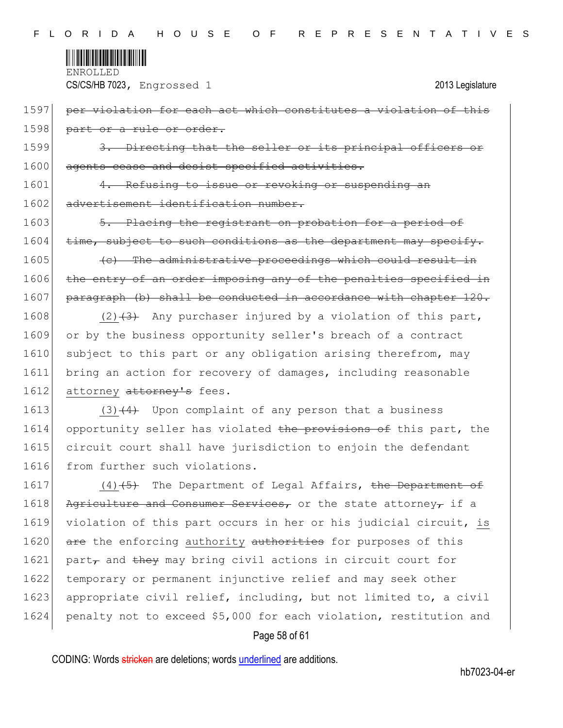1597 ~~per violation for each act which constitutes a violation of this~~
1598 ~~part or a rule or order.~~

1599 ~~3. Directing that the seller or its principal officers or~~
1600 ~~agents cease and desist specified activities.~~

1601 ~~4. Refusing to issue or revoking or suspending an~~
1602 ~~advertisement identification number.~~

1603 ~~5. Placing the registrant on probation for a period of~~
1604 ~~time, subject to such conditions as the department may specify.~~

1605 ~~(c) The administrative proceedings which could result in~~
1606 ~~the entry of an order imposing any of the penalties specified in~~
1607 ~~paragraph (b) shall be conducted in accordance with chapter 120.~~

1608 <u>(2)</u>~~(3)~~ Any purchaser injured by a violation of this part,
1609 or by the business opportunity seller's breach of a contract
1610 subject to this part or any obligation arising therefrom, may
1611 bring an action for recovery of damages, including reasonable
1612 <u>attorney</u> ~~attorney's~~ fees.

1613 <u>(3)</u>~~(4)~~ Upon complaint of any person that a business
1614 opportunity seller has violated ~~the provisions of~~ this part, the
1615 circuit court shall have jurisdiction to enjoin the defendant
1616 from further such violations.

1617 <u>(4)</u>~~(5)~~ The Department of Legal Affairs, ~~the Department of~~
1618 ~~Agriculture and Consumer Services,~~ or the state attorney~~,~~ if a
1619 violation of this part occurs in her or his judicial circuit, <u>is</u>
1620 ~~are~~ the enforcing <u>authority</u> ~~authorities~~ for purposes of this
1621 part~~,~~ and ~~they~~ may bring civil actions in circuit court for
1622 temporary or permanent injunctive relief and may seek other
1623 appropriate civil relief, including, but not limited to, a civil
1624 penalty not to exceed $5,000 for each violation, restitution and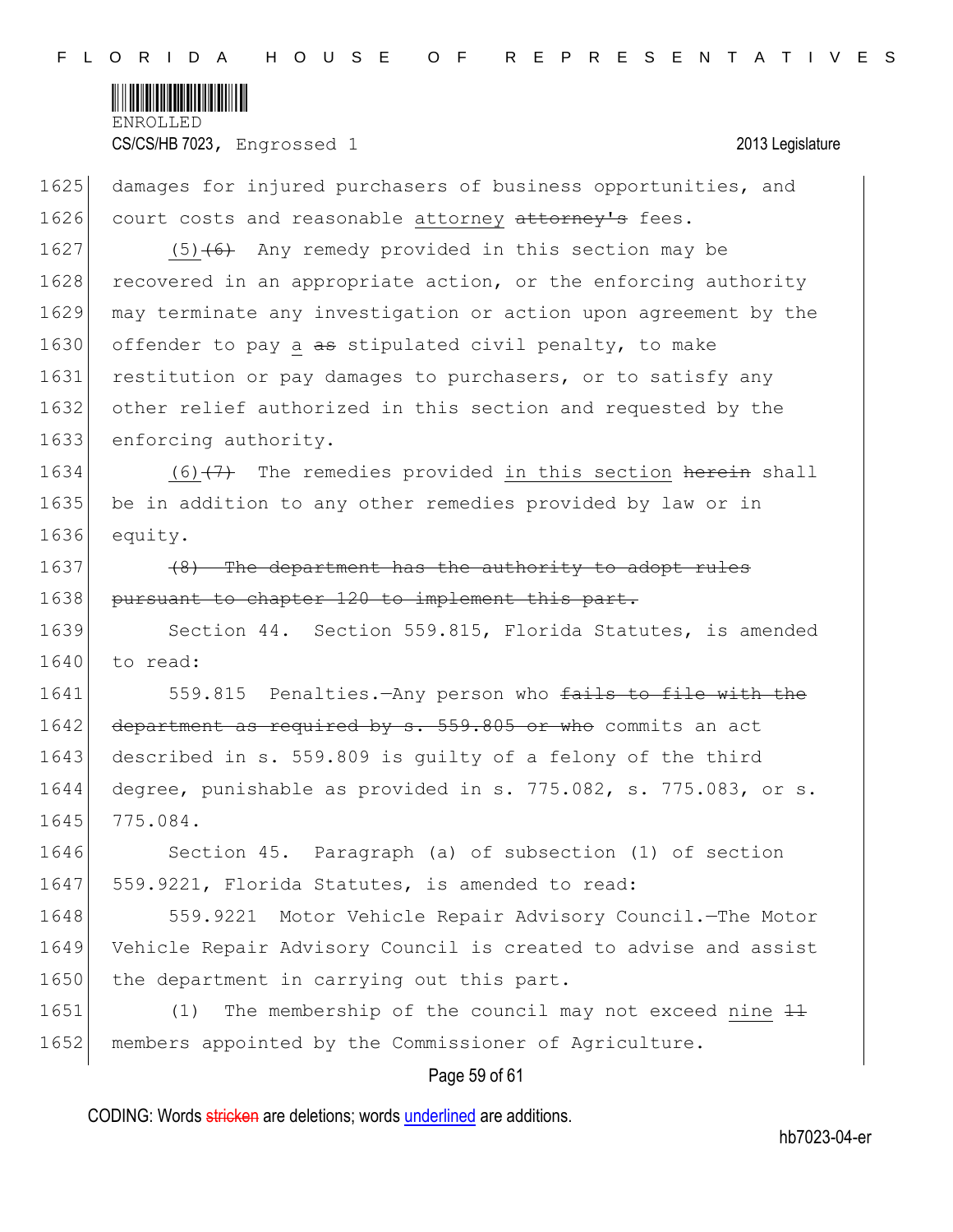1625 damages for injured purchasers of business opportunities, and
1626 court costs and reasonable attorney ~~attorney's~~ fees.

1627 (5)~~(6)~~ Any remedy provided in this section may be
1628 recovered in an appropriate action, or the enforcing authority
1629 may terminate any investigation or action upon agreement by the
1630 offender to pay a ~~as~~ stipulated civil penalty, to make
1631 restitution or pay damages to purchasers, or to satisfy any
1632 other relief authorized in this section and requested by the
1633 enforcing authority.

1634 (6)~~(7)~~ The remedies provided in this section ~~herein~~ shall
1635 be in addition to any other remedies provided by law or in
1636 equity.

1637 ~~(8) The department has the authority to adopt rules~~
1638 ~~pursuant to chapter 120 to implement this part.~~

1639 Section 44. Section 559.815, Florida Statutes, is amended
1640 to read:

1641 559.815 Penalties.—Any person who ~~fails to file with the~~
1642 ~~department as required by s. 559.805 or who~~ commits an act
1643 described in s. 559.809 is guilty of a felony of the third
1644 degree, punishable as provided in s. 775.082, s. 775.083, or s.
1645 775.084.

1646 Section 45. Paragraph (a) of subsection (1) of section
1647 559.9221, Florida Statutes, is amended to read:

1648 559.9221 Motor Vehicle Repair Advisory Council.—The Motor
1649 Vehicle Repair Advisory Council is created to advise and assist
1650 the department in carrying out this part.

1651 (1) The membership of the council may not exceed nine ~~11~~
1652 members appointed by the Commissioner of Agriculture.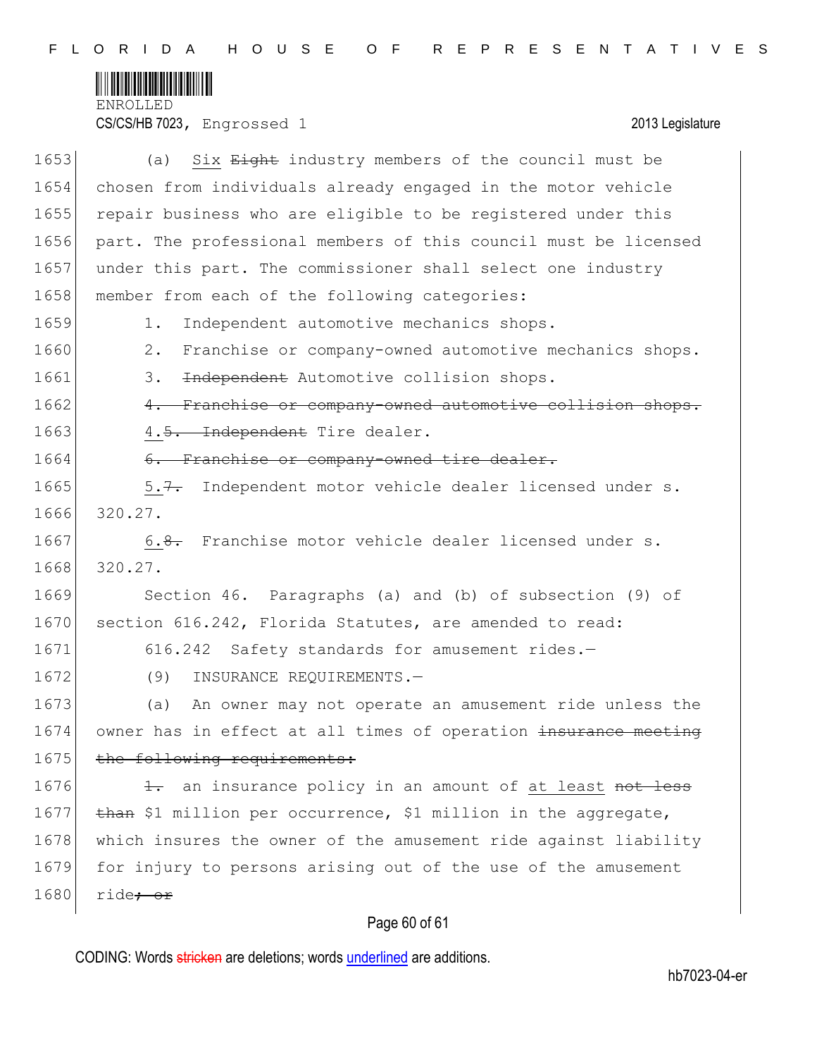(a) Six ~~Eight~~ industry members of the council must be chosen from individuals already engaged in the motor vehicle repair business who are eligible to be registered under this part. The professional members of this council must be licensed under this part. The commissioner shall select one industry member from each of the following categories:

1. Independent automotive mechanics shops.

2. Franchise or company-owned automotive mechanics shops.

3. ~~Independent~~ Automotive collision shops.

~~4. Franchise or company-owned automotive collision shops.~~

4.~~5.~~ ~~Independent~~ Tire dealer.

~~6. Franchise or company-owned tire dealer.~~

5.~~7.~~ Independent motor vehicle dealer licensed under s. 320.27.

6.~~8.~~ Franchise motor vehicle dealer licensed under s. 320.27.

Section 46. Paragraphs (a) and (b) of subsection (9) of section 616.242, Florida Statutes, are amended to read:

616.242 Safety standards for amusement rides.—

(9) INSURANCE REQUIREMENTS.—

(a) An owner may not operate an amusement ride unless the owner has in effect at all times of operation ~~insurance meeting the following requirements:~~

~~1.~~ an insurance policy in an amount of at least ~~not less than~~ $1 million per occurrence, $1 million in the aggregate, which insures the owner of the amusement ride against liability for injury to persons arising out of the use of the amusement ride~~; or~~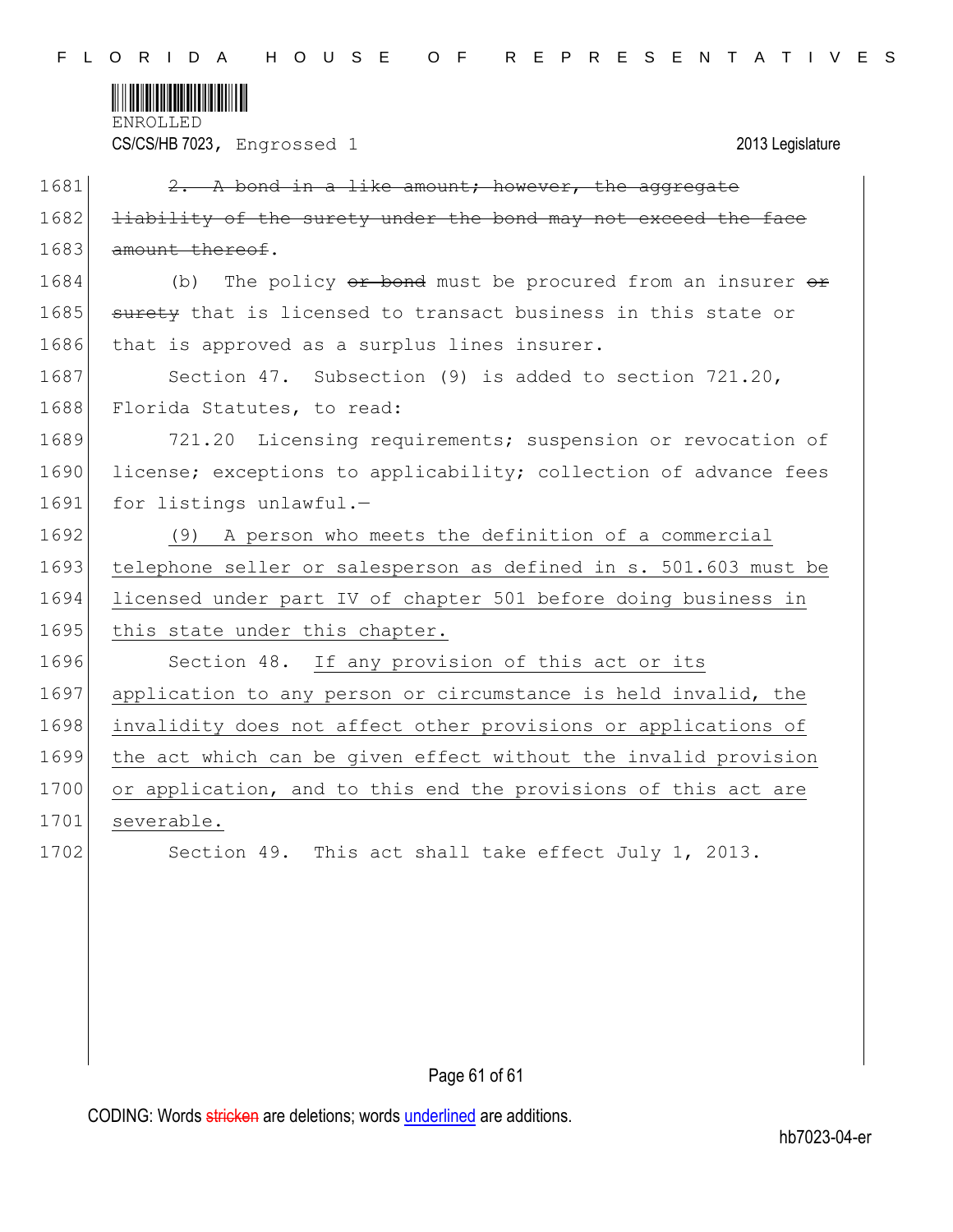2. A bond in a like amount; however, the aggregate liability of the surety under the bond may not exceed the face amount thereof.

(b) The policy or bond must be procured from an insurer or surety that is licensed to transact business in this state or that is approved as a surplus lines insurer.

Section 47. Subsection (9) is added to section 721.20, Florida Statutes, to read:

721.20 Licensing requirements; suspension or revocation of license; exceptions to applicability; collection of advance fees for listings unlawful.—

(9) A person who meets the definition of a commercial telephone seller or salesperson as defined in s. 501.603 must be licensed under part IV of chapter 501 before doing business in this state under this chapter.

Section 48. If any provision of this act or its application to any person or circumstance is held invalid, the invalidity does not affect other provisions or applications of the act which can be given effect without the invalid provision or application, and to this end the provisions of this act are severable.

Section 49. This act shall take effect July 1, 2013.